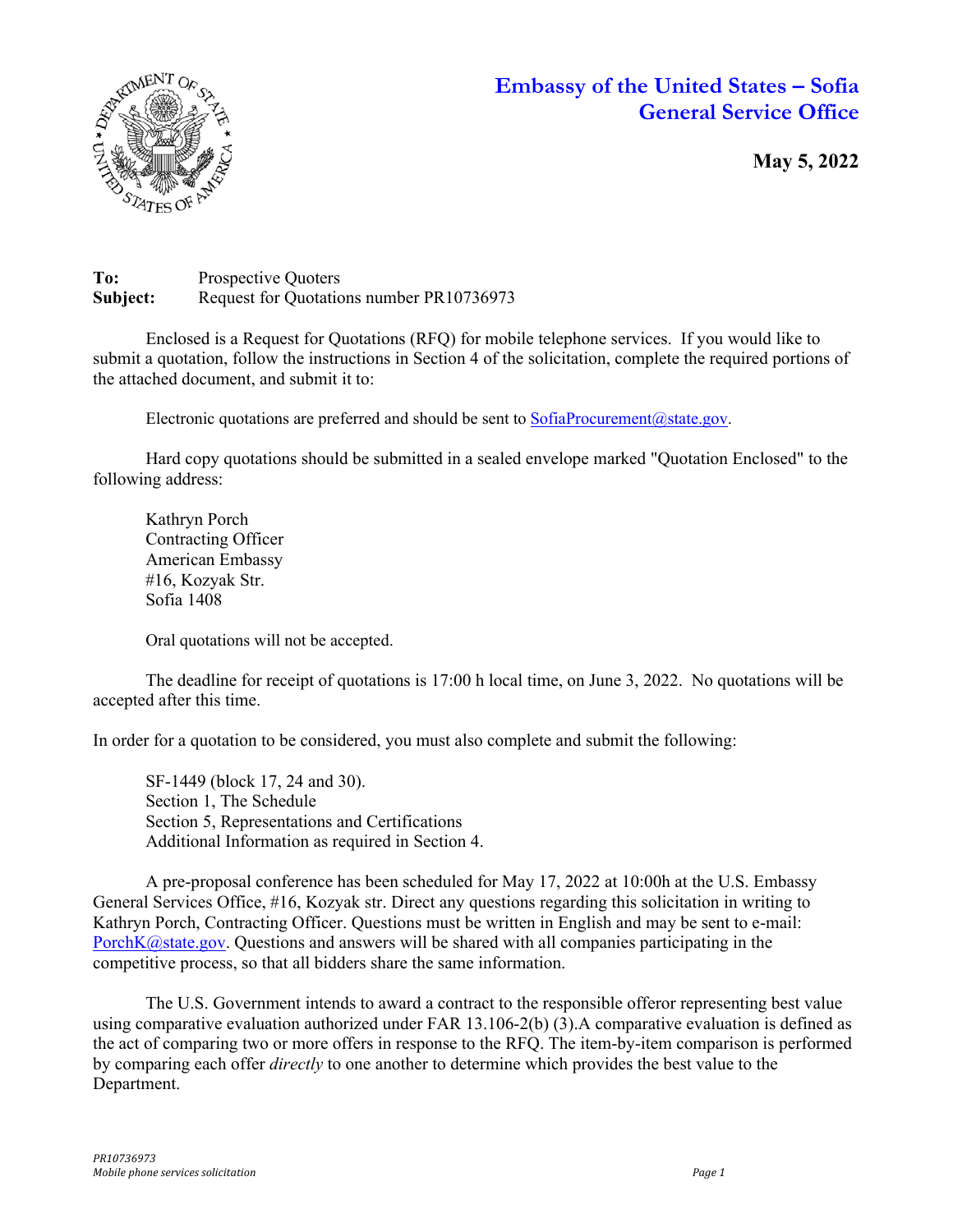# Embassy of the United States – Sofia
## General Service Office

**May 5, 2022**

**To:** Prospective Quoters
**Subject:** Request for Quotations number PR10736973

Enclosed is a Request for Quotations (RFQ) for mobile telephone services. If you would like to submit a quotation, follow the instructions in Section 4 of the solicitation, complete the required portions of the attached document, and submit it to:

Electronic quotations are preferred and should be sent to SofiaProcurement@state.gov.

Hard copy quotations should be submitted in a sealed envelope marked "Quotation Enclosed" to the following address:

Kathryn Porch
Contracting Officer
American Embassy
#16, Kozyak Str.
Sofia 1408

Oral quotations will not be accepted.

The deadline for receipt of quotations is 17:00 h local time, on June 3, 2022. No quotations will be accepted after this time.

In order for a quotation to be considered, you must also complete and submit the following:

SF-1449 (block 17, 24 and 30).
Section 1, The Schedule
Section 5, Representations and Certifications
Additional Information as required in Section 4.

A pre-proposal conference has been scheduled for May 17, 2022 at 10:00h at the U.S. Embassy General Services Office, #16, Kozyak str. Direct any questions regarding this solicitation in writing to Kathryn Porch, Contracting Officer. Questions must be written in English and may be sent to e-mail: PorchK@state.gov. Questions and answers will be shared with all companies participating in the competitive process, so that all bidders share the same information.

The U.S. Government intends to award a contract to the responsible offeror representing best value using comparative evaluation authorized under FAR 13.106-2(b) (3).A comparative evaluation is defined as the act of comparing two or more offers in response to the RFQ. The item-by-item comparison is performed by comparing each offer *directly* to one another to determine which provides the best value to the Department.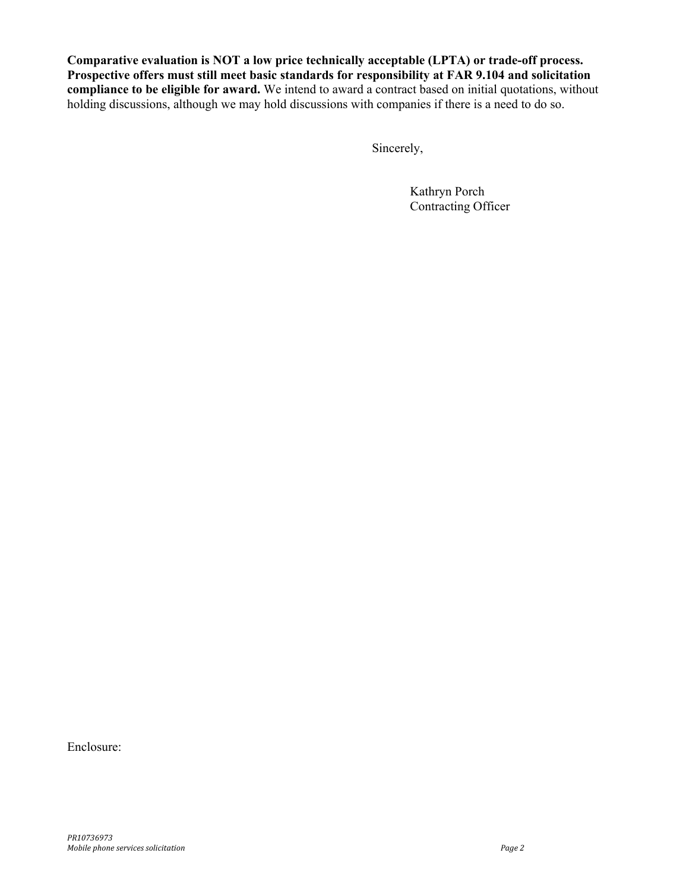**Comparative evaluation is NOT a low price technically acceptable (LPTA) or trade-off process. Prospective offers must still meet basic standards for responsibility at FAR 9.104 and solicitation compliance to be eligible for award.** We intend to award a contract based on initial quotations, without holding discussions, although we may hold discussions with companies if there is a need to do so.

Sincerely,

Kathryn Porch
Contracting Officer

Enclosure: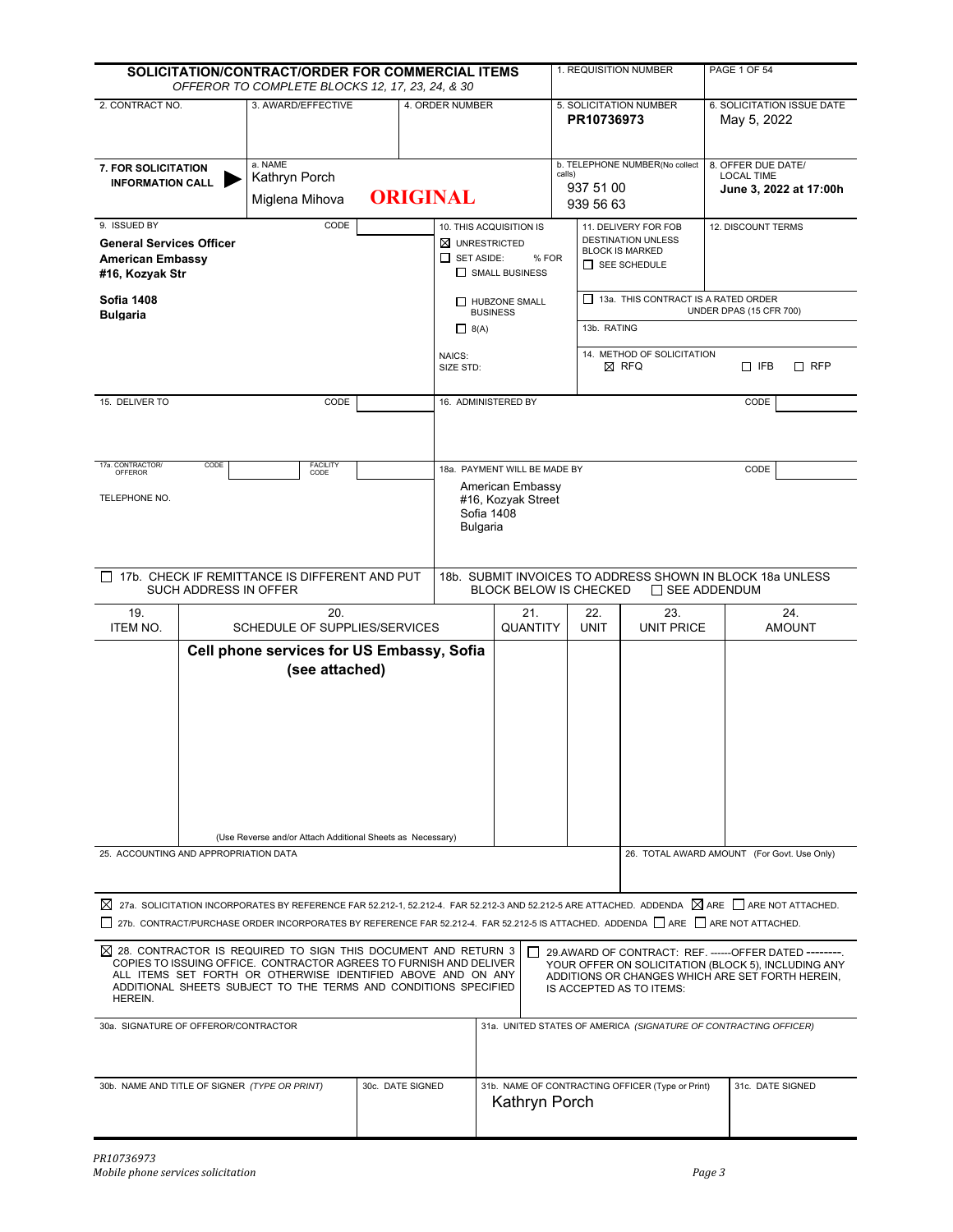# SOLICITATION/CONTRACT/ORDER FOR COMMERCIAL ITEMS

*OFFEROR TO COMPLETE BLOCKS 12, 17, 23, 24, & 30*

| 1. REQUISITION NUMBER | PAGE 1 OF 54 |
|---|---|
| | |

| 2. CONTRACT NO. | 3. AWARD/EFFECTIVE | 4. ORDER NUMBER | 5. SOLICITATION NUMBER | 6. SOLICITATION ISSUE DATE |
|---|---|---|---|---|
| | | | PR10736973 | May 5, 2022 |

| 7. FOR SOLICITATION INFORMATION CALL | a. NAME | b. TELEPHONE NUMBER(No collect calls) | 8. OFFER DUE DATE/ LOCAL TIME |
|---|---|---|---|
| | Kathryn Porch<br>Miglena Mihova | 937 51 00<br>939 56 63 | June 3, 2022 at 17:00h |

**ORIGINAL**

**9. ISSUED BY** CODE

**General Services Officer**
**American Embassy**
**#16, Kozyak Str**

**Sofia 1408**
**Bulgaria**

10. THIS ACQUISITION IS
- ☒ UNRESTRICTED
- ☐ SET ASIDE: % FOR
  - ☐ SMALL BUSINESS
  - ☐ HUBZONE SMALL BUSINESS
  - ☐ 8(A)

NAICS:
SIZE STD:

11. DELIVERY FOR FOB DESTINATION UNLESS BLOCK IS MARKED
- ☐ SEE SCHEDULE

12. DISCOUNT TERMS

☐ 13a. THIS CONTRACT IS A RATED ORDER UNDER DPAS (15 CFR 700)

13b. RATING

14. METHOD OF SOLICITATION
☒ RFQ ☐ IFB ☐ RFP

15. DELIVER TO CODE

16. ADMINISTERED BY CODE

17a. CONTRACTOR/ OFFEROR CODE FACILITY CODE

TELEPHONE NO.

18a. PAYMENT WILL BE MADE BY CODE

American Embassy
#16, Kozyak Street
Sofia 1408
Bulgaria

☐ 17b. CHECK IF REMITTANCE IS DIFFERENT AND PUT SUCH ADDRESS IN OFFER

18b. SUBMIT INVOICES TO ADDRESS SHOWN IN BLOCK 18a UNLESS BLOCK BELOW IS CHECKED ☐ SEE ADDENDUM

| 19. ITEM NO. | 20. SCHEDULE OF SUPPLIES/SERVICES | 21. QUANTITY | 22. UNIT | 23. UNIT PRICE | 24. AMOUNT |
|---|---|---|---|---|---|
| | **Cell phone services for US Embassy, Sofia (see attached)** | | | | |
| | (Use Reverse and/or Attach Additional Sheets as Necessary) | | | | |

25. ACCOUNTING AND APPROPRIATION DATA

26. TOTAL AWARD AMOUNT (For Govt. Use Only)

☒ 27a. SOLICITATION INCORPORATES BY REFERENCE FAR 52.212-1, 52.212-4. FAR 52.212-3 AND 52.212-5 ARE ATTACHED. ADDENDA ☒ ARE ☐ ARE NOT ATTACHED.

☐ 27b. CONTRACT/PURCHASE ORDER INCORPORATES BY REFERENCE FAR 52.212-4. FAR 52.212-5 IS ATTACHED. ADDENDA ☐ ARE ☐ ARE NOT ATTACHED.

☒ 28. CONTRACTOR IS REQUIRED TO SIGN THIS DOCUMENT AND RETURN 3 COPIES TO ISSUING OFFICE. CONTRACTOR AGREES TO FURNISH AND DELIVER ALL ITEMS SET FORTH OR OTHERWISE IDENTIFIED ABOVE AND ON ANY ADDITIONAL SHEETS SUBJECT TO THE TERMS AND CONDITIONS SPECIFIED HEREIN.

☐ 29. AWARD OF CONTRACT: REF. ------OFFER DATED --------. YOUR OFFER ON SOLICITATION (BLOCK 5), INCLUDING ANY ADDITIONS OR CHANGES WHICH ARE SET FORTH HEREIN, IS ACCEPTED AS TO ITEMS:

| 30a. SIGNATURE OF OFFEROR/CONTRACTOR | | 31a. UNITED STATES OF AMERICA *(SIGNATURE OF CONTRACTING OFFICER)* | |
|---|---|---|---|
| | | | |
| 30b. NAME AND TITLE OF SIGNER *(TYPE OR PRINT)* | 30c. DATE SIGNED | 31b. NAME OF CONTRACTING OFFICER (Type or Print)<br>Kathryn Porch | 31c. DATE SIGNED |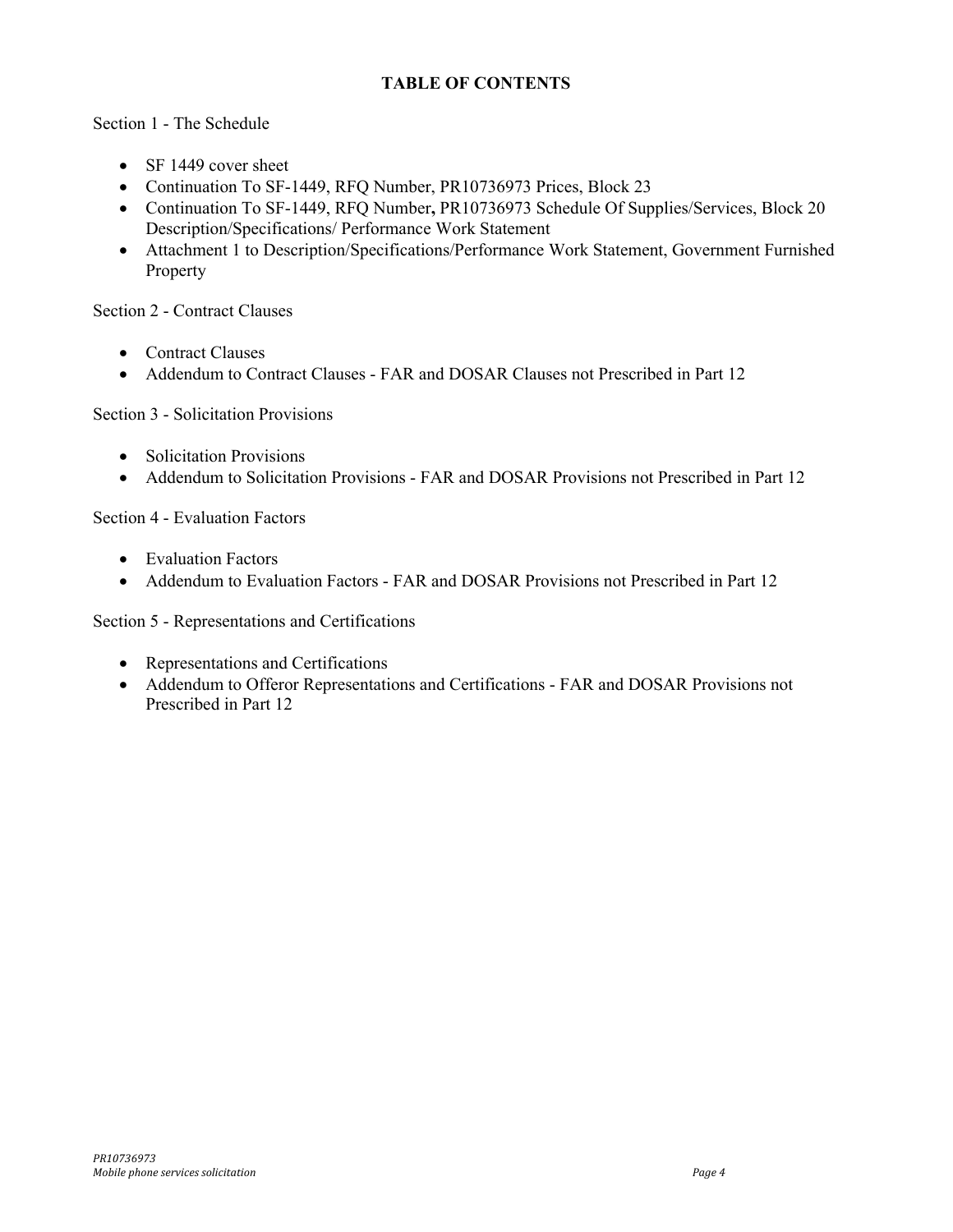# TABLE OF CONTENTS

Section 1 - The Schedule

- SF 1449 cover sheet
- Continuation To SF-1449, RFQ Number, PR10736973 Prices, Block 23
- Continuation To SF-1449, RFQ Number**,** PR10736973 Schedule Of Supplies/Services, Block 20 Description/Specifications/ Performance Work Statement
- Attachment 1 to Description/Specifications/Performance Work Statement, Government Furnished Property

Section 2 - Contract Clauses

- Contract Clauses
- Addendum to Contract Clauses - FAR and DOSAR Clauses not Prescribed in Part 12

Section 3 - Solicitation Provisions

- Solicitation Provisions
- Addendum to Solicitation Provisions - FAR and DOSAR Provisions not Prescribed in Part 12

Section 4 - Evaluation Factors

- Evaluation Factors
- Addendum to Evaluation Factors - FAR and DOSAR Provisions not Prescribed in Part 12

Section 5 - Representations and Certifications

- Representations and Certifications
- Addendum to Offeror Representations and Certifications - FAR and DOSAR Provisions not Prescribed in Part 12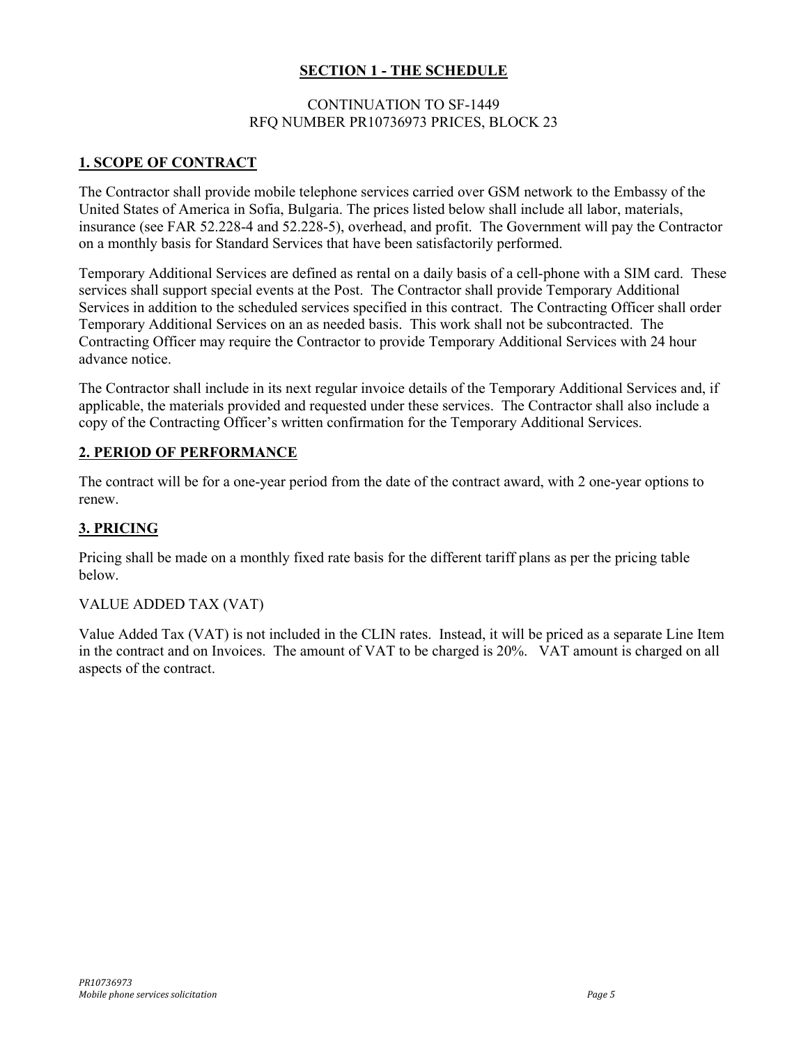## SECTION 1 - THE SCHEDULE

CONTINUATION TO SF-1449
RFQ NUMBER PR10736973 PRICES, BLOCK 23

### 1. SCOPE OF CONTRACT

The Contractor shall provide mobile telephone services carried over GSM network to the Embassy of the United States of America in Sofia, Bulgaria. The prices listed below shall include all labor, materials, insurance (see FAR 52.228-4 and 52.228-5), overhead, and profit. The Government will pay the Contractor on a monthly basis for Standard Services that have been satisfactorily performed.

Temporary Additional Services are defined as rental on a daily basis of a cell-phone with a SIM card. These services shall support special events at the Post. The Contractor shall provide Temporary Additional Services in addition to the scheduled services specified in this contract. The Contracting Officer shall order Temporary Additional Services on an as needed basis. This work shall not be subcontracted. The Contracting Officer may require the Contractor to provide Temporary Additional Services with 24 hour advance notice.

The Contractor shall include in its next regular invoice details of the Temporary Additional Services and, if applicable, the materials provided and requested under these services. The Contractor shall also include a copy of the Contracting Officer's written confirmation for the Temporary Additional Services.

### 2. PERIOD OF PERFORMANCE

The contract will be for a one-year period from the date of the contract award, with 2 one-year options to renew.

### 3. PRICING

Pricing shall be made on a monthly fixed rate basis for the different tariff plans as per the pricing table below.

VALUE ADDED TAX (VAT)

Value Added Tax (VAT) is not included in the CLIN rates. Instead, it will be priced as a separate Line Item in the contract and on Invoices. The amount of VAT to be charged is 20%. VAT amount is charged on all aspects of the contract.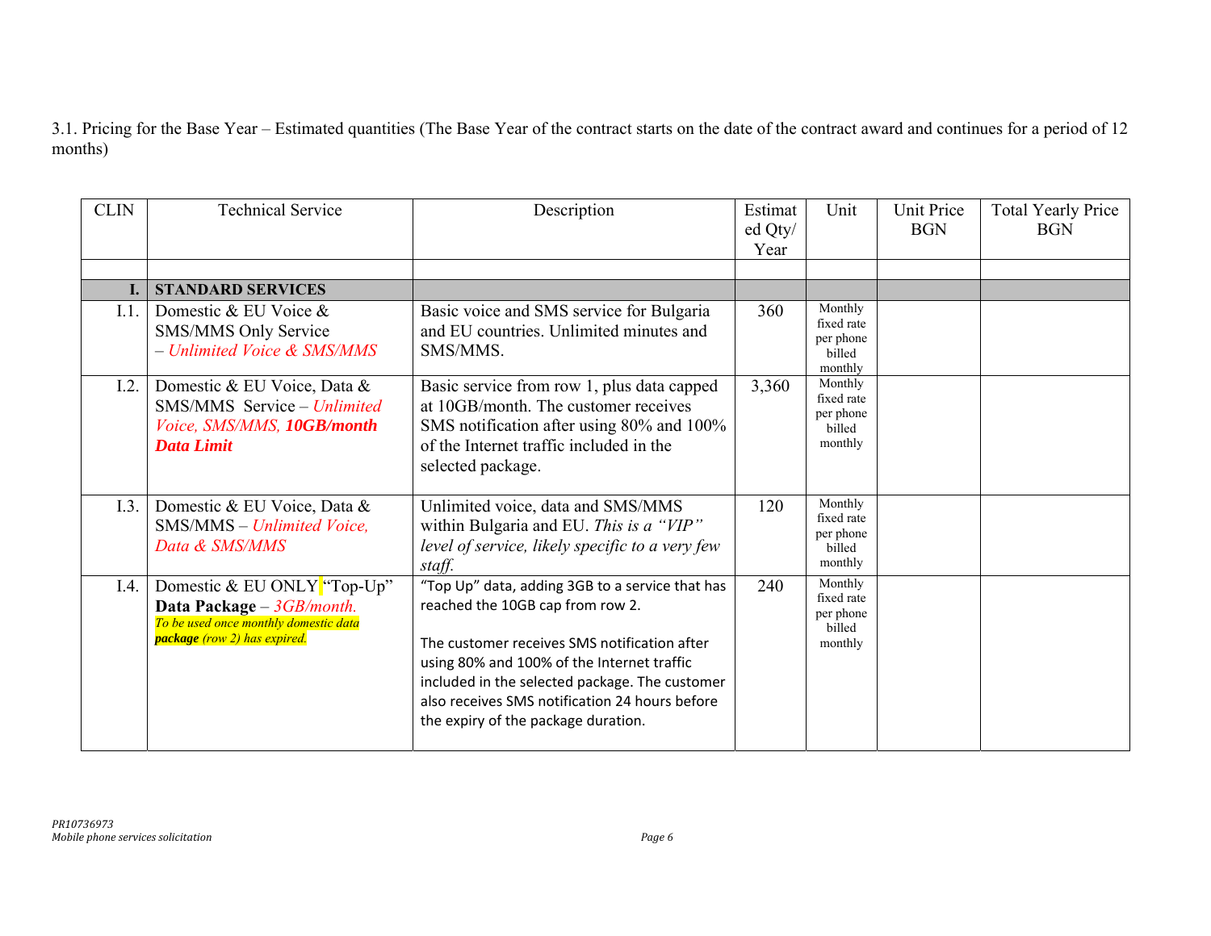3.1. Pricing for the Base Year – Estimated quantities (The Base Year of the contract starts on the date of the contract award and continues for a period of 12 months)

| CLIN | Technical Service | Description | Estimated Qty/ Year | Unit | Unit Price BGN | Total Yearly Price BGN |
|---|---|---|---|---|---|---|
| | | | | | | |
| **I.** | **STANDARD SERVICES** | | | | | |
| I.1. | Domestic & EU Voice & SMS/MMS Only Service – *Unlimited Voice & SMS/MMS* | Basic voice and SMS service for Bulgaria and EU countries. Unlimited minutes and SMS/MMS. | 360 | Monthly fixed rate per phone billed monthly | | |
| I.2. | Domestic & EU Voice, Data & SMS/MMS Service – *Unlimited Voice, SMS/MMS, **10GB/month Data Limit*** | Basic service from row 1, plus data capped at 10GB/month. The customer receives SMS notification after using 80% and 100% of the Internet traffic included in the selected package. | 3,360 | Monthly fixed rate per phone billed monthly | | |
| I.3. | Domestic & EU Voice, Data & SMS/MMS – *Unlimited Voice, Data & SMS/MMS* | Unlimited voice, data and SMS/MMS within Bulgaria and EU. *This is a "VIP" level of service, likely specific to a very few staff.* | 120 | Monthly fixed rate per phone billed monthly | | |
| I.4. | Domestic & EU ONLY "Top-Up" **Data Package** – *3GB/month.* *To be used once monthly domestic data **package** (row 2) has expired.* | "Top Up" data, adding 3GB to a service that has reached the 10GB cap from row 2. The customer receives SMS notification after using 80% and 100% of the Internet traffic included in the selected package. The customer also receives SMS notification 24 hours before the expiry of the package duration. | 240 | Monthly fixed rate per phone billed monthly | | |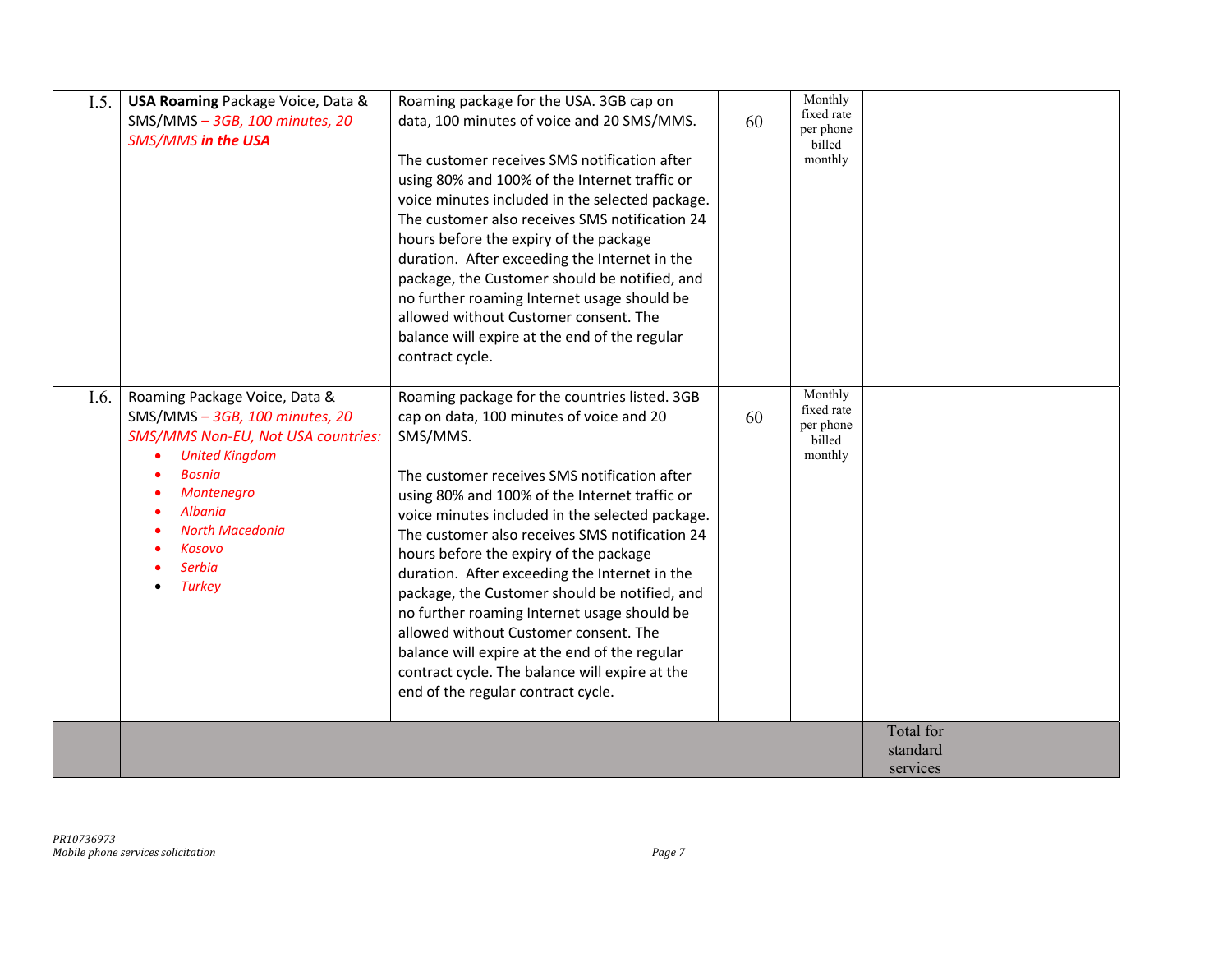| | | | | | | |
|---|---|---|---|---|---|---|
| I.5. | **USA Roaming** Package Voice, Data & SMS/MMS – *3GB, 100 minutes, 20 SMS/MMS* ***in the USA*** | Roaming package for the USA. 3GB cap on data, 100 minutes of voice and 20 SMS/MMS.<br><br>The customer receives SMS notification after using 80% and 100% of the Internet traffic or voice minutes included in the selected package. The customer also receives SMS notification 24 hours before the expiry of the package duration. After exceeding the Internet in the package, the Customer should be notified, and no further roaming Internet usage should be allowed without Customer consent. The balance will expire at the end of the regular contract cycle. | 60 | Monthly fixed rate per phone billed monthly | | |
| I.6. | Roaming Package Voice, Data & SMS/MMS – *3GB, 100 minutes, 20 SMS/MMS Non-EU, Not USA countries:*<br>• *United Kingdom*<br>• *Bosnia*<br>• *Montenegro*<br>• *Albania*<br>• *North Macedonia*<br>• *Kosovo*<br>• *Serbia*<br>• *Turkey* | Roaming package for the countries listed. 3GB cap on data, 100 minutes of voice and 20 SMS/MMS.<br><br>The customer receives SMS notification after using 80% and 100% of the Internet traffic or voice minutes included in the selected package. The customer also receives SMS notification 24 hours before the expiry of the package duration. After exceeding the Internet in the package, the Customer should be notified, and no further roaming Internet usage should be allowed without Customer consent. The balance will expire at the end of the regular contract cycle. The balance will expire at the end of the regular contract cycle. | 60 | Monthly fixed rate per phone billed monthly | | |
| | | | | | Total for standard services | |

PR10736973
Mobile phone services solicitation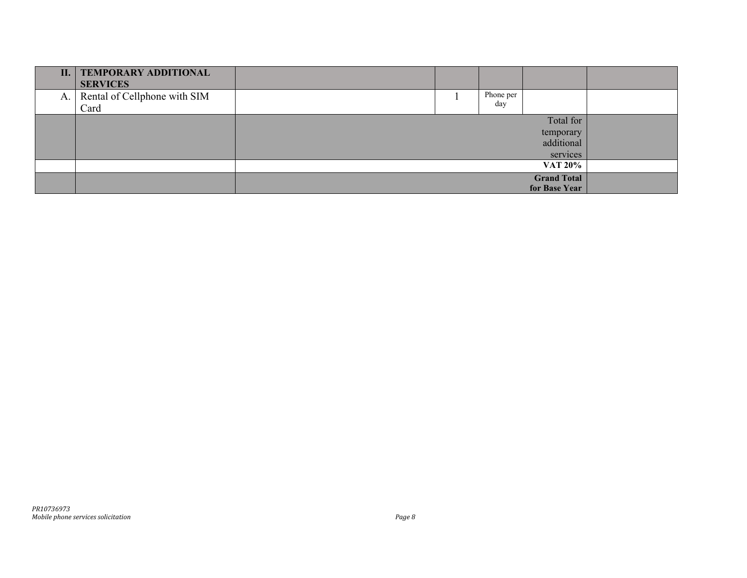| II. | **TEMPORARY ADDITIONAL SERVICES** | | | | | |
|---|---|---|---|---|---|---|
| A. | Rental of Cellphone with SIM Card | | 1 | Phone per day | | |
| | | | | | Total for temporary additional services | |
| | | | | | **VAT 20%** | |
| | | | | | **Grand Total for Base Year** | |

*PR10736973*
*Mobile phone services solicitation*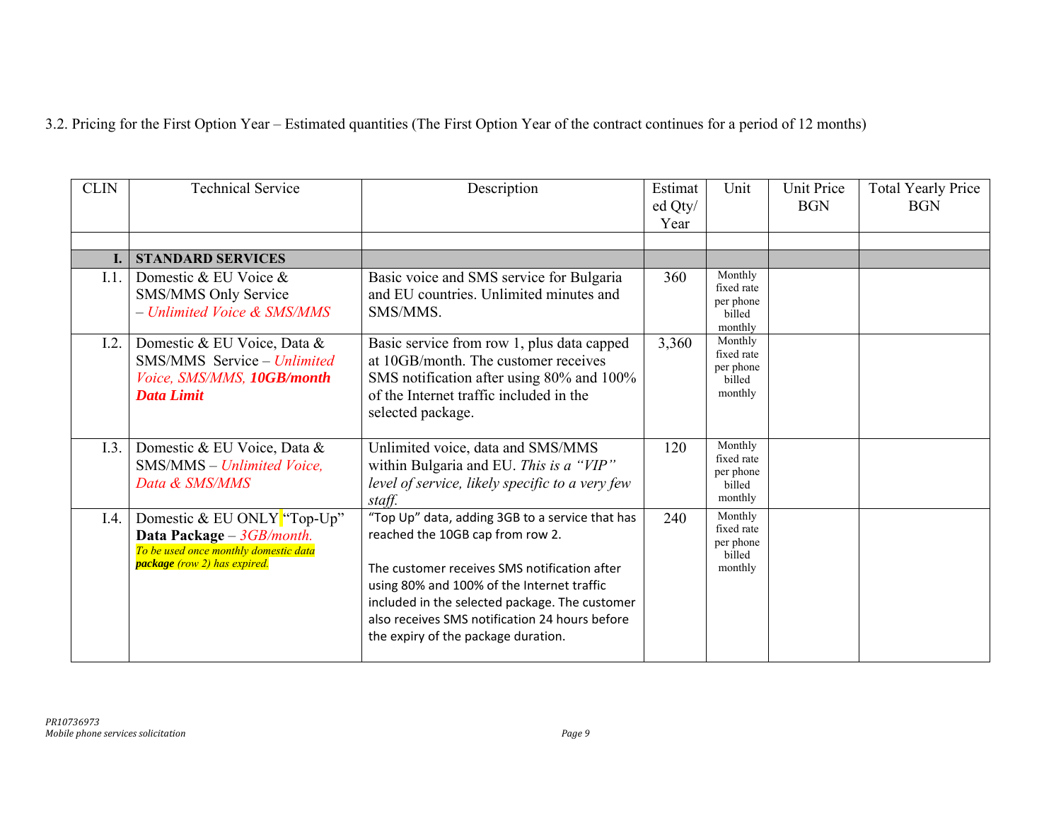3.2. Pricing for the First Option Year – Estimated quantities (The First Option Year of the contract continues for a period of 12 months)

| CLIN | Technical Service | Description | Estimated Qty/ Year | Unit | Unit Price BGN | Total Yearly Price BGN |
|---|---|---|---|---|---|---|
| | | | | | | |
| **I.** | **STANDARD SERVICES** | | | | | |
| I.1. | Domestic & EU Voice & SMS/MMS Only Service – *Unlimited Voice & SMS/MMS* | Basic voice and SMS service for Bulgaria and EU countries. Unlimited minutes and SMS/MMS. | 360 | Monthly fixed rate per phone billed monthly | | |
| I.2. | Domestic & EU Voice, Data & SMS/MMS Service – *Unlimited Voice, SMS/MMS,* ***10GB/month Data Limit*** | Basic service from row 1, plus data capped at 10GB/month. The customer receives SMS notification after using 80% and 100% of the Internet traffic included in the selected package. | 3,360 | Monthly fixed rate per phone billed monthly | | |
| I.3. | Domestic & EU Voice, Data & SMS/MMS – *Unlimited Voice, Data & SMS/MMS* | Unlimited voice, data and SMS/MMS within Bulgaria and EU. *This is a "VIP" level of service, likely specific to a very few staff.* | 120 | Monthly fixed rate per phone billed monthly | | |
| I.4. | Domestic & EU ONLY "Top-Up" **Data Package** – *3GB/month.* *To be used once monthly domestic data* ***package*** *(row 2) has expired.* | "Top Up" data, adding 3GB to a service that has reached the 10GB cap from row 2.<br><br>The customer receives SMS notification after using 80% and 100% of the Internet traffic included in the selected package. The customer also receives SMS notification 24 hours before the expiry of the package duration. | 240 | Monthly fixed rate per phone billed monthly | | |

*PR10736973*
*Mobile phone services solicitation*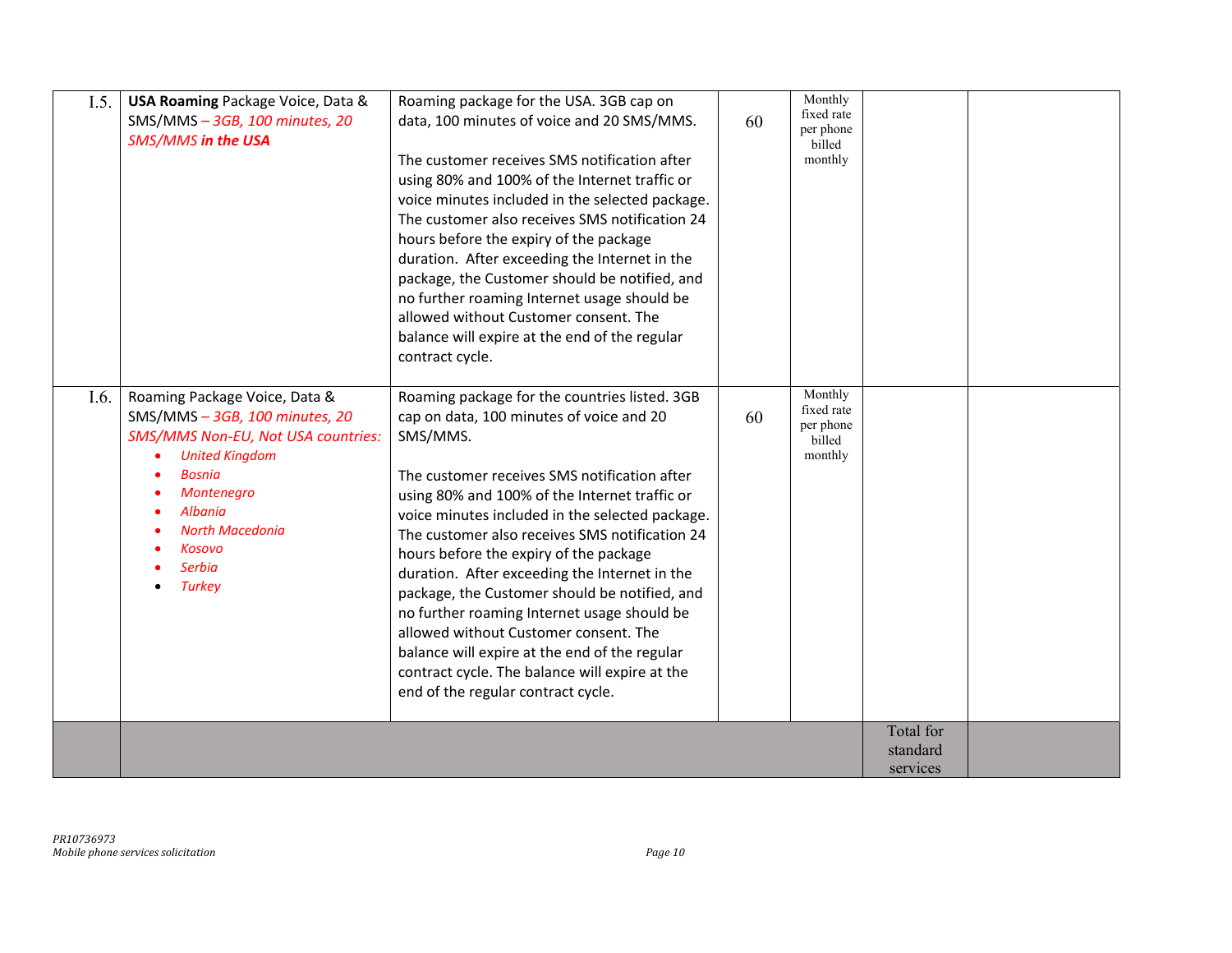| I.5. | **USA Roaming** Package Voice, Data & SMS/MMS – *3GB, 100 minutes, 20 SMS/MMS* ***in the USA*** | Roaming package for the USA. 3GB cap on data, 100 minutes of voice and 20 SMS/MMS.<br><br>The customer receives SMS notification after using 80% and 100% of the Internet traffic or voice minutes included in the selected package. The customer also receives SMS notification 24 hours before the expiry of the package duration. After exceeding the Internet in the package, the Customer should be notified, and no further roaming Internet usage should be allowed without Customer consent. The balance will expire at the end of the regular contract cycle. | 60 | Monthly fixed rate per phone billed monthly | | |
|---|---|---|---|---|---|---|
| I.6. | Roaming Package Voice, Data & SMS/MMS – *3GB, 100 minutes, 20 SMS/MMS Non-EU, Not USA countries:*<br>• *United Kingdom*<br>• *Bosnia*<br>• *Montenegro*<br>• *Albania*<br>• *North Macedonia*<br>• *Kosovo*<br>• *Serbia*<br>• *Turkey* | Roaming package for the countries listed. 3GB cap on data, 100 minutes of voice and 20 SMS/MMS.<br><br>The customer receives SMS notification after using 80% and 100% of the Internet traffic or voice minutes included in the selected package. The customer also receives SMS notification 24 hours before the expiry of the package duration. After exceeding the Internet in the package, the Customer should be notified, and no further roaming Internet usage should be allowed without Customer consent. The balance will expire at the end of the regular contract cycle. The balance will expire at the end of the regular contract cycle. | 60 | Monthly fixed rate per phone billed monthly | | |
| | | | | | Total for standard services | |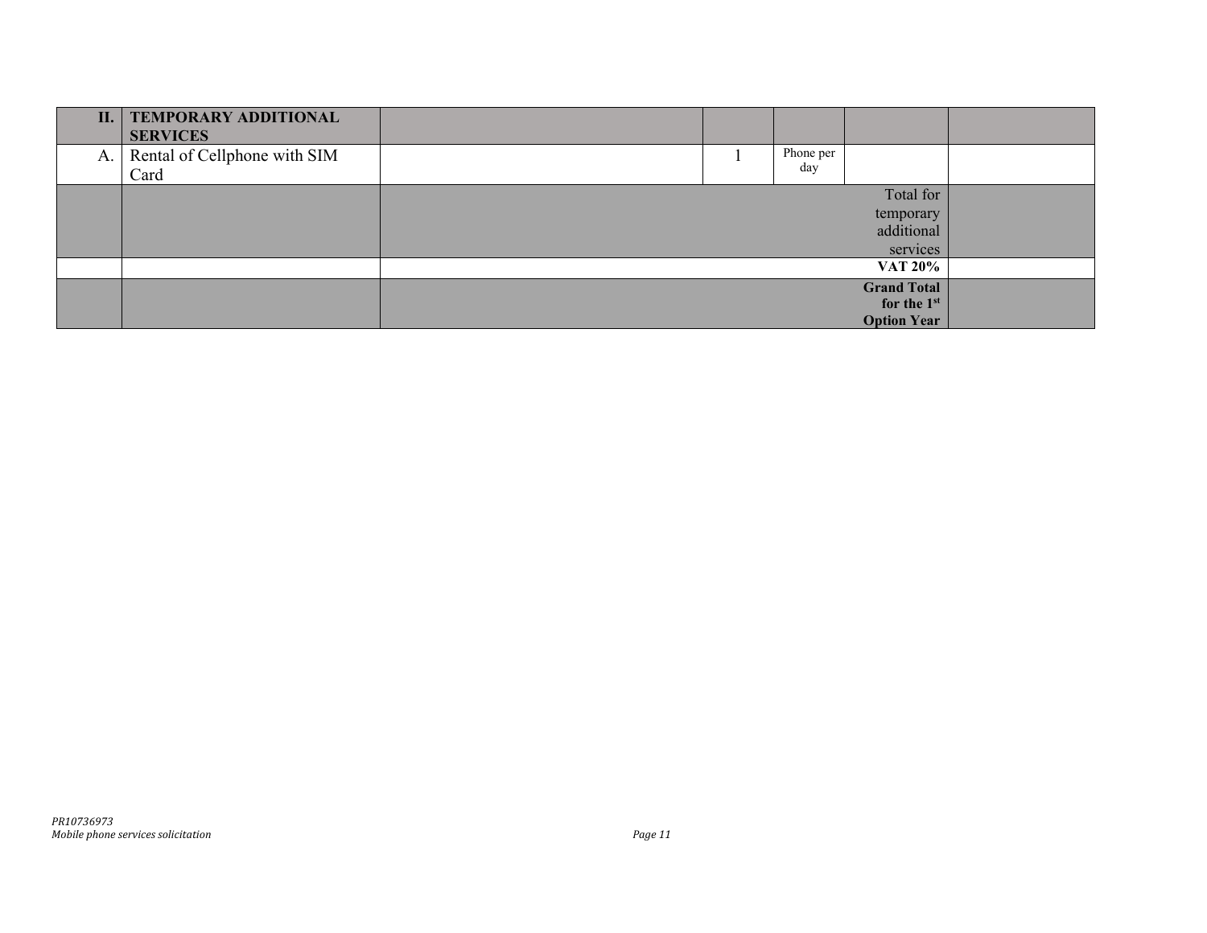| II. | TEMPORARY ADDITIONAL SERVICES | | | | | |
|---|---|---|---|---|---|---|
| A. | Rental of Cellphone with SIM Card | | 1 | Phone per day | | |
| | | Total for temporary additional services | | | | |
| | | **VAT 20%** | | | | |
| | | **Grand Total for the 1st Option Year** | | | | |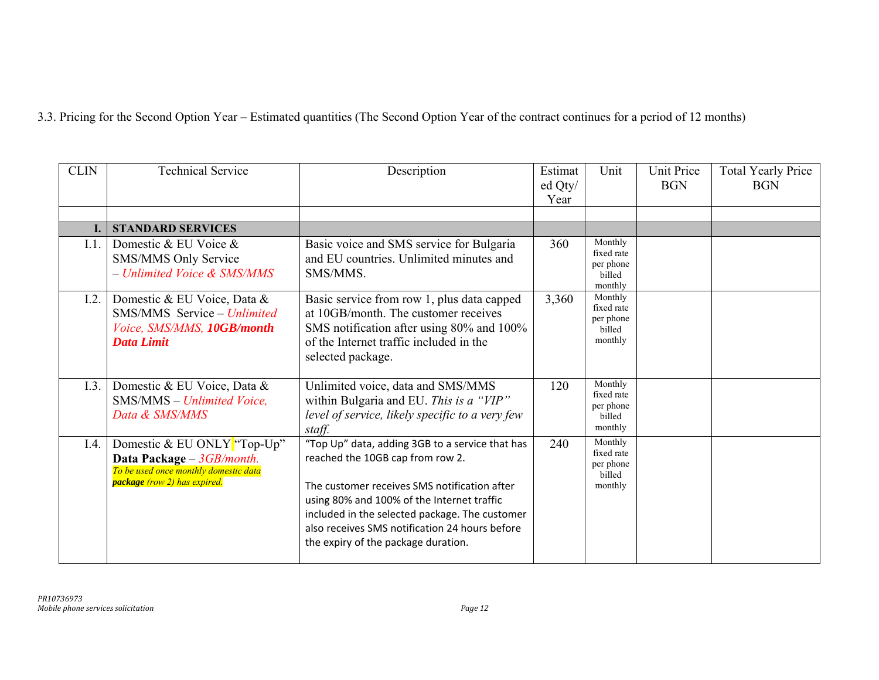3.3. Pricing for the Second Option Year – Estimated quantities (The Second Option Year of the contract continues for a period of 12 months)

| CLIN | Technical Service | Description | Estimated Qty/ Year | Unit | Unit Price BGN | Total Yearly Price BGN |
|---|---|---|---|---|---|---|
| | | | | | | |
| **I.** | **STANDARD SERVICES** | | | | | |
| I.1. | Domestic & EU Voice & SMS/MMS Only Service – *Unlimited Voice & SMS/MMS* | Basic voice and SMS service for Bulgaria and EU countries. Unlimited minutes and SMS/MMS. | 360 | Monthly fixed rate per phone billed monthly | | |
| I.2. | Domestic & EU Voice, Data & SMS/MMS Service – *Unlimited Voice, SMS/MMS,* ***10GB/month Data Limit*** | Basic service from row 1, plus data capped at 10GB/month. The customer receives SMS notification after using 80% and 100% of the Internet traffic included in the selected package. | 3,360 | Monthly fixed rate per phone billed monthly | | |
| I.3. | Domestic & EU Voice, Data & SMS/MMS – *Unlimited Voice, Data & SMS/MMS* | Unlimited voice, data and SMS/MMS within Bulgaria and EU. *This is a "VIP" level of service, likely specific to a very few staff.* | 120 | Monthly fixed rate per phone billed monthly | | |
| I.4. | Domestic & EU ONLY "Top-Up" **Data Package** – *3GB/month.* *To be used once monthly domestic data* ***package*** *(row 2) has expired.* | "Top Up" data, adding 3GB to a service that has reached the 10GB cap from row 2.<br><br>The customer receives SMS notification after using 80% and 100% of the Internet traffic included in the selected package. The customer also receives SMS notification 24 hours before the expiry of the package duration. | 240 | Monthly fixed rate per phone billed monthly | | |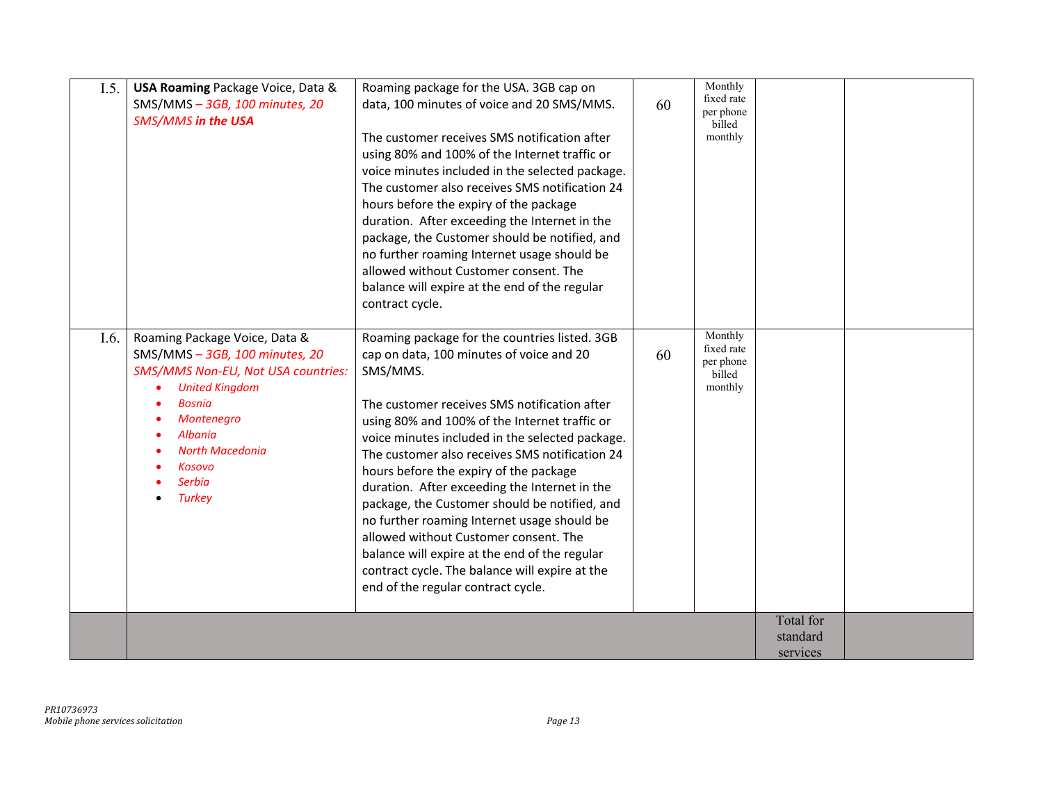| | | | | | | |
|---|---|---|---|---|---|---|
| I.5. | **USA Roaming** Package Voice, Data & SMS/MMS *– 3GB, 100 minutes, 20 SMS/MMS **in the USA*** | Roaming package for the USA. 3GB cap on data, 100 minutes of voice and 20 SMS/MMS.<br><br>The customer receives SMS notification after using 80% and 100% of the Internet traffic or voice minutes included in the selected package. The customer also receives SMS notification 24 hours before the expiry of the package duration. After exceeding the Internet in the package, the Customer should be notified, and no further roaming Internet usage should be allowed without Customer consent. The balance will expire at the end of the regular contract cycle. | 60 | Monthly fixed rate per phone billed monthly | | |
| I.6. | Roaming Package Voice, Data & SMS/MMS *– 3GB, 100 minutes, 20 SMS/MMS Non-EU, Not USA countries:*<br>• *United Kingdom*<br>• *Bosnia*<br>• *Montenegro*<br>• *Albania*<br>• *North Macedonia*<br>• *Kosovo*<br>• *Serbia*<br>• *Turkey* | Roaming package for the countries listed. 3GB cap on data, 100 minutes of voice and 20 SMS/MMS.<br><br>The customer receives SMS notification after using 80% and 100% of the Internet traffic or voice minutes included in the selected package. The customer also receives SMS notification 24 hours before the expiry of the package duration. After exceeding the Internet in the package, the Customer should be notified, and no further roaming Internet usage should be allowed without Customer consent. The balance will expire at the end of the regular contract cycle. The balance will expire at the end of the regular contract cycle. | 60 | Monthly fixed rate per phone billed monthly | | |
| | | | | | Total for standard services | |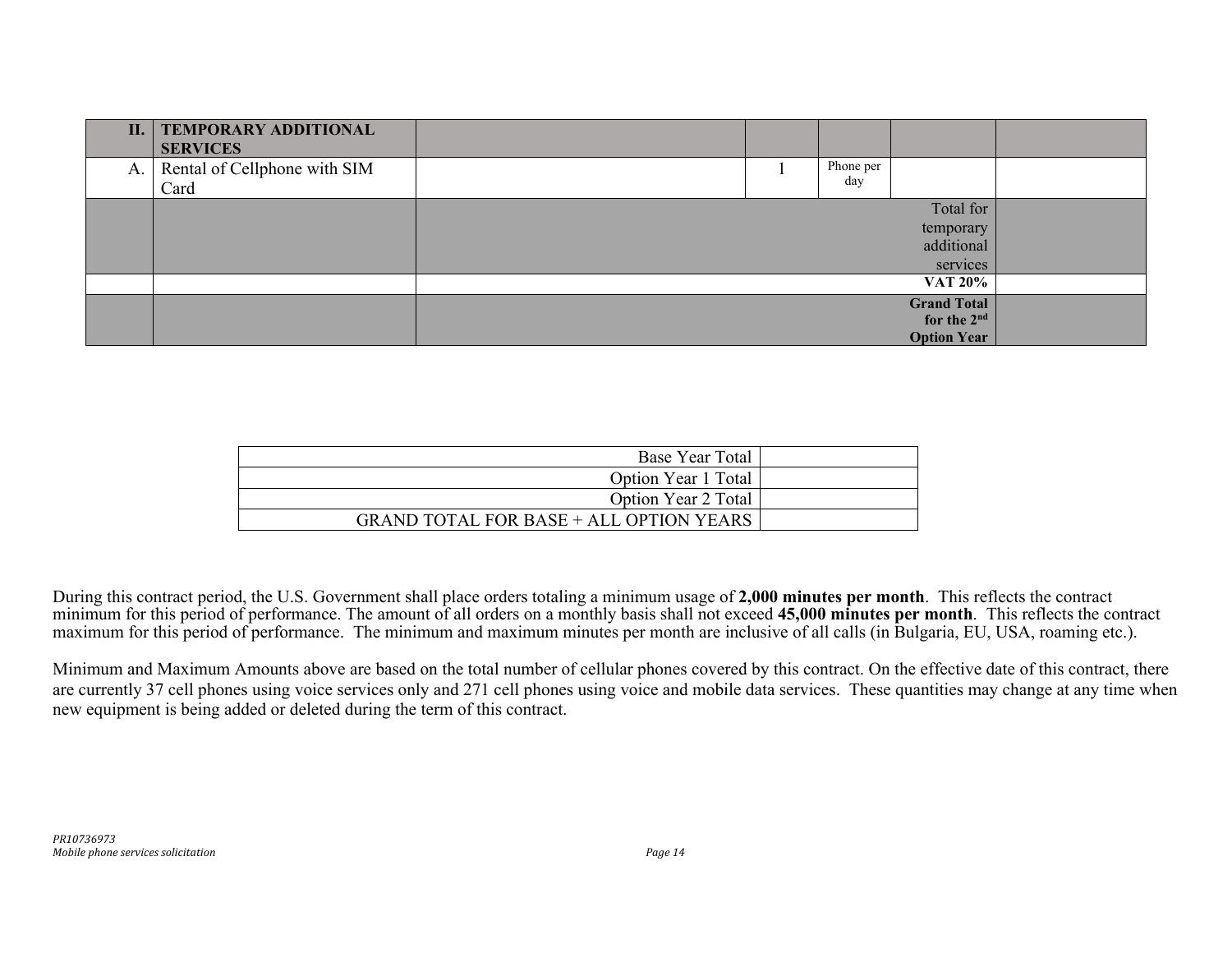| II. | **TEMPORARY ADDITIONAL SERVICES** | | | | | |
|---|---|---|---|---|---|---|
| A. | Rental of Cellphone with SIM Card | | 1 | Phone per day | | |
| | | | | | Total for temporary additional services | |
| | | | | | **VAT 20%** | |
| | | | | | **Grand Total for the 2nd Option Year** | |

| | |
|---|---|
| Base Year Total | |
| Option Year 1 Total | |
| Option Year 2 Total | |
| GRAND TOTAL FOR BASE + ALL OPTION YEARS | |

During this contract period, the U.S. Government shall place orders totaling a minimum usage of **2,000 minutes per month**. This reflects the contract minimum for this period of performance. The amount of all orders on a monthly basis shall not exceed **45,000 minutes per month**. This reflects the contract maximum for this period of performance. The minimum and maximum minutes per month are inclusive of all calls (in Bulgaria, EU, USA, roaming etc.).

Minimum and Maximum Amounts above are based on the total number of cellular phones covered by this contract. On the effective date of this contract, there are currently 37 cell phones using voice services only and 271 cell phones using voice and mobile data services. These quantities may change at any time when new equipment is being added or deleted during the term of this contract.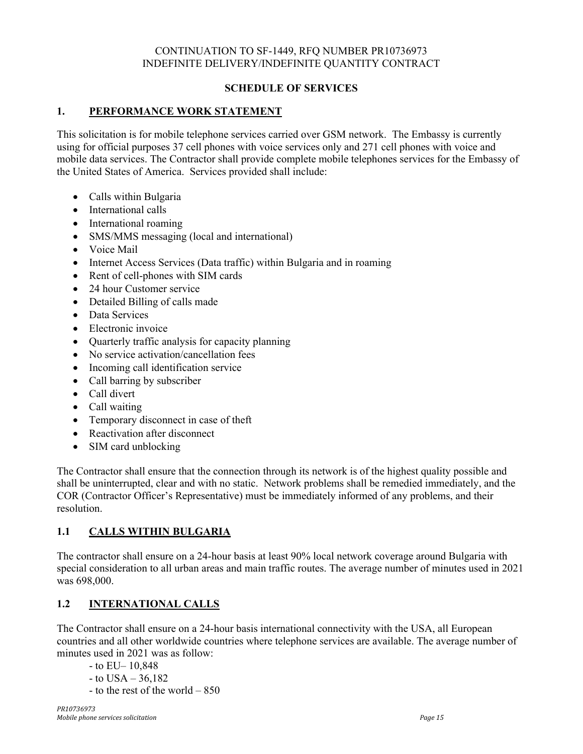CONTINUATION TO SF-1449, RFQ NUMBER PR10736973
INDEFINITE DELIVERY/INDEFINITE QUANTITY CONTRACT

**SCHEDULE OF SERVICES**

## 1. PERFORMANCE WORK STATEMENT

This solicitation is for mobile telephone services carried over GSM network. The Embassy is currently using for official purposes 37 cell phones with voice services only and 271 cell phones with voice and mobile data services. The Contractor shall provide complete mobile telephones services for the Embassy of the United States of America. Services provided shall include:

- Calls within Bulgaria
- International calls
- International roaming
- SMS/MMS messaging (local and international)
- Voice Mail
- Internet Access Services (Data traffic) within Bulgaria and in roaming
- Rent of cell-phones with SIM cards
- 24 hour Customer service
- Detailed Billing of calls made
- Data Services
- Electronic invoice
- Quarterly traffic analysis for capacity planning
- No service activation/cancellation fees
- Incoming call identification service
- Call barring by subscriber
- Call divert
- Call waiting
- Temporary disconnect in case of theft
- Reactivation after disconnect
- SIM card unblocking

The Contractor shall ensure that the connection through its network is of the highest quality possible and shall be uninterrupted, clear and with no static. Network problems shall be remedied immediately, and the COR (Contractor Officer's Representative) must be immediately informed of any problems, and their resolution.

### 1.1 CALLS WITHIN BULGARIA

The contractor shall ensure on a 24-hour basis at least 90% local network coverage around Bulgaria with special consideration to all urban areas and main traffic routes. The average number of minutes used in 2021 was 698,000.

### 1.2 INTERNATIONAL CALLS

The Contractor shall ensure on a 24-hour basis international connectivity with the USA, all European countries and all other worldwide countries where telephone services are available. The average number of minutes used in 2021 was as follow:

- to EU– 10,848
- to USA – 36,182
- to the rest of the world – 850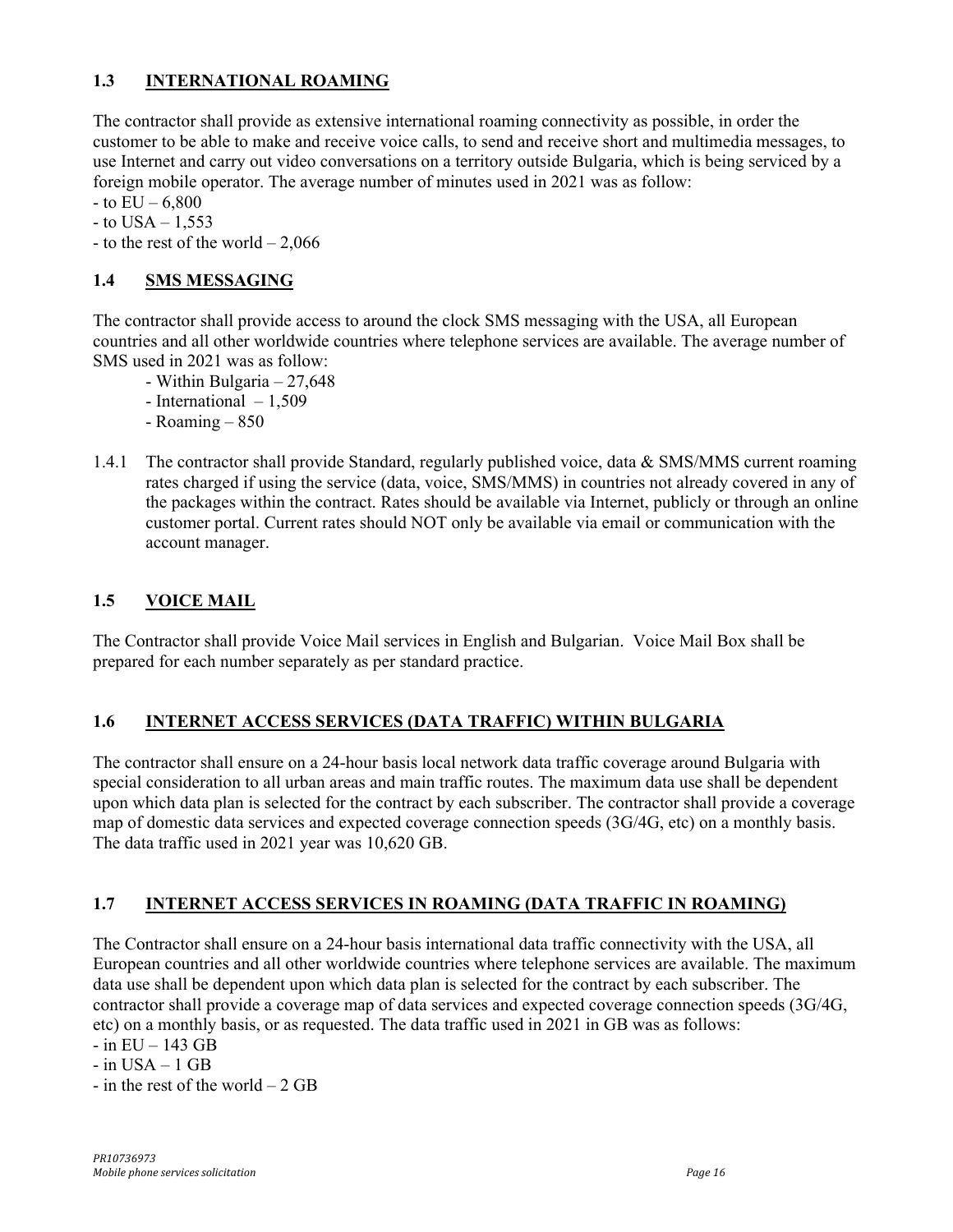## 1.3 INTERNATIONAL ROAMING

The contractor shall provide as extensive international roaming connectivity as possible, in order the customer to be able to make and receive voice calls, to send and receive short and multimedia messages, to use Internet and carry out video conversations on a territory outside Bulgaria, which is being serviced by a foreign mobile operator. The average number of minutes used in 2021 was as follow:

- to EU – 6,800
- to USA – 1,553
- to the rest of the world – 2,066

## 1.4 SMS MESSAGING

The contractor shall provide access to around the clock SMS messaging with the USA, all European countries and all other worldwide countries where telephone services are available. The average number of SMS used in 2021 was as follow:

- Within Bulgaria – 27,648
- International – 1,509
- Roaming – 850

1.4.1 The contractor shall provide Standard, regularly published voice, data & SMS/MMS current roaming rates charged if using the service (data, voice, SMS/MMS) in countries not already covered in any of the packages within the contract. Rates should be available via Internet, publicly or through an online customer portal. Current rates should NOT only be available via email or communication with the account manager.

## 1.5 VOICE MAIL

The Contractor shall provide Voice Mail services in English and Bulgarian. Voice Mail Box shall be prepared for each number separately as per standard practice.

## 1.6 INTERNET ACCESS SERVICES (DATA TRAFFIC) WITHIN BULGARIA

The contractor shall ensure on a 24-hour basis local network data traffic coverage around Bulgaria with special consideration to all urban areas and main traffic routes. The maximum data use shall be dependent upon which data plan is selected for the contract by each subscriber. The contractor shall provide a coverage map of domestic data services and expected coverage connection speeds (3G/4G, etc) on a monthly basis. The data traffic used in 2021 year was 10,620 GB.

## 1.7 INTERNET ACCESS SERVICES IN ROAMING (DATA TRAFFIC IN ROAMING)

The Contractor shall ensure on a 24-hour basis international data traffic connectivity with the USA, all European countries and all other worldwide countries where telephone services are available. The maximum data use shall be dependent upon which data plan is selected for the contract by each subscriber. The contractor shall provide a coverage map of data services and expected coverage connection speeds (3G/4G, etc) on a monthly basis, or as requested. The data traffic used in 2021 in GB was as follows:

- in EU – 143 GB
- in USA – 1 GB
- in the rest of the world – 2 GB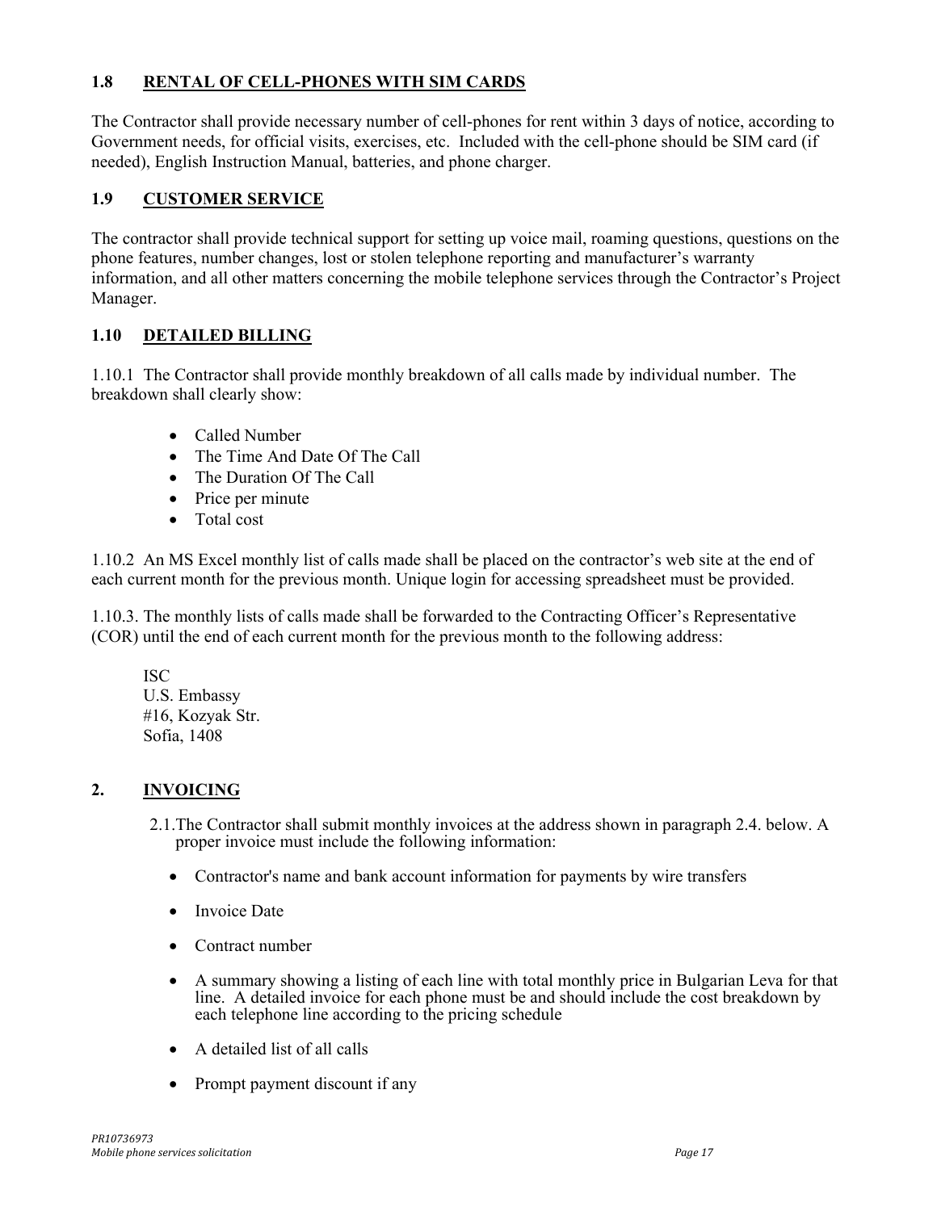### 1.8 RENTAL OF CELL-PHONES WITH SIM CARDS

The Contractor shall provide necessary number of cell-phones for rent within 3 days of notice, according to Government needs, for official visits, exercises, etc. Included with the cell-phone should be SIM card (if needed), English Instruction Manual, batteries, and phone charger.

### 1.9 CUSTOMER SERVICE

The contractor shall provide technical support for setting up voice mail, roaming questions, questions on the phone features, number changes, lost or stolen telephone reporting and manufacturer's warranty information, and all other matters concerning the mobile telephone services through the Contractor's Project Manager.

### 1.10 DETAILED BILLING

1.10.1 The Contractor shall provide monthly breakdown of all calls made by individual number. The breakdown shall clearly show:

- Called Number
- The Time And Date Of The Call
- The Duration Of The Call
- Price per minute
- Total cost

1.10.2 An MS Excel monthly list of calls made shall be placed on the contractor's web site at the end of each current month for the previous month. Unique login for accessing spreadsheet must be provided.

1.10.3. The monthly lists of calls made shall be forwarded to the Contracting Officer's Representative (COR) until the end of each current month for the previous month to the following address:

ISC
U.S. Embassy
#16, Kozyak Str.
Sofia, 1408

## 2. INVOICING

2.1.The Contractor shall submit monthly invoices at the address shown in paragraph 2.4. below. A proper invoice must include the following information:

- Contractor's name and bank account information for payments by wire transfers
- Invoice Date
- Contract number
- A summary showing a listing of each line with total monthly price in Bulgarian Leva for that line. A detailed invoice for each phone must be and should include the cost breakdown by each telephone line according to the pricing schedule
- A detailed list of all calls
- Prompt payment discount if any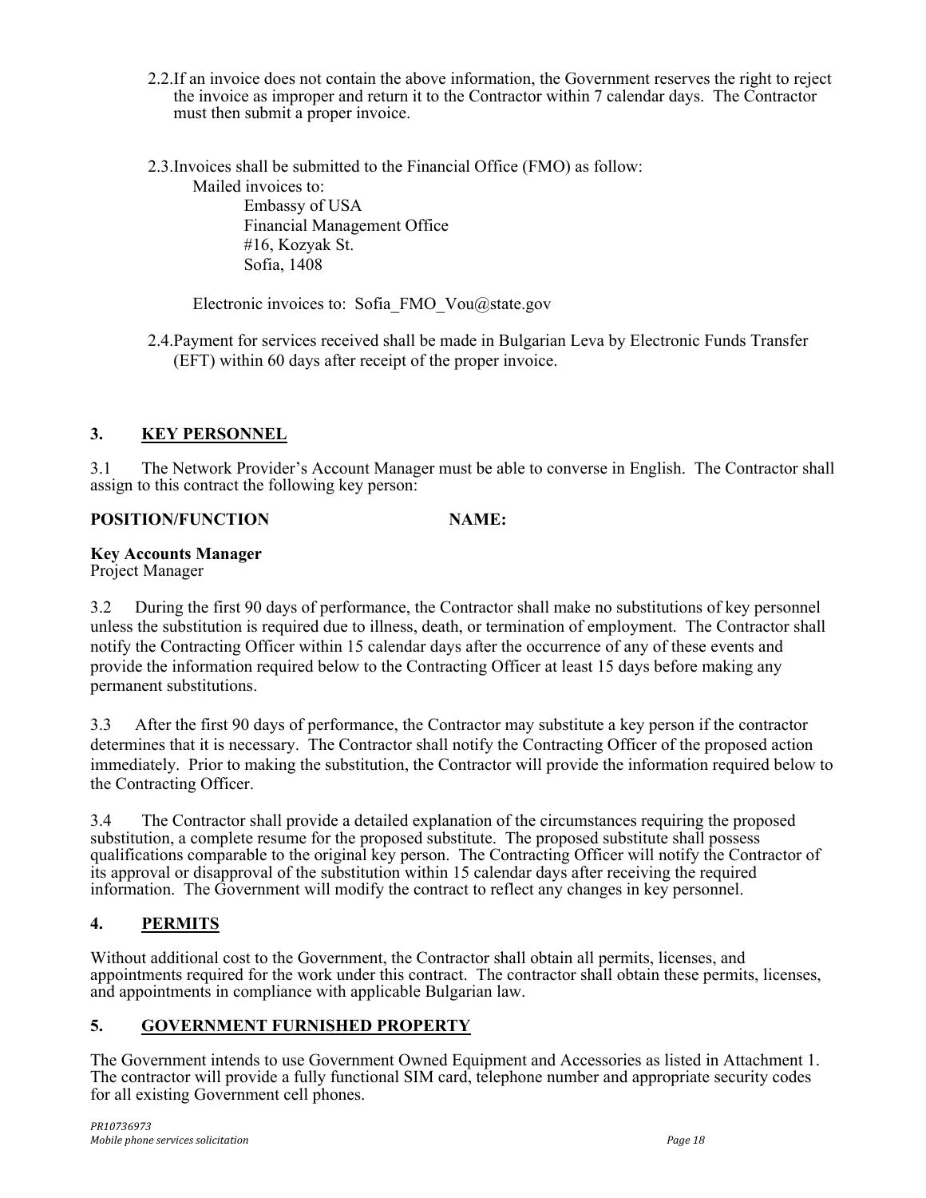2.2. If an invoice does not contain the above information, the Government reserves the right to reject the invoice as improper and return it to the Contractor within 7 calendar days. The Contractor must then submit a proper invoice.

2.3. Invoices shall be submitted to the Financial Office (FMO) as follow:

Mailed invoices to:

Embassy of USA
Financial Management Office
#16, Kozyak St.
Sofia, 1408

Electronic invoices to: Sofia_FMO_Vou@state.gov

2.4. Payment for services received shall be made in Bulgarian Leva by Electronic Funds Transfer (EFT) within 60 days after receipt of the proper invoice.

## 3. KEY PERSONNEL

3.1 The Network Provider's Account Manager must be able to converse in English. The Contractor shall assign to this contract the following key person:

**POSITION/FUNCTION** **NAME:**

**Key Accounts Manager**
Project Manager

3.2 During the first 90 days of performance, the Contractor shall make no substitutions of key personnel unless the substitution is required due to illness, death, or termination of employment. The Contractor shall notify the Contracting Officer within 15 calendar days after the occurrence of any of these events and provide the information required below to the Contracting Officer at least 15 days before making any permanent substitutions.

3.3 After the first 90 days of performance, the Contractor may substitute a key person if the contractor determines that it is necessary. The Contractor shall notify the Contracting Officer of the proposed action immediately. Prior to making the substitution, the Contractor will provide the information required below to the Contracting Officer.

3.4 The Contractor shall provide a detailed explanation of the circumstances requiring the proposed substitution, a complete resume for the proposed substitute. The proposed substitute shall possess qualifications comparable to the original key person. The Contracting Officer will notify the Contractor of its approval or disapproval of the substitution within 15 calendar days after receiving the required information. The Government will modify the contract to reflect any changes in key personnel.

## 4. PERMITS

Without additional cost to the Government, the Contractor shall obtain all permits, licenses, and appointments required for the work under this contract. The contractor shall obtain these permits, licenses, and appointments in compliance with applicable Bulgarian law.

## 5. GOVERNMENT FURNISHED PROPERTY

The Government intends to use Government Owned Equipment and Accessories as listed in Attachment 1. The contractor will provide a fully functional SIM card, telephone number and appropriate security codes for all existing Government cell phones.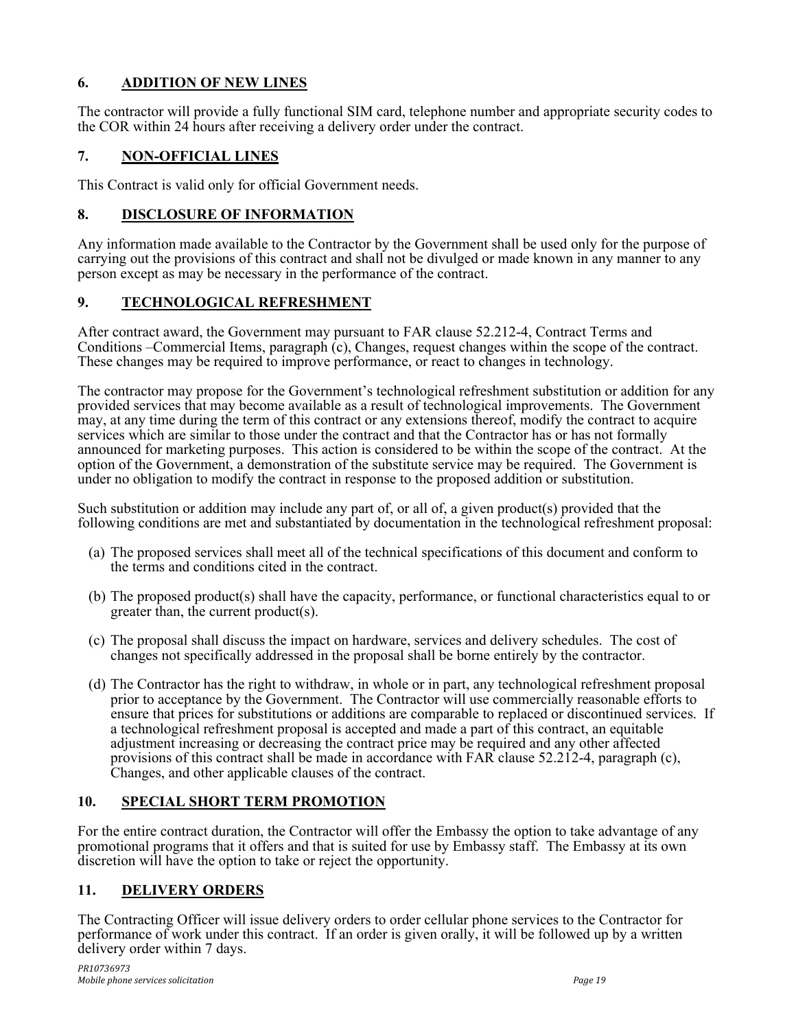## 6. ADDITION OF NEW LINES

The contractor will provide a fully functional SIM card, telephone number and appropriate security codes to the COR within 24 hours after receiving a delivery order under the contract.

## 7. NON-OFFICIAL LINES

This Contract is valid only for official Government needs.

## 8. DISCLOSURE OF INFORMATION

Any information made available to the Contractor by the Government shall be used only for the purpose of carrying out the provisions of this contract and shall not be divulged or made known in any manner to any person except as may be necessary in the performance of the contract.

## 9. TECHNOLOGICAL REFRESHMENT

After contract award, the Government may pursuant to FAR clause 52.212-4, Contract Terms and Conditions –Commercial Items, paragraph (c), Changes, request changes within the scope of the contract. These changes may be required to improve performance, or react to changes in technology.

The contractor may propose for the Government's technological refreshment substitution or addition for any provided services that may become available as a result of technological improvements. The Government may, at any time during the term of this contract or any extensions thereof, modify the contract to acquire services which are similar to those under the contract and that the Contractor has or has not formally announced for marketing purposes. This action is considered to be within the scope of the contract. At the option of the Government, a demonstration of the substitute service may be required. The Government is under no obligation to modify the contract in response to the proposed addition or substitution.

Such substitution or addition may include any part of, or all of, a given product(s) provided that the following conditions are met and substantiated by documentation in the technological refreshment proposal:

(a) The proposed services shall meet all of the technical specifications of this document and conform to the terms and conditions cited in the contract.

(b) The proposed product(s) shall have the capacity, performance, or functional characteristics equal to or greater than, the current product(s).

(c) The proposal shall discuss the impact on hardware, services and delivery schedules. The cost of changes not specifically addressed in the proposal shall be borne entirely by the contractor.

(d) The Contractor has the right to withdraw, in whole or in part, any technological refreshment proposal prior to acceptance by the Government. The Contractor will use commercially reasonable efforts to ensure that prices for substitutions or additions are comparable to replaced or discontinued services. If a technological refreshment proposal is accepted and made a part of this contract, an equitable adjustment increasing or decreasing the contract price may be required and any other affected provisions of this contract shall be made in accordance with FAR clause 52.212-4, paragraph (c), Changes, and other applicable clauses of the contract.

## 10. SPECIAL SHORT TERM PROMOTION

For the entire contract duration, the Contractor will offer the Embassy the option to take advantage of any promotional programs that it offers and that is suited for use by Embassy staff. The Embassy at its own discretion will have the option to take or reject the opportunity.

## 11. DELIVERY ORDERS

The Contracting Officer will issue delivery orders to order cellular phone services to the Contractor for performance of work under this contract. If an order is given orally, it will be followed up by a written delivery order within 7 days.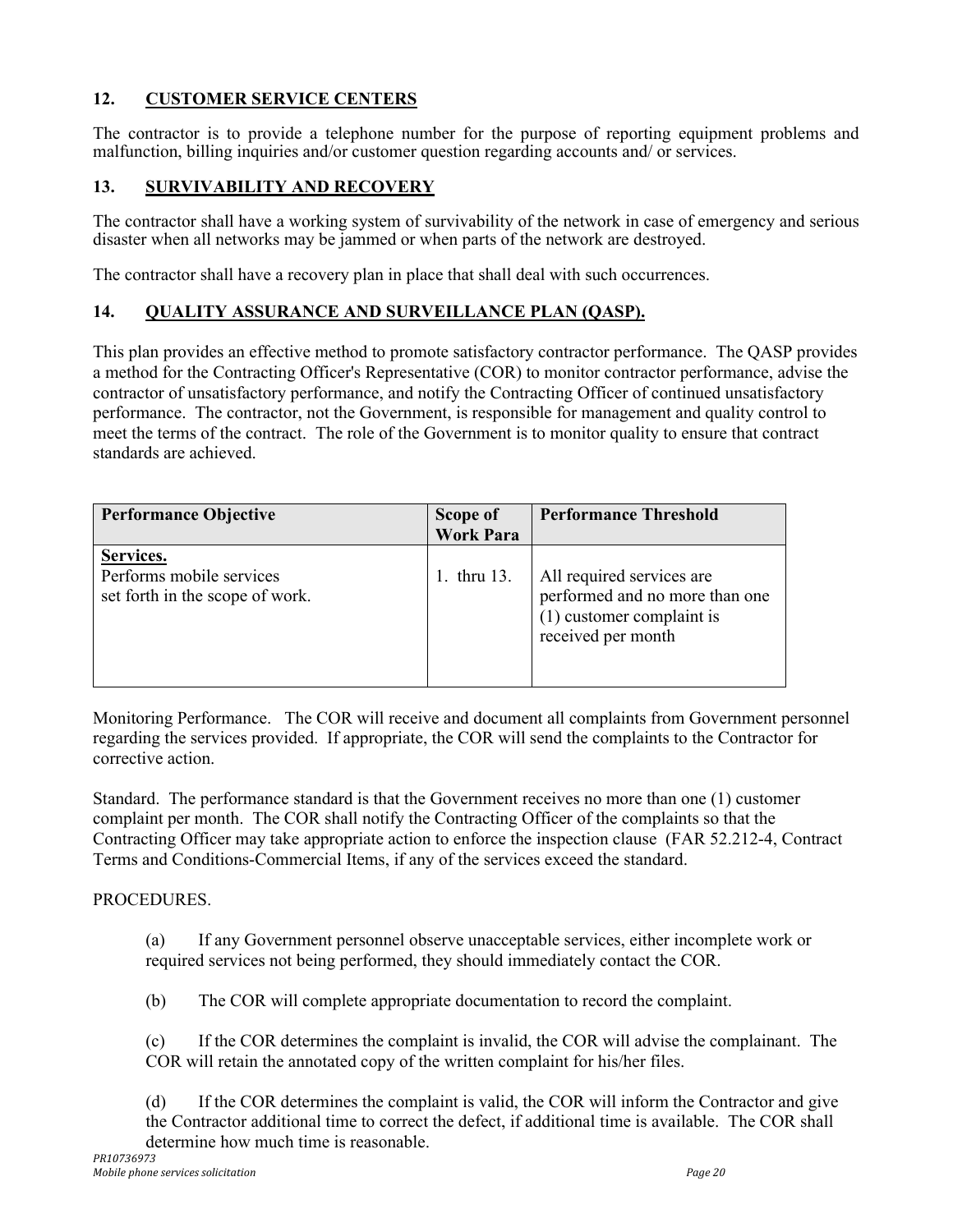## 12. CUSTOMER SERVICE CENTERS

The contractor is to provide a telephone number for the purpose of reporting equipment problems and malfunction, billing inquiries and/or customer question regarding accounts and/ or services.

## 13. SURVIVABILITY AND RECOVERY

The contractor shall have a working system of survivability of the network in case of emergency and serious disaster when all networks may be jammed or when parts of the network are destroyed.

The contractor shall have a recovery plan in place that shall deal with such occurrences.

## 14. QUALITY ASSURANCE AND SURVEILLANCE PLAN (QASP).

This plan provides an effective method to promote satisfactory contractor performance. The QASP provides a method for the Contracting Officer's Representative (COR) to monitor contractor performance, advise the contractor of unsatisfactory performance, and notify the Contracting Officer of continued unsatisfactory performance. The contractor, not the Government, is responsible for management and quality control to meet the terms of the contract. The role of the Government is to monitor quality to ensure that contract standards are achieved.

| Performance Objective | Scope of Work Para | Performance Threshold |
|---|---|---|
| **Services.**<br>Performs mobile services set forth in the scope of work. | 1. thru 13. | All required services are performed and no more than one (1) customer complaint is received per month |

Monitoring Performance. The COR will receive and document all complaints from Government personnel regarding the services provided. If appropriate, the COR will send the complaints to the Contractor for corrective action.

Standard. The performance standard is that the Government receives no more than one (1) customer complaint per month. The COR shall notify the Contracting Officer of the complaints so that the Contracting Officer may take appropriate action to enforce the inspection clause (FAR 52.212-4, Contract Terms and Conditions-Commercial Items, if any of the services exceed the standard.

PROCEDURES.

(a) If any Government personnel observe unacceptable services, either incomplete work or required services not being performed, they should immediately contact the COR.

(b) The COR will complete appropriate documentation to record the complaint.

(c) If the COR determines the complaint is invalid, the COR will advise the complainant. The COR will retain the annotated copy of the written complaint for his/her files.

(d) If the COR determines the complaint is valid, the COR will inform the Contractor and give the Contractor additional time to correct the defect, if additional time is available. The COR shall determine how much time is reasonable.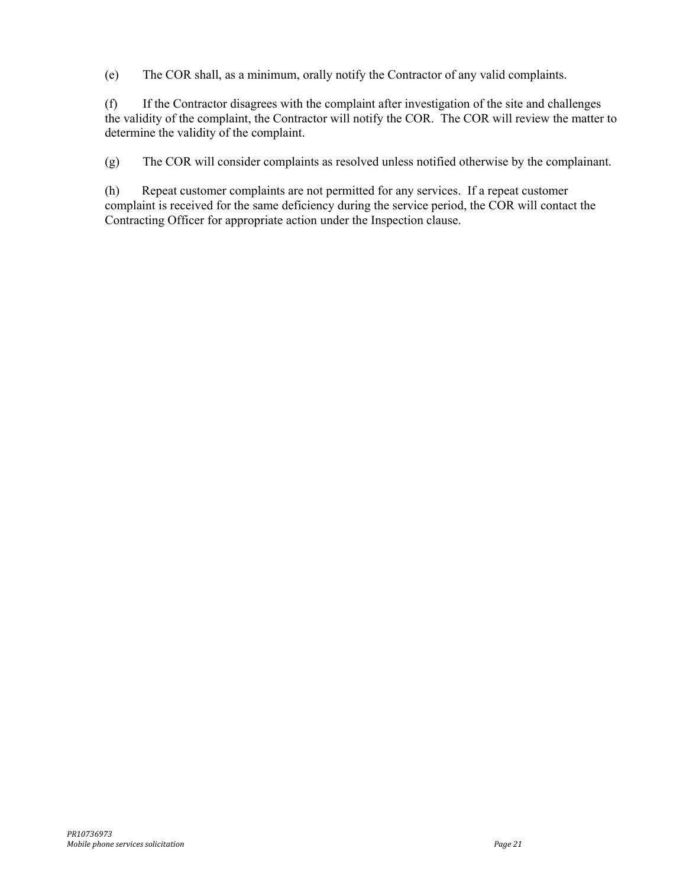(e) The COR shall, as a minimum, orally notify the Contractor of any valid complaints.

(f) If the Contractor disagrees with the complaint after investigation of the site and challenges the validity of the complaint, the Contractor will notify the COR. The COR will review the matter to determine the validity of the complaint.

(g) The COR will consider complaints as resolved unless notified otherwise by the complainant.

(h) Repeat customer complaints are not permitted for any services. If a repeat customer complaint is received for the same deficiency during the service period, the COR will contact the Contracting Officer for appropriate action under the Inspection clause.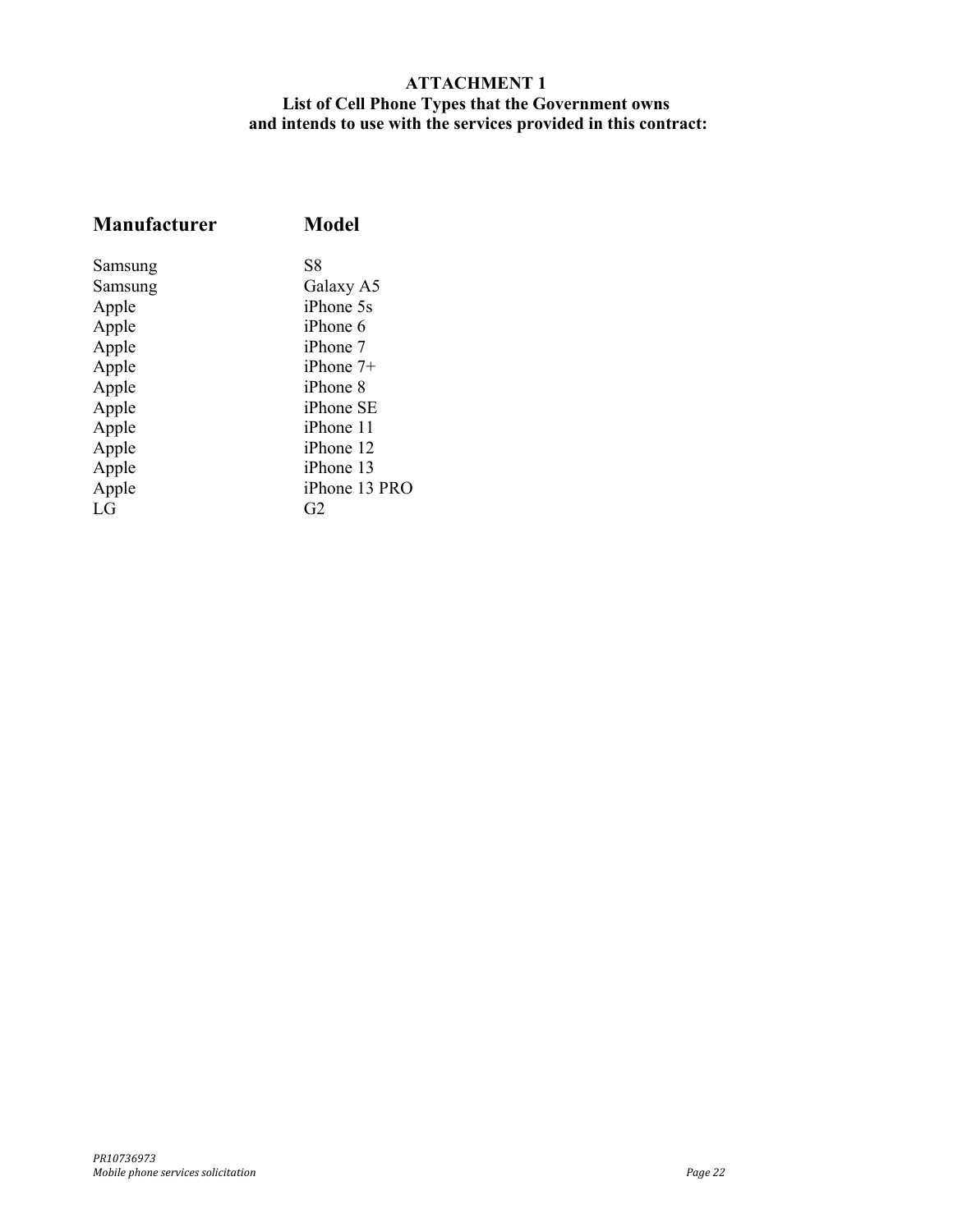**ATTACHMENT 1**
**List of Cell Phone Types that the Government owns and intends to use with the services provided in this contract:**

| **Manufacturer** | **Model** |
| --- | --- |
| Samsung | S8 |
| Samsung | Galaxy A5 |
| Apple | iPhone 5s |
| Apple | iPhone 6 |
| Apple | iPhone 7 |
| Apple | iPhone 7+ |
| Apple | iPhone 8 |
| Apple | iPhone SE |
| Apple | iPhone 11 |
| Apple | iPhone 12 |
| Apple | iPhone 13 |
| Apple | iPhone 13 PRO |
| LG | G2 |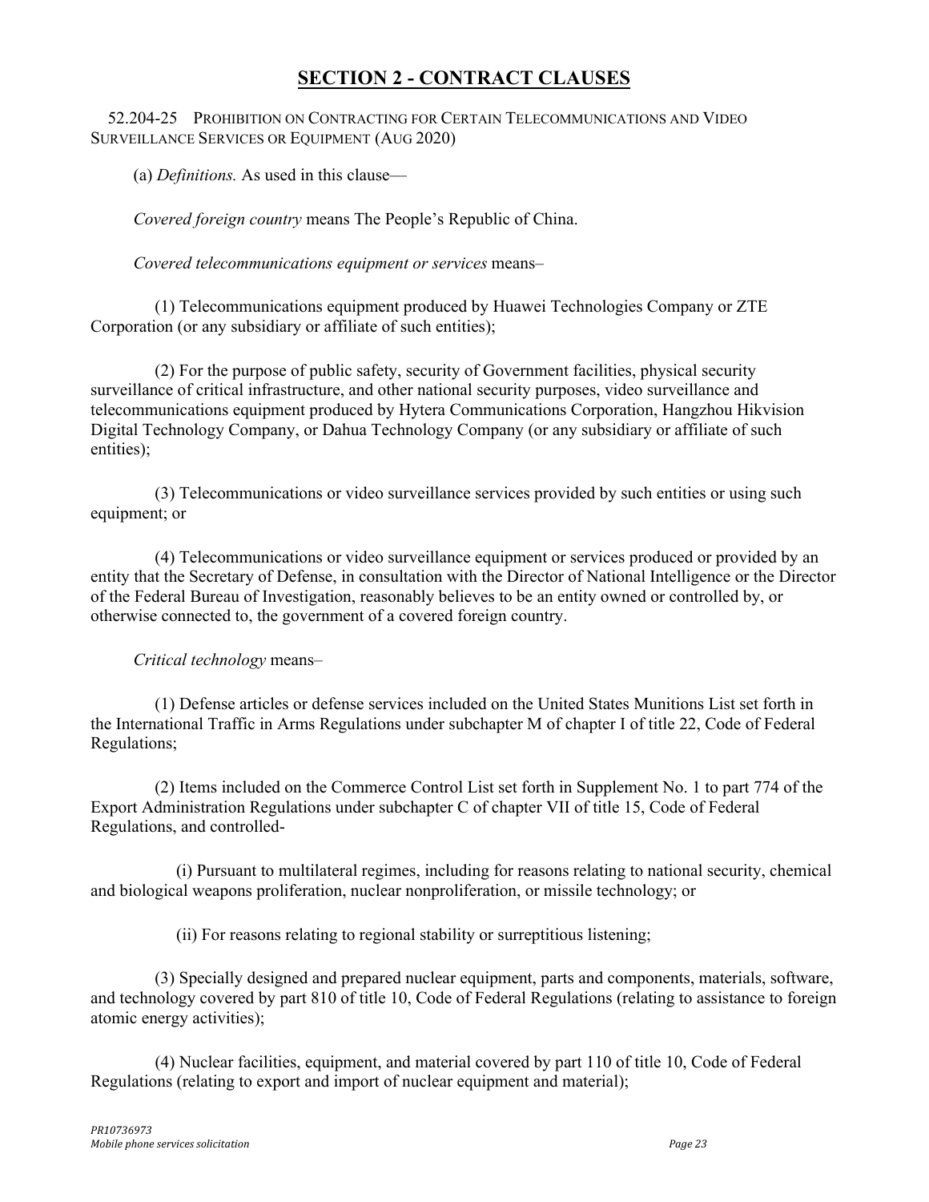# SECTION 2 - CONTRACT CLAUSES

52.204-25 PROHIBITION ON CONTRACTING FOR CERTAIN TELECOMMUNICATIONS AND VIDEO SURVEILLANCE SERVICES OR EQUIPMENT (AUG 2020)

(a) *Definitions.* As used in this clause—

*Covered foreign country* means The People's Republic of China.

*Covered telecommunications equipment or services* means–

(1) Telecommunications equipment produced by Huawei Technologies Company or ZTE Corporation (or any subsidiary or affiliate of such entities);

(2) For the purpose of public safety, security of Government facilities, physical security surveillance of critical infrastructure, and other national security purposes, video surveillance and telecommunications equipment produced by Hytera Communications Corporation, Hangzhou Hikvision Digital Technology Company, or Dahua Technology Company (or any subsidiary or affiliate of such entities);

(3) Telecommunications or video surveillance services provided by such entities or using such equipment; or

(4) Telecommunications or video surveillance equipment or services produced or provided by an entity that the Secretary of Defense, in consultation with the Director of National Intelligence or the Director of the Federal Bureau of Investigation, reasonably believes to be an entity owned or controlled by, or otherwise connected to, the government of a covered foreign country.

*Critical technology* means–

(1) Defense articles or defense services included on the United States Munitions List set forth in the International Traffic in Arms Regulations under subchapter M of chapter I of title 22, Code of Federal Regulations;

(2) Items included on the Commerce Control List set forth in Supplement No. 1 to part 774 of the Export Administration Regulations under subchapter C of chapter VII of title 15, Code of Federal Regulations, and controlled-

(i) Pursuant to multilateral regimes, including for reasons relating to national security, chemical and biological weapons proliferation, nuclear nonproliferation, or missile technology; or

(ii) For reasons relating to regional stability or surreptitious listening;

(3) Specially designed and prepared nuclear equipment, parts and components, materials, software, and technology covered by part 810 of title 10, Code of Federal Regulations (relating to assistance to foreign atomic energy activities);

(4) Nuclear facilities, equipment, and material covered by part 110 of title 10, Code of Federal Regulations (relating to export and import of nuclear equipment and material);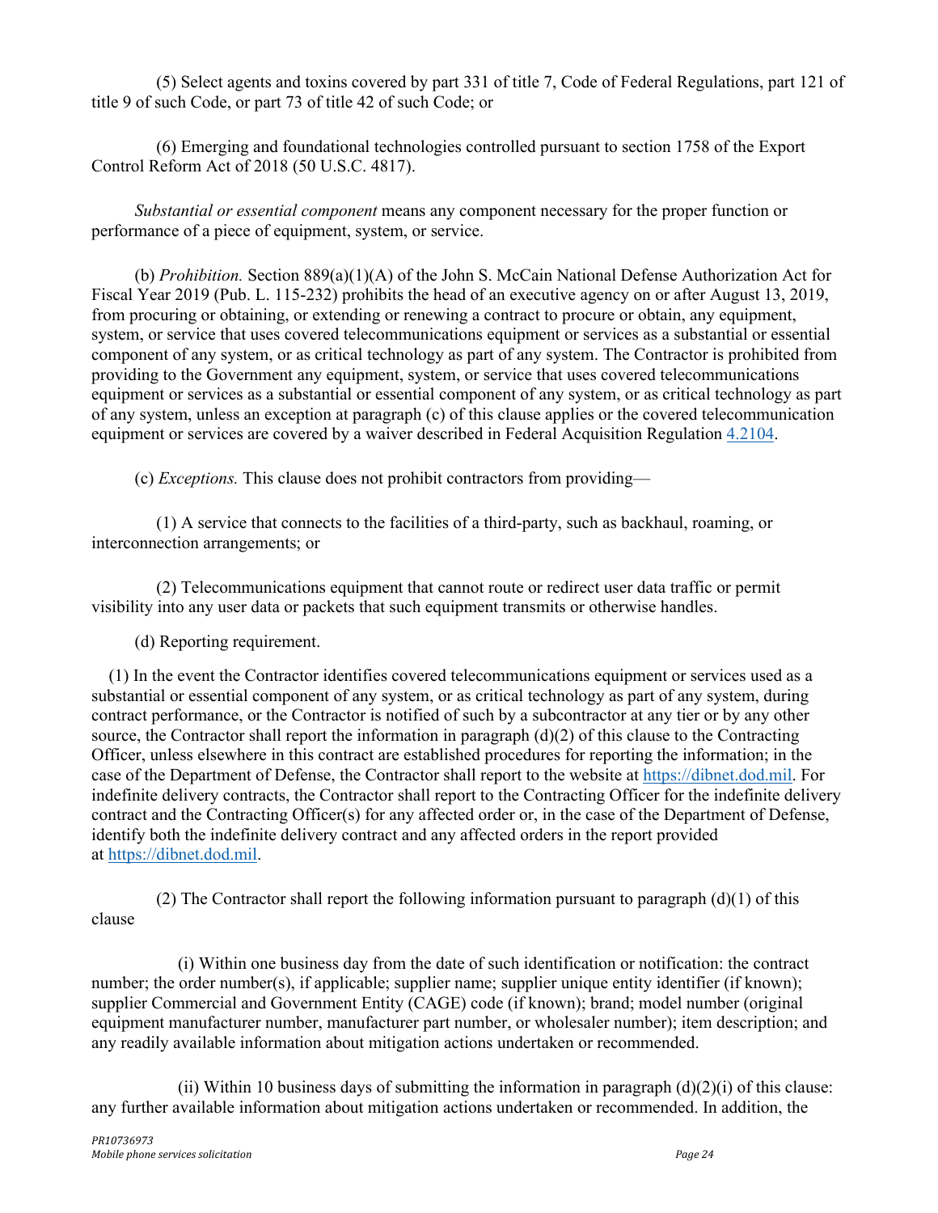(5) Select agents and toxins covered by part 331 of title 7, Code of Federal Regulations, part 121 of title 9 of such Code, or part 73 of title 42 of such Code; or

(6) Emerging and foundational technologies controlled pursuant to section 1758 of the Export Control Reform Act of 2018 (50 U.S.C. 4817).

*Substantial or essential component* means any component necessary for the proper function or performance of a piece of equipment, system, or service.

(b) *Prohibition.* Section 889(a)(1)(A) of the John S. McCain National Defense Authorization Act for Fiscal Year 2019 (Pub. L. 115-232) prohibits the head of an executive agency on or after August 13, 2019, from procuring or obtaining, or extending or renewing a contract to procure or obtain, any equipment, system, or service that uses covered telecommunications equipment or services as a substantial or essential component of any system, or as critical technology as part of any system. The Contractor is prohibited from providing to the Government any equipment, system, or service that uses covered telecommunications equipment or services as a substantial or essential component of any system, or as critical technology as part of any system, unless an exception at paragraph (c) of this clause applies or the covered telecommunication equipment or services are covered by a waiver described in Federal Acquisition Regulation [4.2104](4.2104).

(c) *Exceptions.* This clause does not prohibit contractors from providing—

(1) A service that connects to the facilities of a third-party, such as backhaul, roaming, or interconnection arrangements; or

(2) Telecommunications equipment that cannot route or redirect user data traffic or permit visibility into any user data or packets that such equipment transmits or otherwise handles.

(d) Reporting requirement.

(1) In the event the Contractor identifies covered telecommunications equipment or services used as a substantial or essential component of any system, or as critical technology as part of any system, during contract performance, or the Contractor is notified of such by a subcontractor at any tier or by any other source, the Contractor shall report the information in paragraph (d)(2) of this clause to the Contracting Officer, unless elsewhere in this contract are established procedures for reporting the information; in the case of the Department of Defense, the Contractor shall report to the website at [https://dibnet.dod.mil](https://dibnet.dod.mil). For indefinite delivery contracts, the Contractor shall report to the Contracting Officer for the indefinite delivery contract and the Contracting Officer(s) for any affected order or, in the case of the Department of Defense, identify both the indefinite delivery contract and any affected orders in the report provided at [https://dibnet.dod.mil](https://dibnet.dod.mil).

(2) The Contractor shall report the following information pursuant to paragraph (d)(1) of this clause

(i) Within one business day from the date of such identification or notification: the contract number; the order number(s), if applicable; supplier name; supplier unique entity identifier (if known); supplier Commercial and Government Entity (CAGE) code (if known); brand; model number (original equipment manufacturer number, manufacturer part number, or wholesaler number); item description; and any readily available information about mitigation actions undertaken or recommended.

(ii) Within 10 business days of submitting the information in paragraph (d)(2)(i) of this clause: any further available information about mitigation actions undertaken or recommended. In addition, the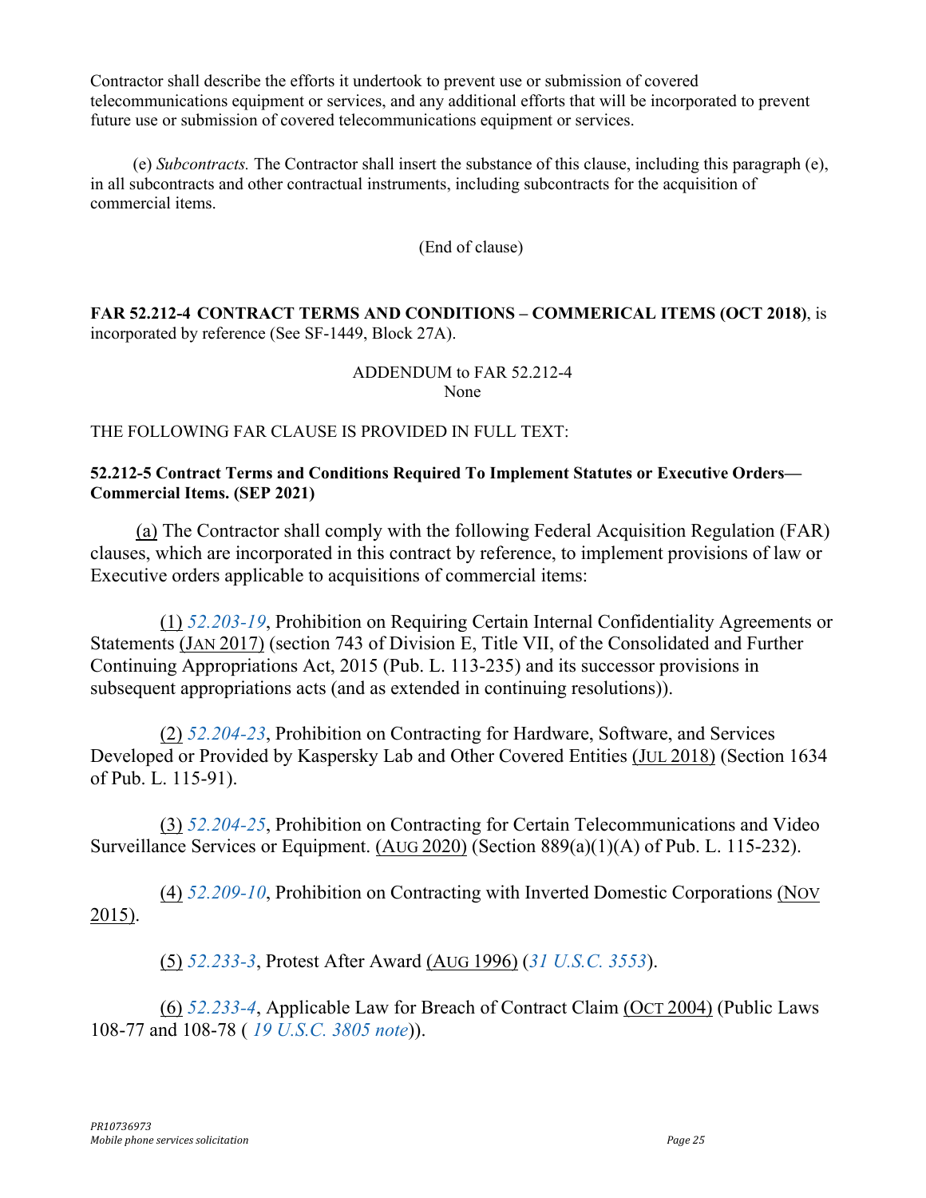Contractor shall describe the efforts it undertook to prevent use or submission of covered telecommunications equipment or services, and any additional efforts that will be incorporated to prevent future use or submission of covered telecommunications equipment or services.

(e) *Subcontracts.* The Contractor shall insert the substance of this clause, including this paragraph (e), in all subcontracts and other contractual instruments, including subcontracts for the acquisition of commercial items.

(End of clause)

**FAR 52.212-4 CONTRACT TERMS AND CONDITIONS – COMMERICAL ITEMS (OCT 2018)**, is incorporated by reference (See SF-1449, Block 27A).

ADDENDUM to FAR 52.212-4
None

THE FOLLOWING FAR CLAUSE IS PROVIDED IN FULL TEXT:

**52.212-5 Contract Terms and Conditions Required To Implement Statutes or Executive Orders—Commercial Items. (SEP 2021)**

(a) The Contractor shall comply with the following Federal Acquisition Regulation (FAR) clauses, which are incorporated in this contract by reference, to implement provisions of law or Executive orders applicable to acquisitions of commercial items:

(1) *52.203-19*, Prohibition on Requiring Certain Internal Confidentiality Agreements or Statements (JAN 2017) (section 743 of Division E, Title VII, of the Consolidated and Further Continuing Appropriations Act, 2015 (Pub. L. 113-235) and its successor provisions in subsequent appropriations acts (and as extended in continuing resolutions)).

(2) *52.204-23*, Prohibition on Contracting for Hardware, Software, and Services Developed or Provided by Kaspersky Lab and Other Covered Entities (JUL 2018) (Section 1634 of Pub. L. 115-91).

(3) *52.204-25*, Prohibition on Contracting for Certain Telecommunications and Video Surveillance Services or Equipment. (AUG 2020) (Section 889(a)(1)(A) of Pub. L. 115-232).

(4) *52.209-10*, Prohibition on Contracting with Inverted Domestic Corporations (NOV 2015).

(5) *52.233-3*, Protest After Award (AUG 1996) (*31 U.S.C. 3553*).

(6) *52.233-4*, Applicable Law for Breach of Contract Claim (OCT 2004) (Public Laws 108-77 and 108-78 ( *19 U.S.C. 3805 note*)).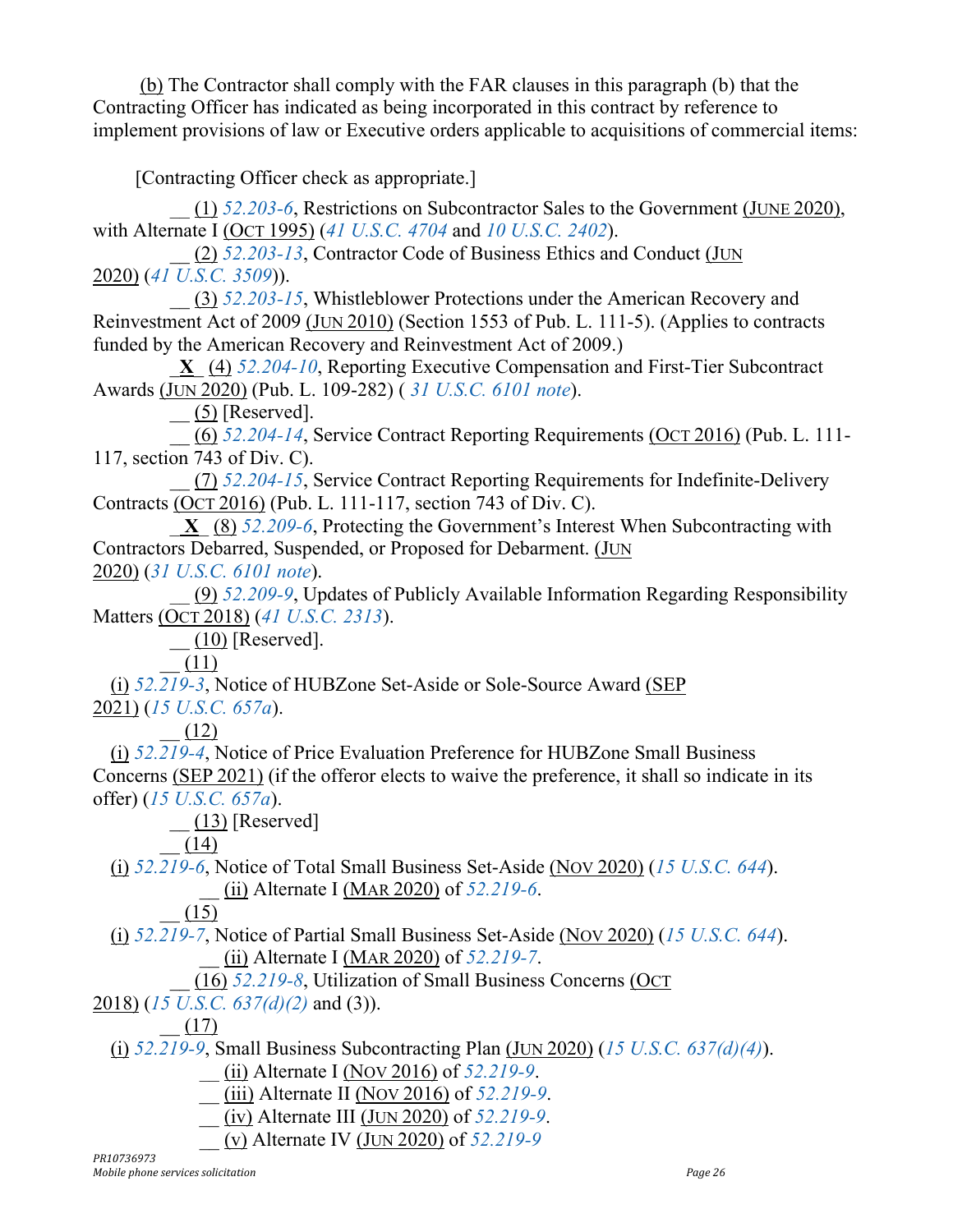(b) The Contractor shall comply with the FAR clauses in this paragraph (b) that the Contracting Officer has indicated as being incorporated in this contract by reference to implement provisions of law or Executive orders applicable to acquisitions of commercial items:

[Contracting Officer check as appropriate.]

__ (1) *52.203-6*, Restrictions on Subcontractor Sales to the Government (JUNE 2020), with Alternate I (OCT 1995) (*41 U.S.C. 4704* and *10 U.S.C. 2402*).

__ (2) *52.203-13*, Contractor Code of Business Ethics and Conduct (JUN 2020) (*41 U.S.C. 3509*)).

__ (3) *52.203-15*, Whistleblower Protections under the American Recovery and Reinvestment Act of 2009 (JUN 2010) (Section 1553 of Pub. L. 111-5). (Applies to contracts funded by the American Recovery and Reinvestment Act of 2009.)

_**X**_ (4) *52.204-10*, Reporting Executive Compensation and First-Tier Subcontract Awards (JUN 2020) (Pub. L. 109-282) ( *31 U.S.C. 6101 note*).

__ (5) [Reserved].

__ (6) *52.204-14*, Service Contract Reporting Requirements (OCT 2016) (Pub. L. 111-117, section 743 of Div. C).

__ (7) *52.204-15*, Service Contract Reporting Requirements for Indefinite-Delivery Contracts (OCT 2016) (Pub. L. 111-117, section 743 of Div. C).

_**X**_ (8) *52.209-6*, Protecting the Government's Interest When Subcontracting with Contractors Debarred, Suspended, or Proposed for Debarment. (JUN 2020) (*31 U.S.C. 6101 note*).

__ (9) *52.209-9*, Updates of Publicly Available Information Regarding Responsibility Matters (OCT 2018) (*41 U.S.C. 2313*).

__ (10) [Reserved].

__ (11)

(i) *52.219-3*, Notice of HUBZone Set-Aside or Sole-Source Award (SEP 2021) (*15 U.S.C. 657a*).

__ (12)

(i) *52.219-4*, Notice of Price Evaluation Preference for HUBZone Small Business Concerns (SEP 2021) (if the offeror elects to waive the preference, it shall so indicate in its offer) (*15 U.S.C. 657a*).

__ (13) [Reserved]

__ (14)

(i) *52.219-6*, Notice of Total Small Business Set-Aside (NOV 2020) (*15 U.S.C. 644*).

__ (ii) Alternate I (MAR 2020) of *52.219-6*.

__ (15)

(i) *52.219-7*, Notice of Partial Small Business Set-Aside (NOV 2020) (*15 U.S.C. 644*).

__ (ii) Alternate I (MAR 2020) of *52.219-7*.

__ (16) *52.219-8*, Utilization of Small Business Concerns (OCT 2018) (*15 U.S.C. 637(d)(2)* and (3)).

__ (17)

(i) *52.219-9*, Small Business Subcontracting Plan (JUN 2020) (*15 U.S.C. 637(d)(4)*).

__ (ii) Alternate I (NOV 2016) of *52.219-9*.

__ (iii) Alternate II (NOV 2016) of *52.219-9*.

__ (iv) Alternate III (JUN 2020) of *52.219-9*.

__ (v) Alternate IV (JUN 2020) of *52.219-9*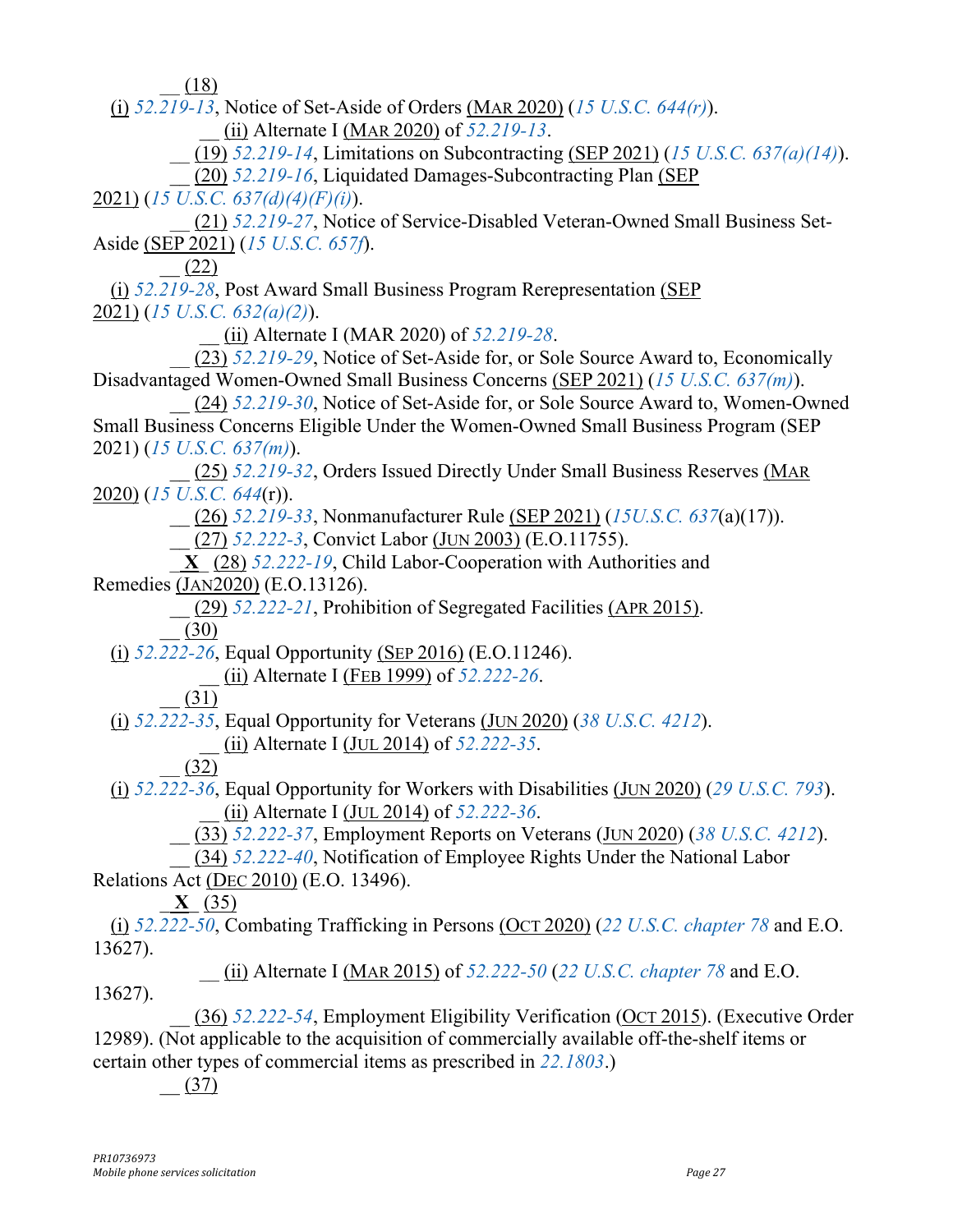__ (18)

(i) *52.219-13*, Notice of Set-Aside of Orders (MAR 2020) (*15 U.S.C. 644(r)*).

__ (ii) Alternate I (MAR 2020) of *52.219-13*.

__ (19) *52.219-14*, Limitations on Subcontracting (SEP 2021) (*15 U.S.C. 637(a)(14)*).

__ (20) *52.219-16*, Liquidated Damages-Subcontracting Plan (SEP 2021) (*15 U.S.C. 637(d)(4)(F)(i)*).

__ (21) *52.219-27*, Notice of Service-Disabled Veteran-Owned Small Business Set-Aside (SEP 2021) (*15 U.S.C. 657f*).

__ (22)

(i) *52.219-28*, Post Award Small Business Program Rerepresentation (SEP 2021) (*15 U.S.C. 632(a)(2)*).

__ (ii) Alternate I (MAR 2020) of *52.219-28*.

__ (23) *52.219-29*, Notice of Set-Aside for, or Sole Source Award to, Economically Disadvantaged Women-Owned Small Business Concerns (SEP 2021) (*15 U.S.C. 637(m)*).

__ (24) *52.219-30*, Notice of Set-Aside for, or Sole Source Award to, Women-Owned Small Business Concerns Eligible Under the Women-Owned Small Business Program (SEP 2021) (*15 U.S.C. 637(m)*).

__ (25) *52.219-32*, Orders Issued Directly Under Small Business Reserves (MAR 2020) (*15 U.S.C. 644*(r)).

__ (26) *52.219-33*, Nonmanufacturer Rule (SEP 2021) (*15U.S.C. 637*(a)(17)).

__ (27) *52.222-3*, Convict Labor (JUN 2003) (E.O.11755).

_**X**_ (28) *52.222-19*, Child Labor-Cooperation with Authorities and Remedies (JAN2020) (E.O.13126).

__ (29) *52.222-21*, Prohibition of Segregated Facilities (APR 2015).

__ (30)

(i) *52.222-26*, Equal Opportunity (SEP 2016) (E.O.11246).

__ (ii) Alternate I (FEB 1999) of *52.222-26*.

__ (31)

(i) *52.222-35*, Equal Opportunity for Veterans (JUN 2020) (*38 U.S.C. 4212*).

__ (ii) Alternate I (JUL 2014) of *52.222-35*.

__ (32)

(i) *52.222-36*, Equal Opportunity for Workers with Disabilities (JUN 2020) (*29 U.S.C. 793*).

__ (ii) Alternate I (JUL 2014) of *52.222-36*.

__ (33) *52.222-37*, Employment Reports on Veterans (JUN 2020) (*38 U.S.C. 4212*).

__ (34) *52.222-40*, Notification of Employee Rights Under the National Labor Relations Act (DEC 2010) (E.O. 13496).

_**X**_ (35)

(i) *52.222-50*, Combating Trafficking in Persons (OCT 2020) (*22 U.S.C. chapter 78* and E.O. 13627).

__ (ii) Alternate I (MAR 2015) of *52.222-50* (*22 U.S.C. chapter 78* and E.O. 13627).

__ (36) *52.222-54*, Employment Eligibility Verification (OCT 2015). (Executive Order 12989). (Not applicable to the acquisition of commercially available off-the-shelf items or certain other types of commercial items as prescribed in *22.1803*.)

__ (37)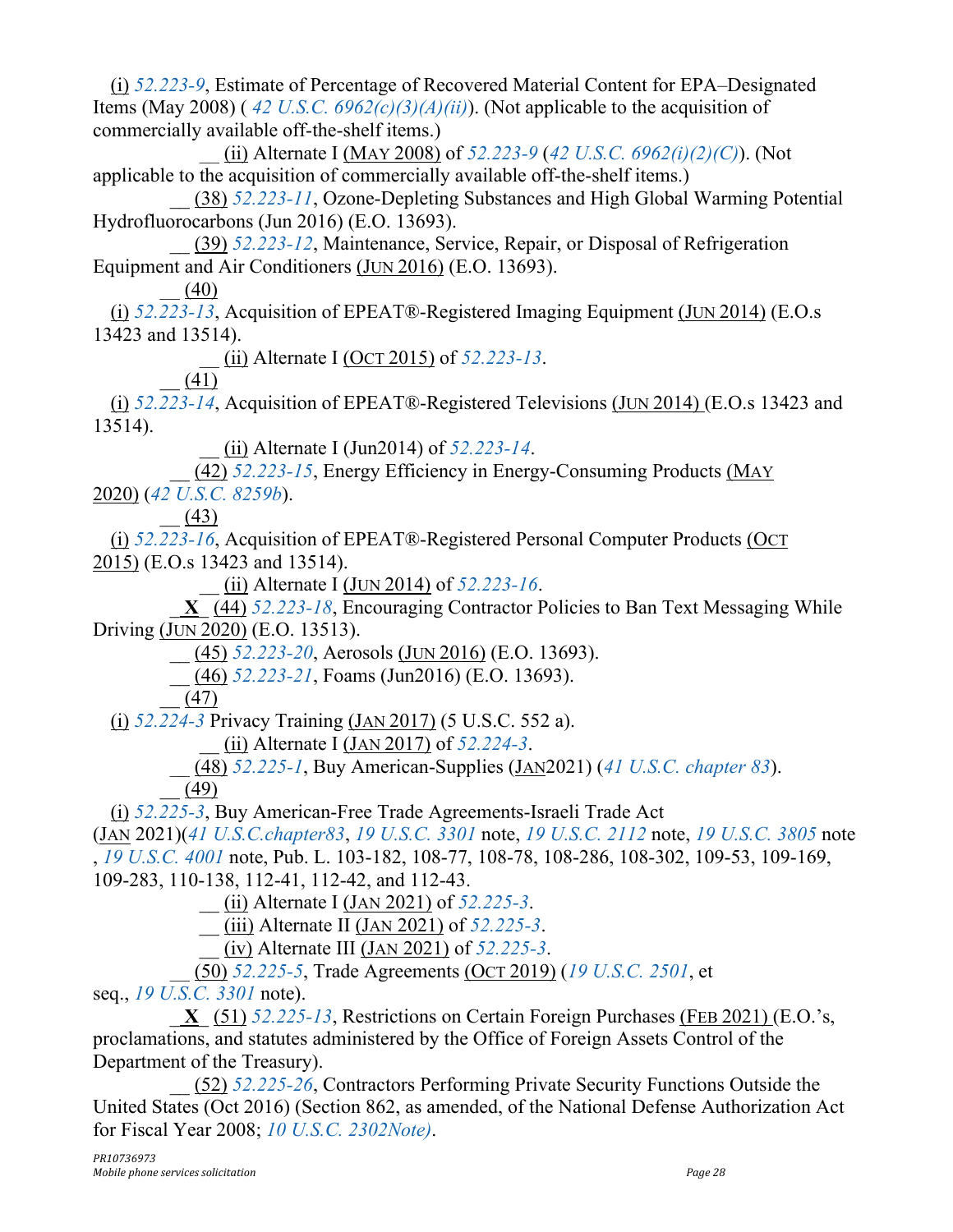(i) 52.223-9, Estimate of Percentage of Recovered Material Content for EPA–Designated Items (May 2008) ( 42 U.S.C. 6962(c)(3)(A)(ii)). (Not applicable to the acquisition of commercially available off-the-shelf items.)

__ (ii) Alternate I (MAY 2008) of 52.223-9 (42 U.S.C. 6962(i)(2)(C)). (Not applicable to the acquisition of commercially available off-the-shelf items.)

__ (38) 52.223-11, Ozone-Depleting Substances and High Global Warming Potential Hydrofluorocarbons (Jun 2016) (E.O. 13693).

__ (39) 52.223-12, Maintenance, Service, Repair, or Disposal of Refrigeration Equipment and Air Conditioners (JUN 2016) (E.O. 13693).

__ (40)

(i) 52.223-13, Acquisition of EPEAT®-Registered Imaging Equipment (JUN 2014) (E.O.s 13423 and 13514).

__ (ii) Alternate I (OCT 2015) of 52.223-13.

__ (41)

(i) 52.223-14, Acquisition of EPEAT®-Registered Televisions (JUN 2014) (E.O.s 13423 and 13514).

__ (ii) Alternate I (Jun2014) of 52.223-14.

__ (42) 52.223-15, Energy Efficiency in Energy-Consuming Products (MAY 2020) (42 U.S.C. 8259b).

__ (43)

(i) 52.223-16, Acquisition of EPEAT®-Registered Personal Computer Products (OCT 2015) (E.O.s 13423 and 13514).

__ (ii) Alternate I (JUN 2014) of 52.223-16.

_**X**_ (44) 52.223-18, Encouraging Contractor Policies to Ban Text Messaging While Driving (JUN 2020) (E.O. 13513).

__ (45) 52.223-20, Aerosols (JUN 2016) (E.O. 13693).

__ (46) 52.223-21, Foams (Jun2016) (E.O. 13693).

__ (47)

(i) 52.224-3 Privacy Training (JAN 2017) (5 U.S.C. 552 a).

__ (ii) Alternate I (JAN 2017) of 52.224-3.

__ (48) 52.225-1, Buy American-Supplies (JAN2021) (41 U.S.C. chapter 83).

__ (49)

(i) 52.225-3, Buy American-Free Trade Agreements-Israeli Trade Act (JAN 2021)(41 U.S.C.chapter83, 19 U.S.C. 3301 note, 19 U.S.C. 2112 note, 19 U.S.C. 3805 note , 19 U.S.C. 4001 note, Pub. L. 103-182, 108-77, 108-78, 108-286, 108-302, 109-53, 109-169, 109-283, 110-138, 112-41, 112-42, and 112-43.

__ (ii) Alternate I (JAN 2021) of 52.225-3.

__ (iii) Alternate II (JAN 2021) of 52.225-3.

__ (iv) Alternate III (JAN 2021) of 52.225-3.

__ (50) 52.225-5, Trade Agreements (OCT 2019) (19 U.S.C. 2501, et seq., 19 U.S.C. 3301 note).

_**X**_ (51) 52.225-13, Restrictions on Certain Foreign Purchases (FEB 2021) (E.O.'s, proclamations, and statutes administered by the Office of Foreign Assets Control of the Department of the Treasury).

__ (52) 52.225-26, Contractors Performing Private Security Functions Outside the United States (Oct 2016) (Section 862, as amended, of the National Defense Authorization Act for Fiscal Year 2008; 10 U.S.C. 2302Note).

*PR10736973*
*Mobile phone services solicitation*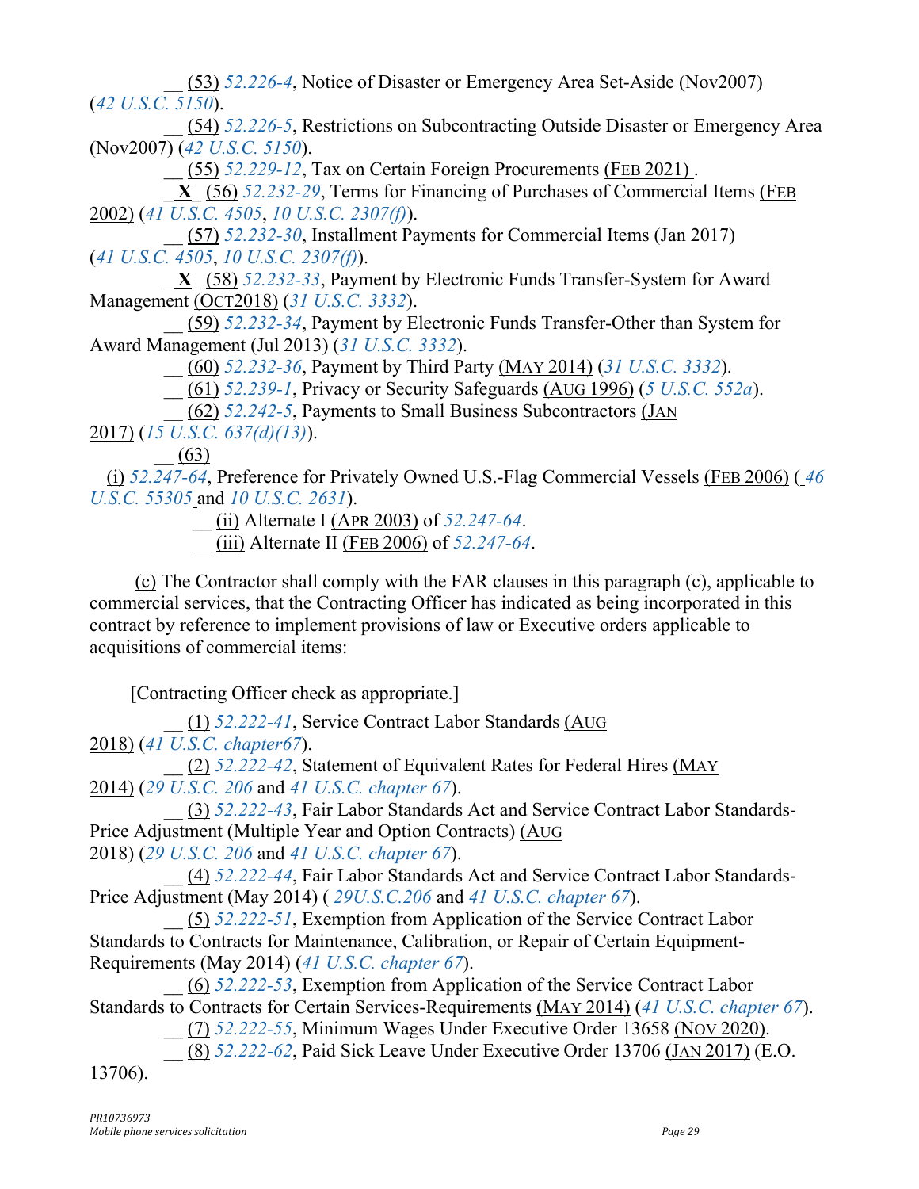__ (53) 52.226-4, Notice of Disaster or Emergency Area Set-Aside (Nov2007) (42 U.S.C. 5150).

__ (54) 52.226-5, Restrictions on Subcontracting Outside Disaster or Emergency Area (Nov2007) (42 U.S.C. 5150).

__ (55) 52.229-12, Tax on Certain Foreign Procurements (FEB 2021) .

_**X**_ (56) 52.232-29, Terms for Financing of Purchases of Commercial Items (FEB 2002) (41 U.S.C. 4505, 10 U.S.C. 2307(f)).

__ (57) 52.232-30, Installment Payments for Commercial Items (Jan 2017) (41 U.S.C. 4505, 10 U.S.C. 2307(f)).

_**X**_ (58) 52.232-33, Payment by Electronic Funds Transfer-System for Award Management (OCT2018) (31 U.S.C. 3332).

__ (59) 52.232-34, Payment by Electronic Funds Transfer-Other than System for Award Management (Jul 2013) (31 U.S.C. 3332).

__ (60) 52.232-36, Payment by Third Party (MAY 2014) (31 U.S.C. 3332).

__ (61) 52.239-1, Privacy or Security Safeguards (AUG 1996) (5 U.S.C. 552a).

__ (62) 52.242-5, Payments to Small Business Subcontractors (JAN 2017) (15 U.S.C. 637(d)(13)).

__ (63)

(i) 52.247-64, Preference for Privately Owned U.S.-Flag Commercial Vessels (FEB 2006) (46 U.S.C. 55305 and 10 U.S.C. 2631).

__ (ii) Alternate I (APR 2003) of 52.247-64.

__ (iii) Alternate II (FEB 2006) of 52.247-64.

(c) The Contractor shall comply with the FAR clauses in this paragraph (c), applicable to commercial services, that the Contracting Officer has indicated as being incorporated in this contract by reference to implement provisions of law or Executive orders applicable to acquisitions of commercial items:

[Contracting Officer check as appropriate.]

__ (1) 52.222-41, Service Contract Labor Standards (AUG 2018) (41 U.S.C. chapter67).

__ (2) 52.222-42, Statement of Equivalent Rates for Federal Hires (MAY 2014) (29 U.S.C. 206 and 41 U.S.C. chapter 67).

__ (3) 52.222-43, Fair Labor Standards Act and Service Contract Labor Standards-Price Adjustment (Multiple Year and Option Contracts) (AUG 2018) (29 U.S.C. 206 and 41 U.S.C. chapter 67).

__ (4) 52.222-44, Fair Labor Standards Act and Service Contract Labor Standards-Price Adjustment (May 2014) ( 29U.S.C.206 and 41 U.S.C. chapter 67).

__ (5) 52.222-51, Exemption from Application of the Service Contract Labor Standards to Contracts for Maintenance, Calibration, or Repair of Certain Equipment-Requirements (May 2014) (41 U.S.C. chapter 67).

__ (6) 52.222-53, Exemption from Application of the Service Contract Labor Standards to Contracts for Certain Services-Requirements (MAY 2014) (41 U.S.C. chapter 67).

__ (7) 52.222-55, Minimum Wages Under Executive Order 13658 (NOV 2020).

__ (8) 52.222-62, Paid Sick Leave Under Executive Order 13706 (JAN 2017) (E.O. 13706).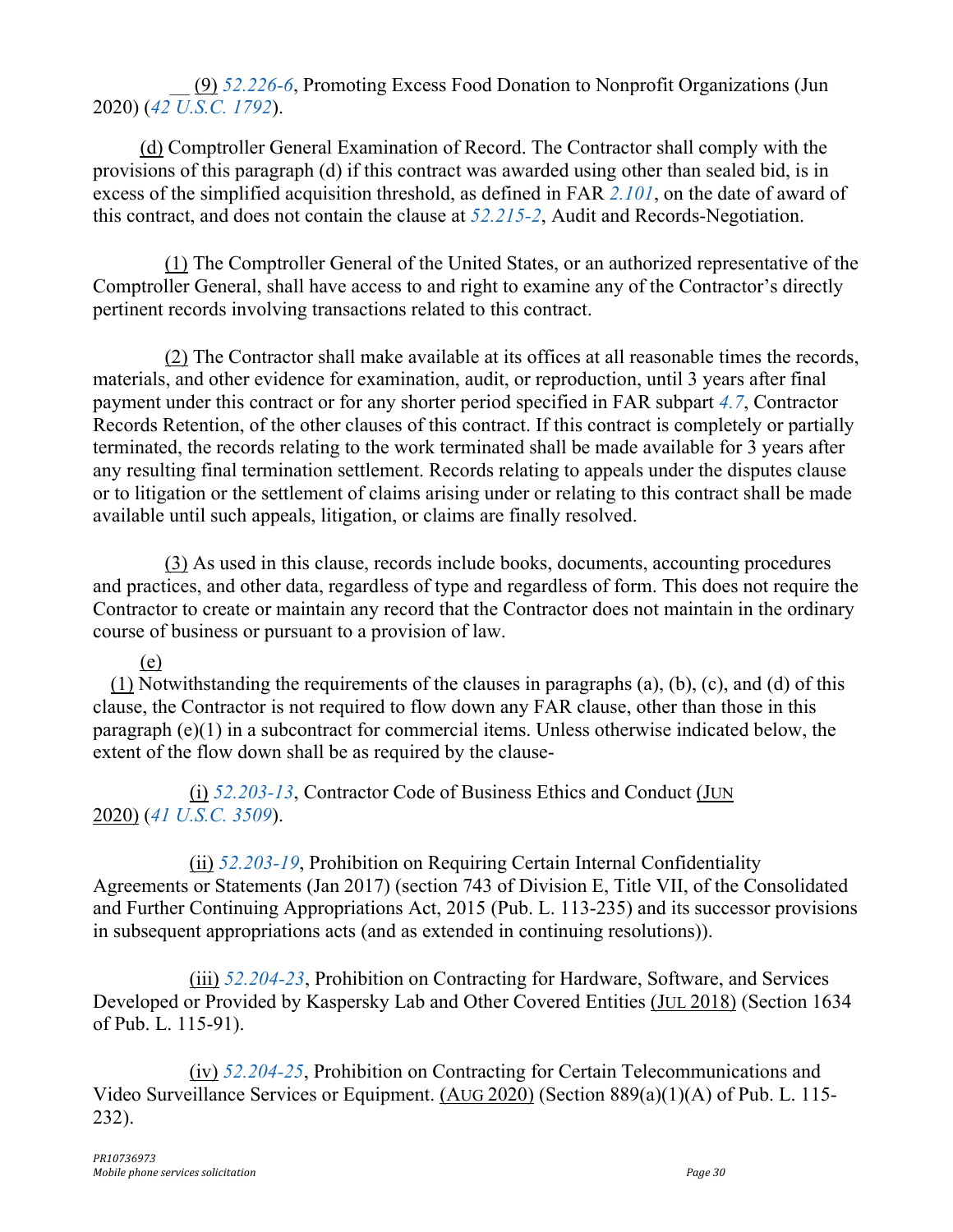__ (9) *52.226-6*, Promoting Excess Food Donation to Nonprofit Organizations (Jun 2020) (*42 U.S.C. 1792*).

(d) Comptroller General Examination of Record. The Contractor shall comply with the provisions of this paragraph (d) if this contract was awarded using other than sealed bid, is in excess of the simplified acquisition threshold, as defined in FAR *2.101*, on the date of award of this contract, and does not contain the clause at *52.215-2*, Audit and Records-Negotiation.

(1) The Comptroller General of the United States, or an authorized representative of the Comptroller General, shall have access to and right to examine any of the Contractor's directly pertinent records involving transactions related to this contract.

(2) The Contractor shall make available at its offices at all reasonable times the records, materials, and other evidence for examination, audit, or reproduction, until 3 years after final payment under this contract or for any shorter period specified in FAR subpart *4.7*, Contractor Records Retention, of the other clauses of this contract. If this contract is completely or partially terminated, the records relating to the work terminated shall be made available for 3 years after any resulting final termination settlement. Records relating to appeals under the disputes clause or to litigation or the settlement of claims arising under or relating to this contract shall be made available until such appeals, litigation, or claims are finally resolved.

(3) As used in this clause, records include books, documents, accounting procedures and practices, and other data, regardless of type and regardless of form. This does not require the Contractor to create or maintain any record that the Contractor does not maintain in the ordinary course of business or pursuant to a provision of law.

(e)

(1) Notwithstanding the requirements of the clauses in paragraphs (a), (b), (c), and (d) of this clause, the Contractor is not required to flow down any FAR clause, other than those in this paragraph (e)(1) in a subcontract for commercial items. Unless otherwise indicated below, the extent of the flow down shall be as required by the clause-

(i) *52.203-13*, Contractor Code of Business Ethics and Conduct (JUN 2020) (*41 U.S.C. 3509*).

(ii) *52.203-19*, Prohibition on Requiring Certain Internal Confidentiality Agreements or Statements (Jan 2017) (section 743 of Division E, Title VII, of the Consolidated and Further Continuing Appropriations Act, 2015 (Pub. L. 113-235) and its successor provisions in subsequent appropriations acts (and as extended in continuing resolutions)).

(iii) *52.204-23*, Prohibition on Contracting for Hardware, Software, and Services Developed or Provided by Kaspersky Lab and Other Covered Entities (JUL 2018) (Section 1634 of Pub. L. 115-91).

(iv) *52.204-25*, Prohibition on Contracting for Certain Telecommunications and Video Surveillance Services or Equipment. (AUG 2020) (Section 889(a)(1)(A) of Pub. L. 115-232).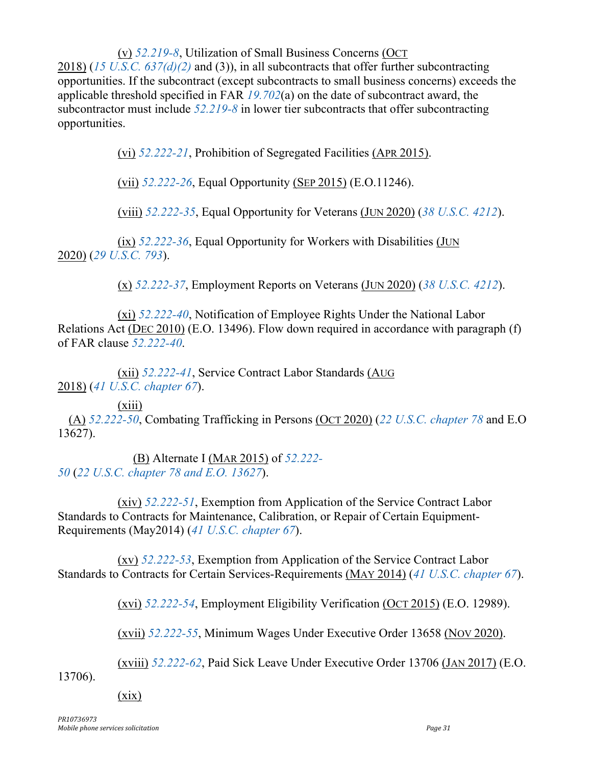(v) *52.219-8*, Utilization of Small Business Concerns (OCT 2018) (*15 U.S.C. 637(d)(2)* and (3)), in all subcontracts that offer further subcontracting opportunities. If the subcontract (except subcontracts to small business concerns) exceeds the applicable threshold specified in FAR *19.702*(a) on the date of subcontract award, the subcontractor must include *52.219-8* in lower tier subcontracts that offer subcontracting opportunities.

(vi) *52.222-21*, Prohibition of Segregated Facilities (APR 2015).

(vii) *52.222-26*, Equal Opportunity (SEP 2015) (E.O.11246).

(viii) *52.222-35*, Equal Opportunity for Veterans (JUN 2020) (*38 U.S.C. 4212*).

(ix) *52.222-36*, Equal Opportunity for Workers with Disabilities (JUN 2020) (*29 U.S.C. 793*).

(x) *52.222-37*, Employment Reports on Veterans (JUN 2020) (*38 U.S.C. 4212*).

(xi) *52.222-40*, Notification of Employee Rights Under the National Labor Relations Act (DEC 2010) (E.O. 13496). Flow down required in accordance with paragraph (f) of FAR clause *52.222-40*.

(xii) *52.222-41*, Service Contract Labor Standards (AUG 2018) (*41 U.S.C. chapter 67*).

(xiii)

(A) *52.222-50*, Combating Trafficking in Persons (OCT 2020) (*22 U.S.C. chapter 78* and E.O 13627).

(B) Alternate I (MAR 2015) of *52.222-50* (*22 U.S.C. chapter 78 and E.O. 13627*).

(xiv) *52.222-51*, Exemption from Application of the Service Contract Labor Standards to Contracts for Maintenance, Calibration, or Repair of Certain Equipment-Requirements (May2014) (*41 U.S.C. chapter 67*).

(xv) *52.222-53*, Exemption from Application of the Service Contract Labor Standards to Contracts for Certain Services-Requirements (MAY 2014) (*41 U.S.C. chapter 67*).

(xvi) *52.222-54*, Employment Eligibility Verification (OCT 2015) (E.O. 12989).

(xvii) *52.222-55*, Minimum Wages Under Executive Order 13658 (NOV 2020).

(xviii) *52.222-62*, Paid Sick Leave Under Executive Order 13706 (JAN 2017) (E.O. 13706).

(xix)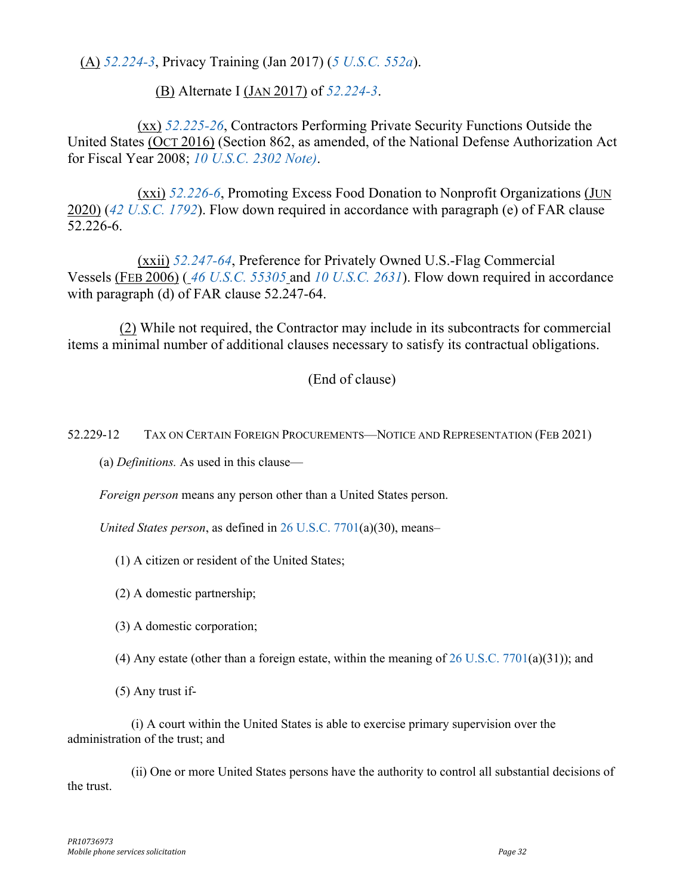(A) *52.224-3*, Privacy Training (Jan 2017) (*5 U.S.C. 552a*).

(B) Alternate I (JAN 2017) of *52.224-3*.

(xx) *52.225-26*, Contractors Performing Private Security Functions Outside the United States (OCT 2016) (Section 862, as amended, of the National Defense Authorization Act for Fiscal Year 2008; *10 U.S.C. 2302 Note)*.

(xxi) *52.226-6*, Promoting Excess Food Donation to Nonprofit Organizations (JUN 2020) (*42 U.S.C. 1792*). Flow down required in accordance with paragraph (e) of FAR clause 52.226-6.

(xxii) *52.247-64*, Preference for Privately Owned U.S.-Flag Commercial Vessels (FEB 2006) ( *46 U.S.C. 55305* and *10 U.S.C. 2631*). Flow down required in accordance with paragraph (d) of FAR clause 52.247-64.

(2) While not required, the Contractor may include in its subcontracts for commercial items a minimal number of additional clauses necessary to satisfy its contractual obligations.

(End of clause)

52.229-12 TAX ON CERTAIN FOREIGN PROCUREMENTS—NOTICE AND REPRESENTATION (FEB 2021)

(a) *Definitions.* As used in this clause—

*Foreign person* means any person other than a United States person.

*United States person*, as defined in 26 U.S.C. 7701(a)(30), means–

(1) A citizen or resident of the United States;

(2) A domestic partnership;

(3) A domestic corporation;

(4) Any estate (other than a foreign estate, within the meaning of 26 U.S.C. 7701(a)(31)); and

(5) Any trust if-

(i) A court within the United States is able to exercise primary supervision over the administration of the trust; and

(ii) One or more United States persons have the authority to control all substantial decisions of the trust.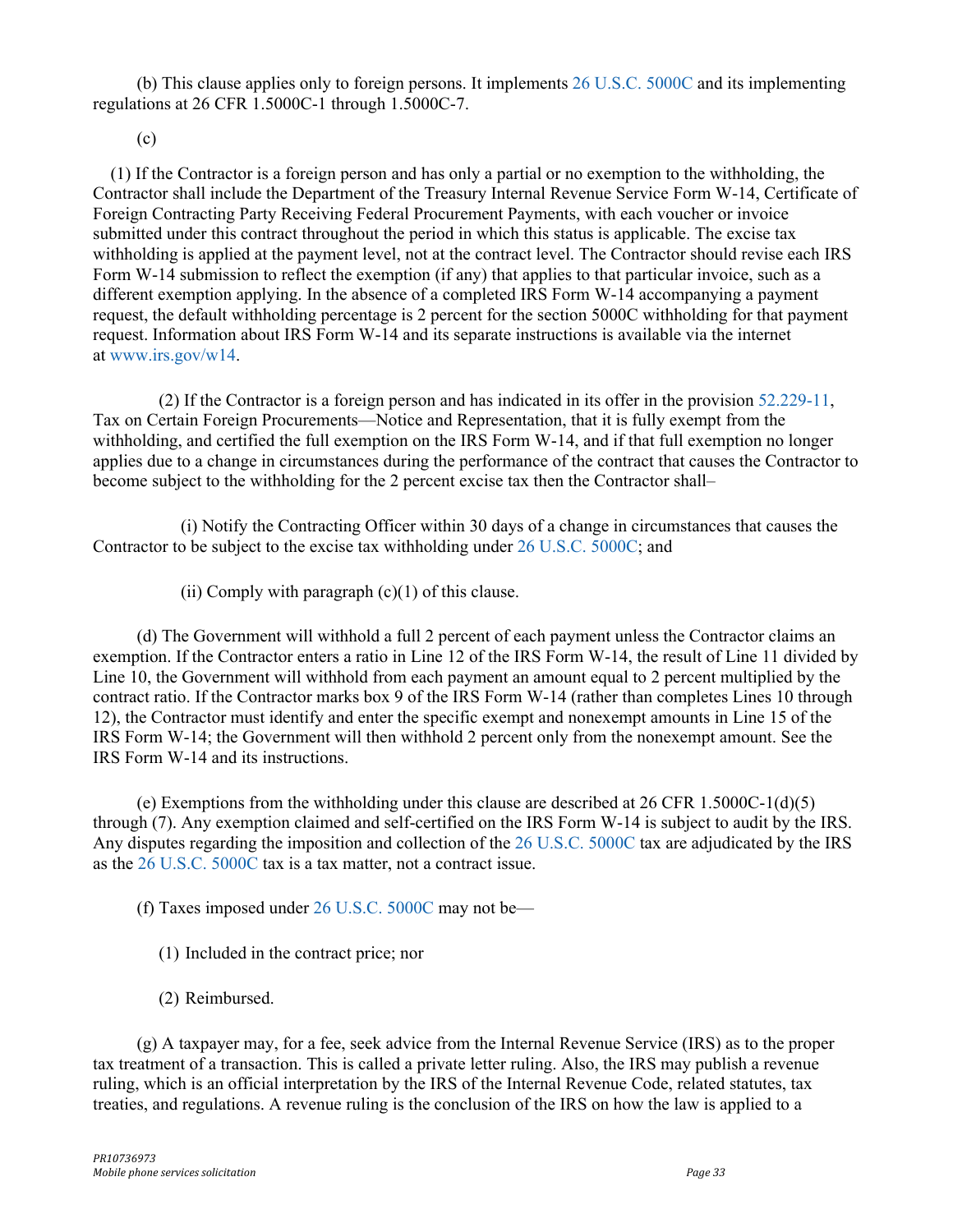(b) This clause applies only to foreign persons. It implements 26 U.S.C. 5000C and its implementing regulations at 26 CFR 1.5000C-1 through 1.5000C-7.

(c)

(1) If the Contractor is a foreign person and has only a partial or no exemption to the withholding, the Contractor shall include the Department of the Treasury Internal Revenue Service Form W-14, Certificate of Foreign Contracting Party Receiving Federal Procurement Payments, with each voucher or invoice submitted under this contract throughout the period in which this status is applicable. The excise tax withholding is applied at the payment level, not at the contract level. The Contractor should revise each IRS Form W-14 submission to reflect the exemption (if any) that applies to that particular invoice, such as a different exemption applying. In the absence of a completed IRS Form W-14 accompanying a payment request, the default withholding percentage is 2 percent for the section 5000C withholding for that payment request. Information about IRS Form W-14 and its separate instructions is available via the internet at www.irs.gov/w14.

(2) If the Contractor is a foreign person and has indicated in its offer in the provision 52.229-11, Tax on Certain Foreign Procurements—Notice and Representation, that it is fully exempt from the withholding, and certified the full exemption on the IRS Form W-14, and if that full exemption no longer applies due to a change in circumstances during the performance of the contract that causes the Contractor to become subject to the withholding for the 2 percent excise tax then the Contractor shall–

(i) Notify the Contracting Officer within 30 days of a change in circumstances that causes the Contractor to be subject to the excise tax withholding under 26 U.S.C. 5000C; and

(ii) Comply with paragraph (c)(1) of this clause.

(d) The Government will withhold a full 2 percent of each payment unless the Contractor claims an exemption. If the Contractor enters a ratio in Line 12 of the IRS Form W-14, the result of Line 11 divided by Line 10, the Government will withhold from each payment an amount equal to 2 percent multiplied by the contract ratio. If the Contractor marks box 9 of the IRS Form W-14 (rather than completes Lines 10 through 12), the Contractor must identify and enter the specific exempt and nonexempt amounts in Line 15 of the IRS Form W-14; the Government will then withhold 2 percent only from the nonexempt amount. See the IRS Form W-14 and its instructions.

(e) Exemptions from the withholding under this clause are described at 26 CFR 1.5000C-1(d)(5) through (7). Any exemption claimed and self-certified on the IRS Form W-14 is subject to audit by the IRS. Any disputes regarding the imposition and collection of the 26 U.S.C. 5000C tax are adjudicated by the IRS as the 26 U.S.C. 5000C tax is a tax matter, not a contract issue.

(f) Taxes imposed under 26 U.S.C. 5000C may not be—

(1) Included in the contract price; nor

(2) Reimbursed.

(g) A taxpayer may, for a fee, seek advice from the Internal Revenue Service (IRS) as to the proper tax treatment of a transaction. This is called a private letter ruling. Also, the IRS may publish a revenue ruling, which is an official interpretation by the IRS of the Internal Revenue Code, related statutes, tax treaties, and regulations. A revenue ruling is the conclusion of the IRS on how the law is applied to a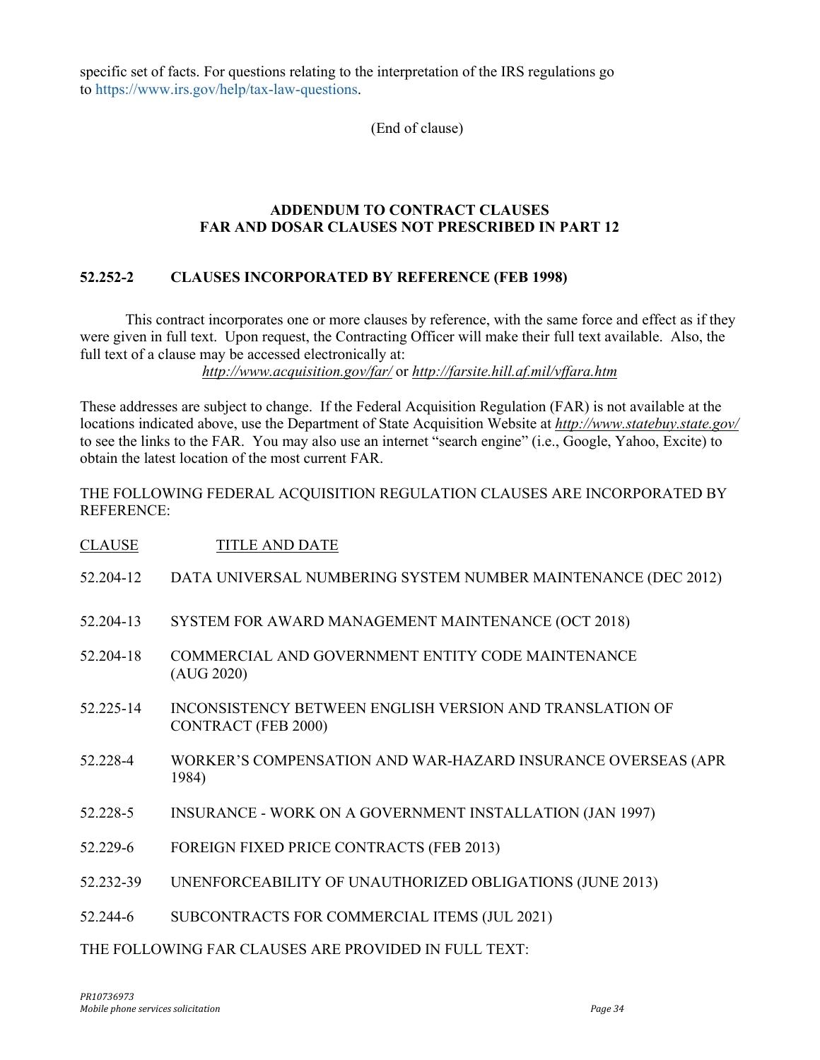specific set of facts. For questions relating to the interpretation of the IRS regulations go to https://www.irs.gov/help/tax-law-questions.

(End of clause)

## ADDENDUM TO CONTRACT CLAUSES
## FAR AND DOSAR CLAUSES NOT PRESCRIBED IN PART 12

### 52.252-2 CLAUSES INCORPORATED BY REFERENCE (FEB 1998)

This contract incorporates one or more clauses by reference, with the same force and effect as if they were given in full text. Upon request, the Contracting Officer will make their full text available. Also, the full text of a clause may be accessed electronically at:

*http://www.acquisition.gov/far/* or *http://farsite.hill.af.mil/vffara.htm*

These addresses are subject to change. If the Federal Acquisition Regulation (FAR) is not available at the locations indicated above, use the Department of State Acquisition Website at *http://www.statebuy.state.gov/* to see the links to the FAR. You may also use an internet "search engine" (i.e., Google, Yahoo, Excite) to obtain the latest location of the most current FAR.

THE FOLLOWING FEDERAL ACQUISITION REGULATION CLAUSES ARE INCORPORATED BY REFERENCE:

| CLAUSE | TITLE AND DATE |
| --- | --- |
| 52.204-12 | DATA UNIVERSAL NUMBERING SYSTEM NUMBER MAINTENANCE (DEC 2012) |
| 52.204-13 | SYSTEM FOR AWARD MANAGEMENT MAINTENANCE (OCT 2018) |
| 52.204-18 | COMMERCIAL AND GOVERNMENT ENTITY CODE MAINTENANCE (AUG 2020) |
| 52.225-14 | INCONSISTENCY BETWEEN ENGLISH VERSION AND TRANSLATION OF CONTRACT (FEB 2000) |
| 52.228-4 | WORKER'S COMPENSATION AND WAR-HAZARD INSURANCE OVERSEAS (APR 1984) |
| 52.228-5 | INSURANCE - WORK ON A GOVERNMENT INSTALLATION (JAN 1997) |
| 52.229-6 | FOREIGN FIXED PRICE CONTRACTS (FEB 2013) |
| 52.232-39 | UNENFORCEABILITY OF UNAUTHORIZED OBLIGATIONS (JUNE 2013) |
| 52.244-6 | SUBCONTRACTS FOR COMMERCIAL ITEMS (JUL 2021) |

THE FOLLOWING FAR CLAUSES ARE PROVIDED IN FULL TEXT: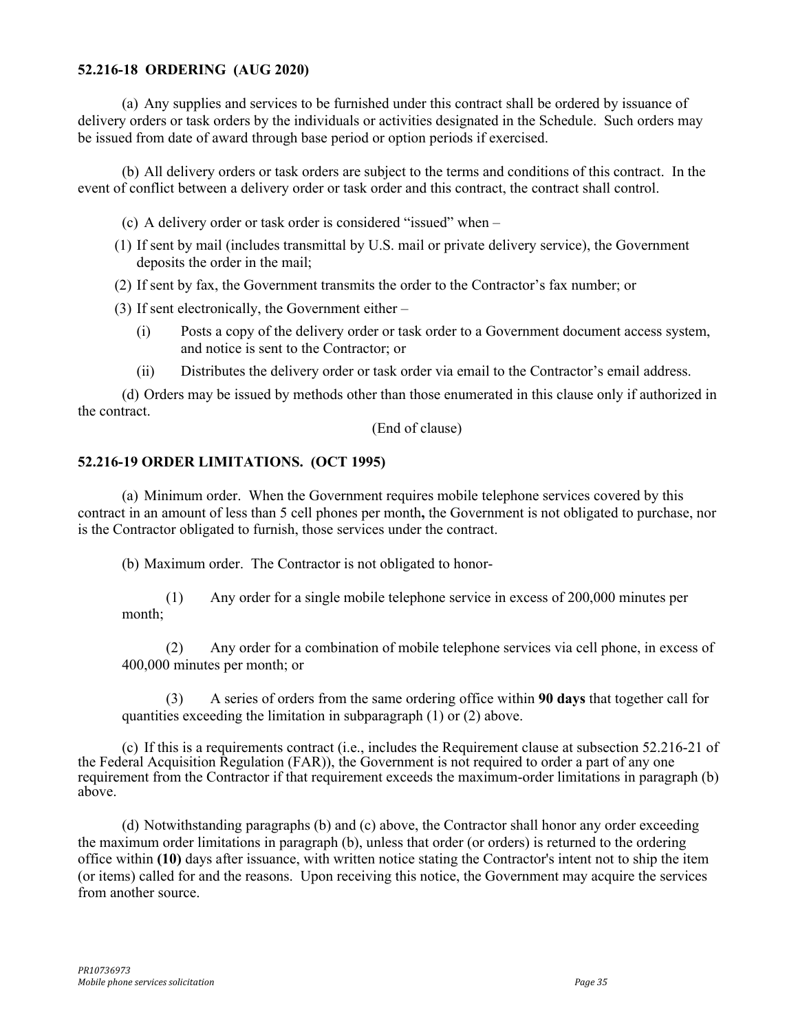**52.216-18 ORDERING (AUG 2020)**

(a) Any supplies and services to be furnished under this contract shall be ordered by issuance of delivery orders or task orders by the individuals or activities designated in the Schedule. Such orders may be issued from date of award through base period or option periods if exercised.

(b) All delivery orders or task orders are subject to the terms and conditions of this contract. In the event of conflict between a delivery order or task order and this contract, the contract shall control.

(c) A delivery order or task order is considered "issued" when –

(1) If sent by mail (includes transmittal by U.S. mail or private delivery service), the Government deposits the order in the mail;

(2) If sent by fax, the Government transmits the order to the Contractor's fax number; or

(3) If sent electronically, the Government either –

(i) Posts a copy of the delivery order or task order to a Government document access system, and notice is sent to the Contractor; or

(ii) Distributes the delivery order or task order via email to the Contractor's email address.

(d) Orders may be issued by methods other than those enumerated in this clause only if authorized in the contract.

(End of clause)

**52.216-19 ORDER LIMITATIONS. (OCT 1995)**

(a) Minimum order. When the Government requires mobile telephone services covered by this contract in an amount of less than 5 cell phones per month**,** the Government is not obligated to purchase, nor is the Contractor obligated to furnish, those services under the contract.

(b) Maximum order. The Contractor is not obligated to honor-

(1) Any order for a single mobile telephone service in excess of 200,000 minutes per month;

(2) Any order for a combination of mobile telephone services via cell phone, in excess of 400,000 minutes per month; or

(3) A series of orders from the same ordering office within **90 days** that together call for quantities exceeding the limitation in subparagraph (1) or (2) above.

(c) If this is a requirements contract (i.e., includes the Requirement clause at subsection 52.216-21 of the Federal Acquisition Regulation (FAR)), the Government is not required to order a part of any one requirement from the Contractor if that requirement exceeds the maximum-order limitations in paragraph (b) above.

(d) Notwithstanding paragraphs (b) and (c) above, the Contractor shall honor any order exceeding the maximum order limitations in paragraph (b), unless that order (or orders) is returned to the ordering office within **(10)** days after issuance, with written notice stating the Contractor's intent not to ship the item (or items) called for and the reasons. Upon receiving this notice, the Government may acquire the services from another source.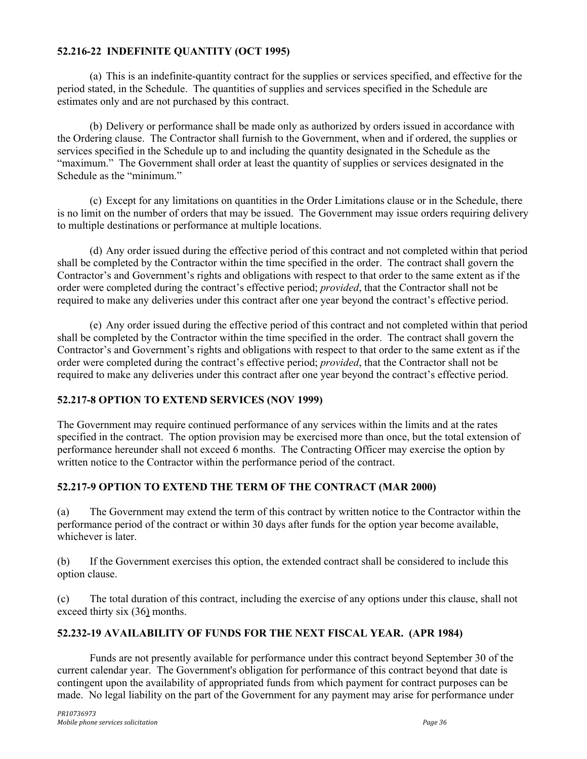### 52.216-22 INDEFINITE QUANTITY (OCT 1995)

(a) This is an indefinite-quantity contract for the supplies or services specified, and effective for the period stated, in the Schedule. The quantities of supplies and services specified in the Schedule are estimates only and are not purchased by this contract.

(b) Delivery or performance shall be made only as authorized by orders issued in accordance with the Ordering clause. The Contractor shall furnish to the Government, when and if ordered, the supplies or services specified in the Schedule up to and including the quantity designated in the Schedule as the "maximum." The Government shall order at least the quantity of supplies or services designated in the Schedule as the "minimum."

(c) Except for any limitations on quantities in the Order Limitations clause or in the Schedule, there is no limit on the number of orders that may be issued. The Government may issue orders requiring delivery to multiple destinations or performance at multiple locations.

(d) Any order issued during the effective period of this contract and not completed within that period shall be completed by the Contractor within the time specified in the order. The contract shall govern the Contractor's and Government's rights and obligations with respect to that order to the same extent as if the order were completed during the contract's effective period; *provided*, that the Contractor shall not be required to make any deliveries under this contract after one year beyond the contract's effective period.

(e) Any order issued during the effective period of this contract and not completed within that period shall be completed by the Contractor within the time specified in the order. The contract shall govern the Contractor's and Government's rights and obligations with respect to that order to the same extent as if the order were completed during the contract's effective period; *provided*, that the Contractor shall not be required to make any deliveries under this contract after one year beyond the contract's effective period.

### 52.217-8 OPTION TO EXTEND SERVICES (NOV 1999)

The Government may require continued performance of any services within the limits and at the rates specified in the contract. The option provision may be exercised more than once, but the total extension of performance hereunder shall not exceed 6 months. The Contracting Officer may exercise the option by written notice to the Contractor within the performance period of the contract.

### 52.217-9 OPTION TO EXTEND THE TERM OF THE CONTRACT (MAR 2000)

(a) The Government may extend the term of this contract by written notice to the Contractor within the performance period of the contract or within 30 days after funds for the option year become available, whichever is later.

(b) If the Government exercises this option, the extended contract shall be considered to include this option clause.

(c) The total duration of this contract, including the exercise of any options under this clause, shall not exceed thirty six (36) months.

### 52.232-19 AVAILABILITY OF FUNDS FOR THE NEXT FISCAL YEAR. (APR 1984)

Funds are not presently available for performance under this contract beyond September 30 of the current calendar year. The Government's obligation for performance of this contract beyond that date is contingent upon the availability of appropriated funds from which payment for contract purposes can be made. No legal liability on the part of the Government for any payment may arise for performance under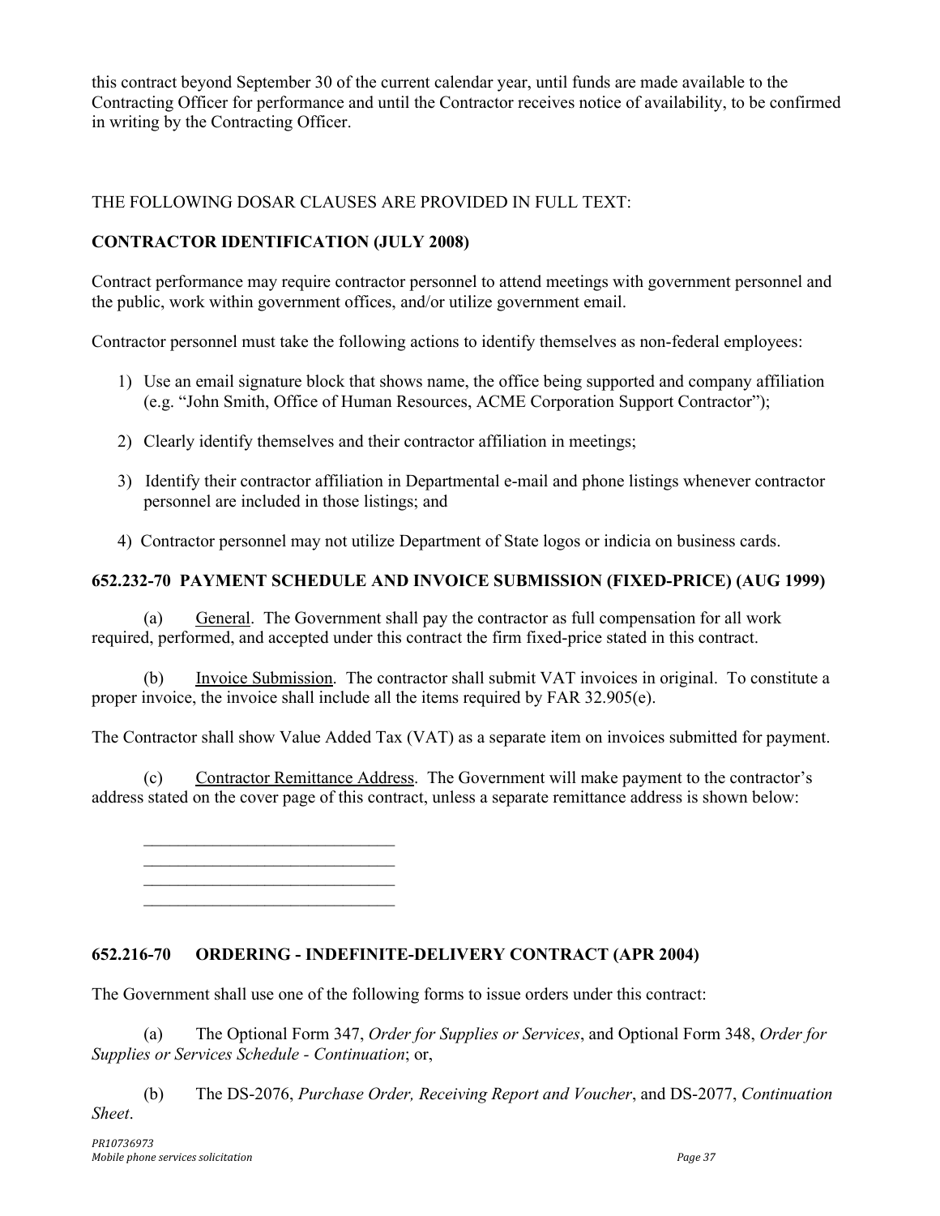this contract beyond September 30 of the current calendar year, until funds are made available to the Contracting Officer for performance and until the Contractor receives notice of availability, to be confirmed in writing by the Contracting Officer.

THE FOLLOWING DOSAR CLAUSES ARE PROVIDED IN FULL TEXT:

**CONTRACTOR IDENTIFICATION (JULY 2008)**

Contract performance may require contractor personnel to attend meetings with government personnel and the public, work within government offices, and/or utilize government email.

Contractor personnel must take the following actions to identify themselves as non-federal employees:

1) Use an email signature block that shows name, the office being supported and company affiliation (e.g. "John Smith, Office of Human Resources, ACME Corporation Support Contractor");
2) Clearly identify themselves and their contractor affiliation in meetings;
3) Identify their contractor affiliation in Departmental e-mail and phone listings whenever contractor personnel are included in those listings; and
4) Contractor personnel may not utilize Department of State logos or indicia on business cards.

**652.232-70 PAYMENT SCHEDULE AND INVOICE SUBMISSION (FIXED-PRICE) (AUG 1999)**

(a) General. The Government shall pay the contractor as full compensation for all work required, performed, and accepted under this contract the firm fixed-price stated in this contract.

(b) Invoice Submission. The contractor shall submit VAT invoices in original. To constitute a proper invoice, the invoice shall include all the items required by FAR 32.905(e).

The Contractor shall show Value Added Tax (VAT) as a separate item on invoices submitted for payment.

(c) Contractor Remittance Address. The Government will make payment to the contractor's address stated on the cover page of this contract, unless a separate remittance address is shown below:

______________________________
______________________________
______________________________
______________________________

**652.216-70 ORDERING - INDEFINITE-DELIVERY CONTRACT (APR 2004)**

The Government shall use one of the following forms to issue orders under this contract:

(a) The Optional Form 347, *Order for Supplies or Services*, and Optional Form 348, *Order for Supplies or Services Schedule - Continuation*; or,

(b) The DS-2076, *Purchase Order, Receiving Report and Voucher*, and DS-2077, *Continuation Sheet*.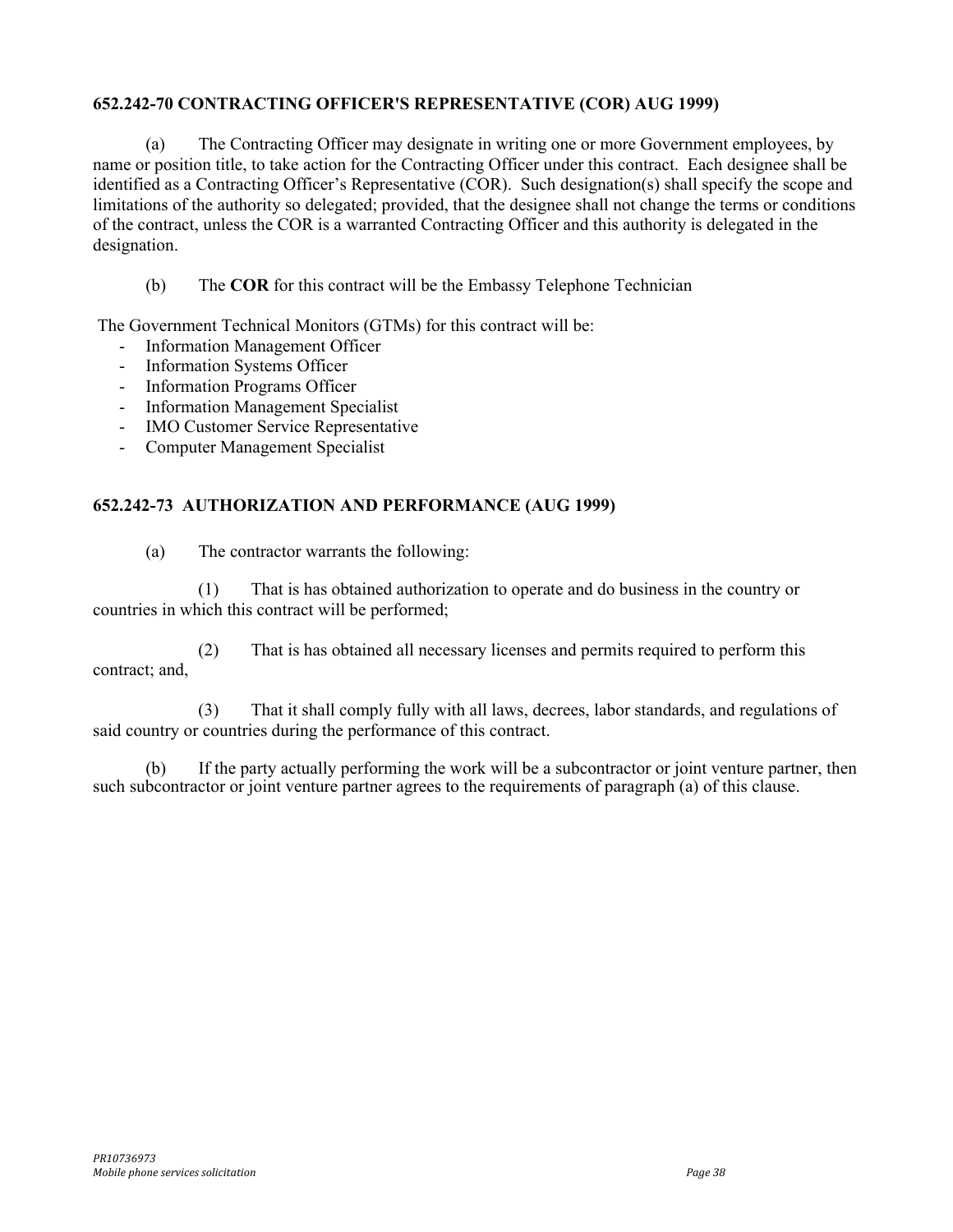### 652.242-70 CONTRACTING OFFICER'S REPRESENTATIVE (COR) AUG 1999)

(a) The Contracting Officer may designate in writing one or more Government employees, by name or position title, to take action for the Contracting Officer under this contract. Each designee shall be identified as a Contracting Officer's Representative (COR). Such designation(s) shall specify the scope and limitations of the authority so delegated; provided, that the designee shall not change the terms or conditions of the contract, unless the COR is a warranted Contracting Officer and this authority is delegated in the designation.

(b) The **COR** for this contract will be the Embassy Telephone Technician

The Government Technical Monitors (GTMs) for this contract will be:

- Information Management Officer
- Information Systems Officer
- Information Programs Officer
- Information Management Specialist
- IMO Customer Service Representative
- Computer Management Specialist

### 652.242-73 AUTHORIZATION AND PERFORMANCE (AUG 1999)

(a) The contractor warrants the following:

(1) That is has obtained authorization to operate and do business in the country or countries in which this contract will be performed;

(2) That is has obtained all necessary licenses and permits required to perform this contract; and,

(3) That it shall comply fully with all laws, decrees, labor standards, and regulations of said country or countries during the performance of this contract.

(b) If the party actually performing the work will be a subcontractor or joint venture partner, then such subcontractor or joint venture partner agrees to the requirements of paragraph (a) of this clause.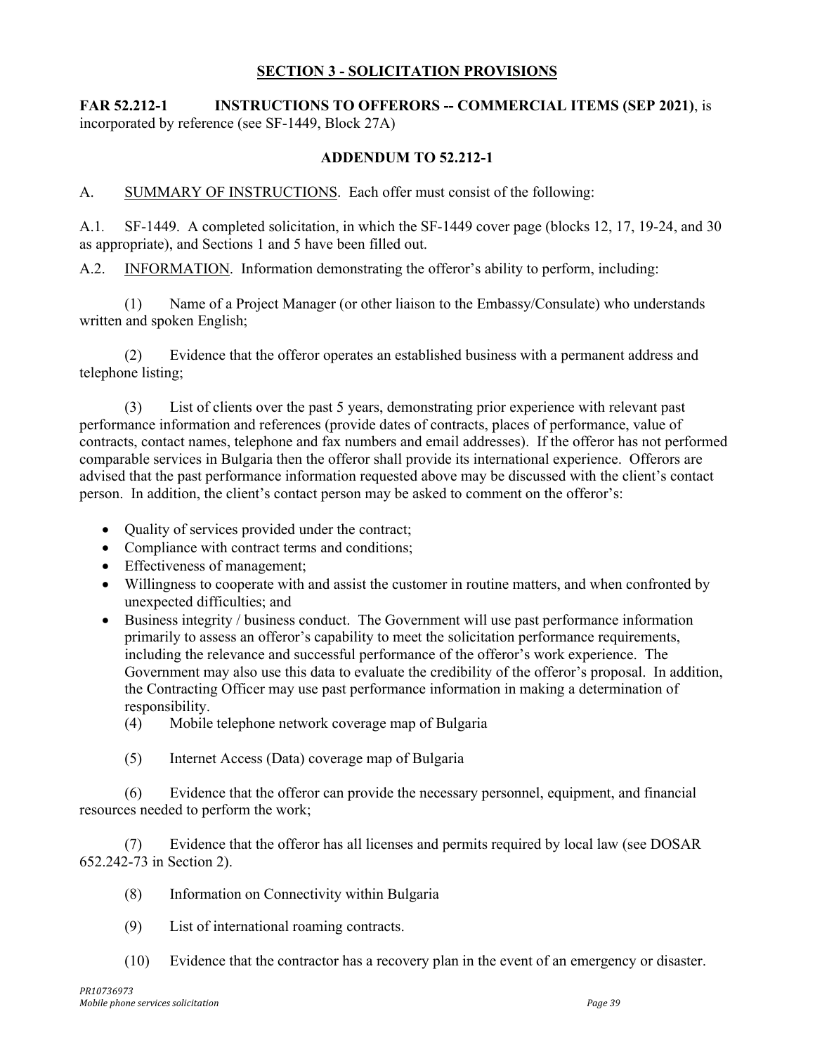## SECTION 3 - SOLICITATION PROVISIONS

**FAR 52.212-1 INSTRUCTIONS TO OFFERORS -- COMMERCIAL ITEMS (SEP 2021)**, is incorporated by reference (see SF-1449, Block 27A)

### ADDENDUM TO 52.212-1

A. SUMMARY OF INSTRUCTIONS. Each offer must consist of the following:

A.1. SF-1449. A completed solicitation, in which the SF-1449 cover page (blocks 12, 17, 19-24, and 30 as appropriate), and Sections 1 and 5 have been filled out.

A.2. INFORMATION. Information demonstrating the offeror's ability to perform, including:

(1) Name of a Project Manager (or other liaison to the Embassy/Consulate) who understands written and spoken English;

(2) Evidence that the offeror operates an established business with a permanent address and telephone listing;

(3) List of clients over the past 5 years, demonstrating prior experience with relevant past performance information and references (provide dates of contracts, places of performance, value of contracts, contact names, telephone and fax numbers and email addresses). If the offeror has not performed comparable services in Bulgaria then the offeror shall provide its international experience. Offerors are advised that the past performance information requested above may be discussed with the client's contact person. In addition, the client's contact person may be asked to comment on the offeror's:

- Quality of services provided under the contract;
- Compliance with contract terms and conditions;
- Effectiveness of management;
- Willingness to cooperate with and assist the customer in routine matters, and when confronted by unexpected difficulties; and
- Business integrity / business conduct. The Government will use past performance information primarily to assess an offeror's capability to meet the solicitation performance requirements, including the relevance and successful performance of the offeror's work experience. The Government may also use this data to evaluate the credibility of the offeror's proposal. In addition, the Contracting Officer may use past performance information in making a determination of responsibility.

(4) Mobile telephone network coverage map of Bulgaria

(5) Internet Access (Data) coverage map of Bulgaria

(6) Evidence that the offeror can provide the necessary personnel, equipment, and financial resources needed to perform the work;

(7) Evidence that the offeror has all licenses and permits required by local law (see DOSAR 652.242-73 in Section 2).

(8) Information on Connectivity within Bulgaria

(9) List of international roaming contracts.

(10) Evidence that the contractor has a recovery plan in the event of an emergency or disaster.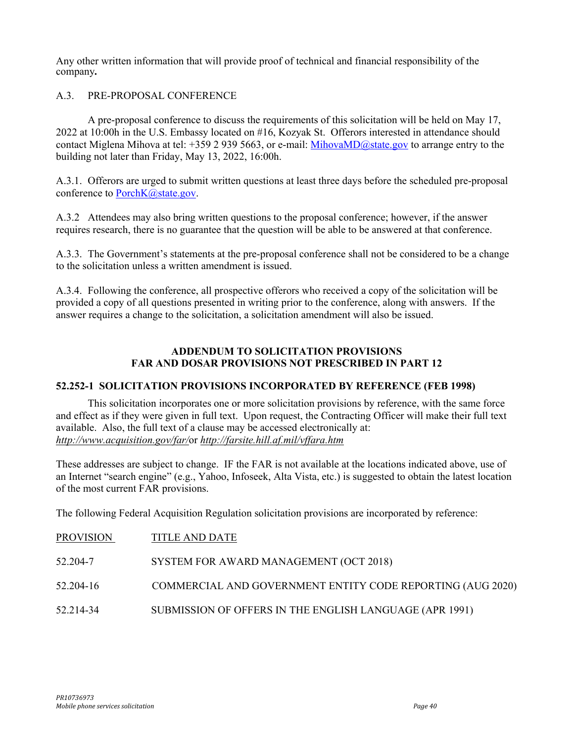Any other written information that will provide proof of technical and financial responsibility of the company**.**

A.3. PRE-PROPOSAL CONFERENCE

A pre-proposal conference to discuss the requirements of this solicitation will be held on May 17, 2022 at 10:00h in the U.S. Embassy located on #16, Kozyak St. Offerors interested in attendance should contact Miglena Mihova at tel: +359 2 939 5663, or e-mail: MihovaMD@state.gov to arrange entry to the building not later than Friday, May 13, 2022, 16:00h.

A.3.1. Offerors are urged to submit written questions at least three days before the scheduled pre-proposal conference to PorchK@state.gov.

A.3.2 Attendees may also bring written questions to the proposal conference; however, if the answer requires research, there is no guarantee that the question will be able to be answered at that conference.

A.3.3. The Government's statements at the pre-proposal conference shall not be considered to be a change to the solicitation unless a written amendment is issued.

A.3.4. Following the conference, all prospective offerors who received a copy of the solicitation will be provided a copy of all questions presented in writing prior to the conference, along with answers. If the answer requires a change to the solicitation, a solicitation amendment will also be issued.

**ADDENDUM TO SOLICITATION PROVISIONS**
**FAR AND DOSAR PROVISIONS NOT PRESCRIBED IN PART 12**

**52.252-1 SOLICITATION PROVISIONS INCORPORATED BY REFERENCE (FEB 1998)**

This solicitation incorporates one or more solicitation provisions by reference, with the same force and effect as if they were given in full text. Upon request, the Contracting Officer will make their full text available. Also, the full text of a clause may be accessed electronically at: *http://www.acquisition.gov/far/*or *http://farsite.hill.af.mil/vffara.htm*

These addresses are subject to change. IF the FAR is not available at the locations indicated above, use of an Internet "search engine" (e.g., Yahoo, Infoseek, Alta Vista, etc.) is suggested to obtain the latest location of the most current FAR provisions.

The following Federal Acquisition Regulation solicitation provisions are incorporated by reference:

| PROVISION | TITLE AND DATE |
|---|---|
| 52.204-7 | SYSTEM FOR AWARD MANAGEMENT (OCT 2018) |
| 52.204-16 | COMMERCIAL AND GOVERNMENT ENTITY CODE REPORTING (AUG 2020) |
| 52.214-34 | SUBMISSION OF OFFERS IN THE ENGLISH LANGUAGE (APR 1991) |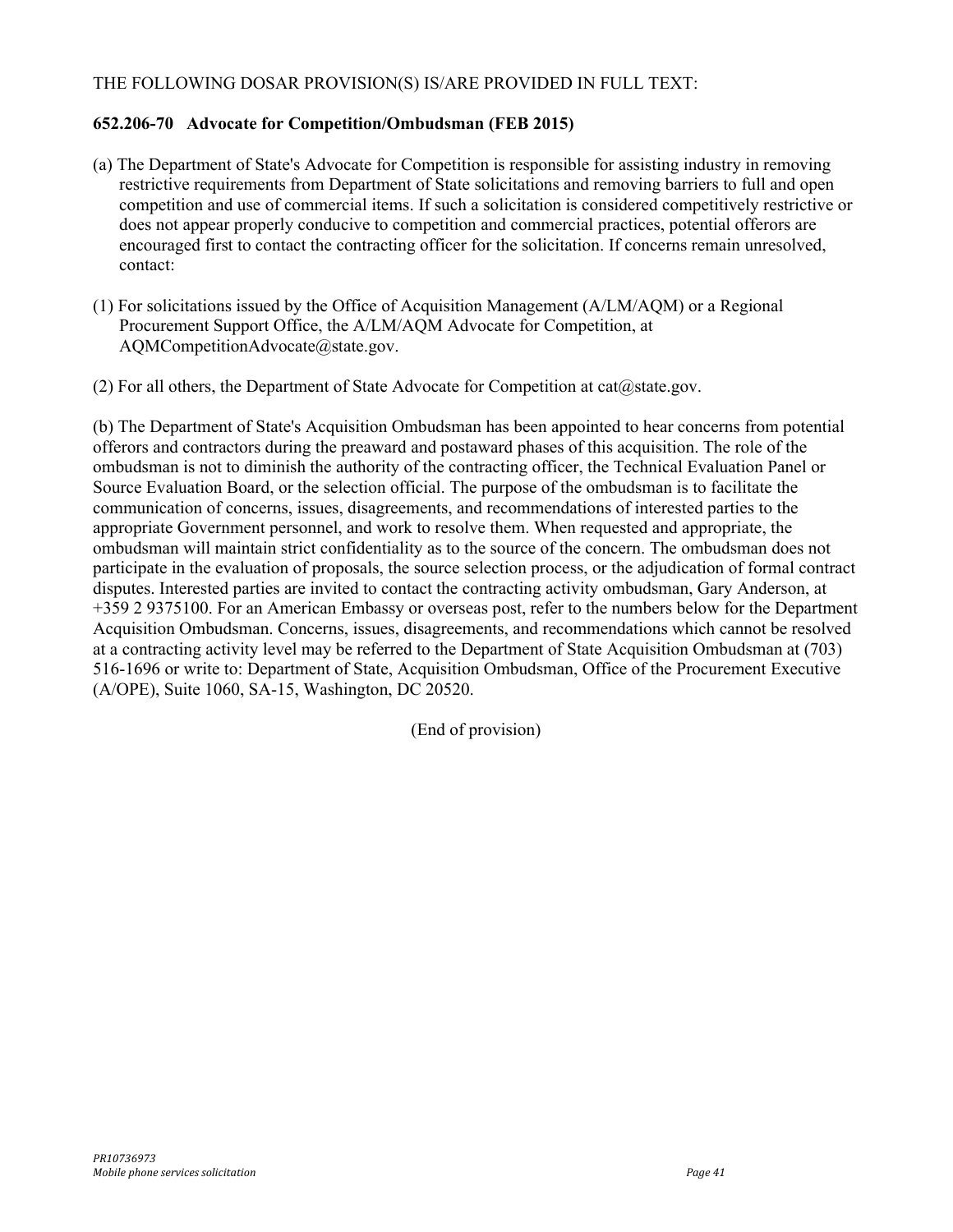THE FOLLOWING DOSAR PROVISION(S) IS/ARE PROVIDED IN FULL TEXT:

**652.206-70 Advocate for Competition/Ombudsman (FEB 2015)**

(a) The Department of State's Advocate for Competition is responsible for assisting industry in removing restrictive requirements from Department of State solicitations and removing barriers to full and open competition and use of commercial items. If such a solicitation is considered competitively restrictive or does not appear properly conducive to competition and commercial practices, potential offerors are encouraged first to contact the contracting officer for the solicitation. If concerns remain unresolved, contact:

(1) For solicitations issued by the Office of Acquisition Management (A/LM/AQM) or a Regional Procurement Support Office, the A/LM/AQM Advocate for Competition, at AQMCompetitionAdvocate@state.gov.

(2) For all others, the Department of State Advocate for Competition at cat@state.gov.

(b) The Department of State's Acquisition Ombudsman has been appointed to hear concerns from potential offerors and contractors during the preaward and postaward phases of this acquisition. The role of the ombudsman is not to diminish the authority of the contracting officer, the Technical Evaluation Panel or Source Evaluation Board, or the selection official. The purpose of the ombudsman is to facilitate the communication of concerns, issues, disagreements, and recommendations of interested parties to the appropriate Government personnel, and work to resolve them. When requested and appropriate, the ombudsman will maintain strict confidentiality as to the source of the concern. The ombudsman does not participate in the evaluation of proposals, the source selection process, or the adjudication of formal contract disputes. Interested parties are invited to contact the contracting activity ombudsman, Gary Anderson, at +359 2 9375100. For an American Embassy or overseas post, refer to the numbers below for the Department Acquisition Ombudsman. Concerns, issues, disagreements, and recommendations which cannot be resolved at a contracting activity level may be referred to the Department of State Acquisition Ombudsman at (703) 516-1696 or write to: Department of State, Acquisition Ombudsman, Office of the Procurement Executive (A/OPE), Suite 1060, SA-15, Washington, DC 20520.

(End of provision)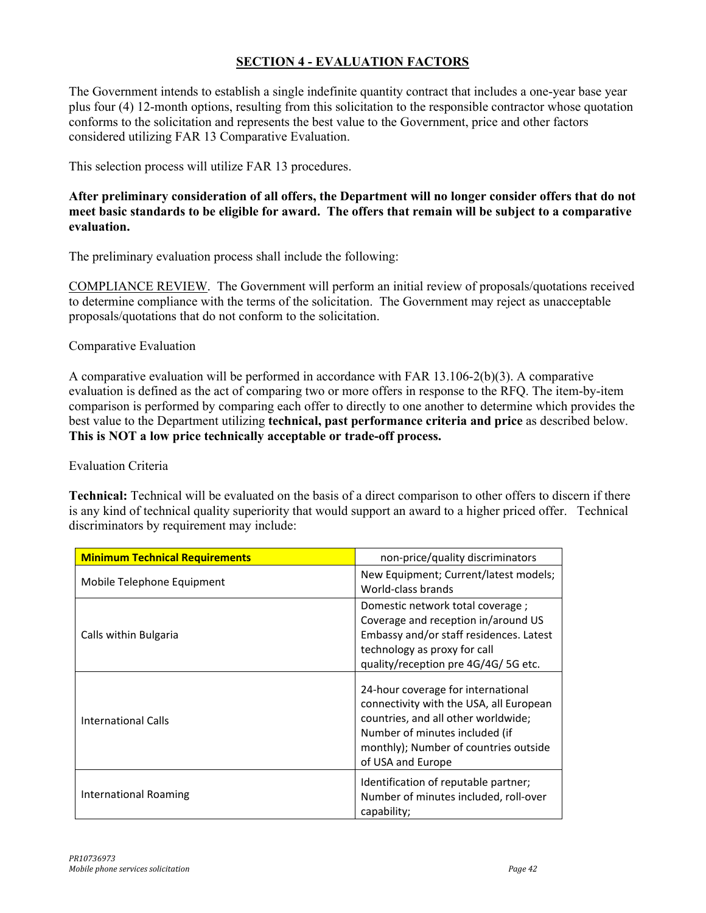## SECTION 4 - EVALUATION FACTORS

The Government intends to establish a single indefinite quantity contract that includes a one-year base year plus four (4) 12-month options, resulting from this solicitation to the responsible contractor whose quotation conforms to the solicitation and represents the best value to the Government, price and other factors considered utilizing FAR 13 Comparative Evaluation.

This selection process will utilize FAR 13 procedures.

**After preliminary consideration of all offers, the Department will no longer consider offers that do not meet basic standards to be eligible for award. The offers that remain will be subject to a comparative evaluation.**

The preliminary evaluation process shall include the following:

COMPLIANCE REVIEW. The Government will perform an initial review of proposals/quotations received to determine compliance with the terms of the solicitation. The Government may reject as unacceptable proposals/quotations that do not conform to the solicitation.

Comparative Evaluation

A comparative evaluation will be performed in accordance with FAR 13.106-2(b)(3). A comparative evaluation is defined as the act of comparing two or more offers in response to the RFQ. The item-by-item comparison is performed by comparing each offer to directly to one another to determine which provides the best value to the Department utilizing **technical, past performance criteria and price** as described below. **This is NOT a low price technically acceptable or trade-off process.**

Evaluation Criteria

**Technical:** Technical will be evaluated on the basis of a direct comparison to other offers to discern if there is any kind of technical quality superiority that would support an award to a higher priced offer. Technical discriminators by requirement may include:

| **Minimum Technical Requirements** | non-price/quality discriminators |
|---|---|
| Mobile Telephone Equipment | New Equipment; Current/latest models; World-class brands |
| Calls within Bulgaria | Domestic network total coverage ; Coverage and reception in/around US Embassy and/or staff residences. Latest technology as proxy for call quality/reception pre 4G/4G/ 5G etc. |
| International Calls | 24-hour coverage for international connectivity with the USA, all European countries, and all other worldwide; Number of minutes included (if monthly); Number of countries outside of USA and Europe |
| International Roaming | Identification of reputable partner; Number of minutes included, roll-over capability; |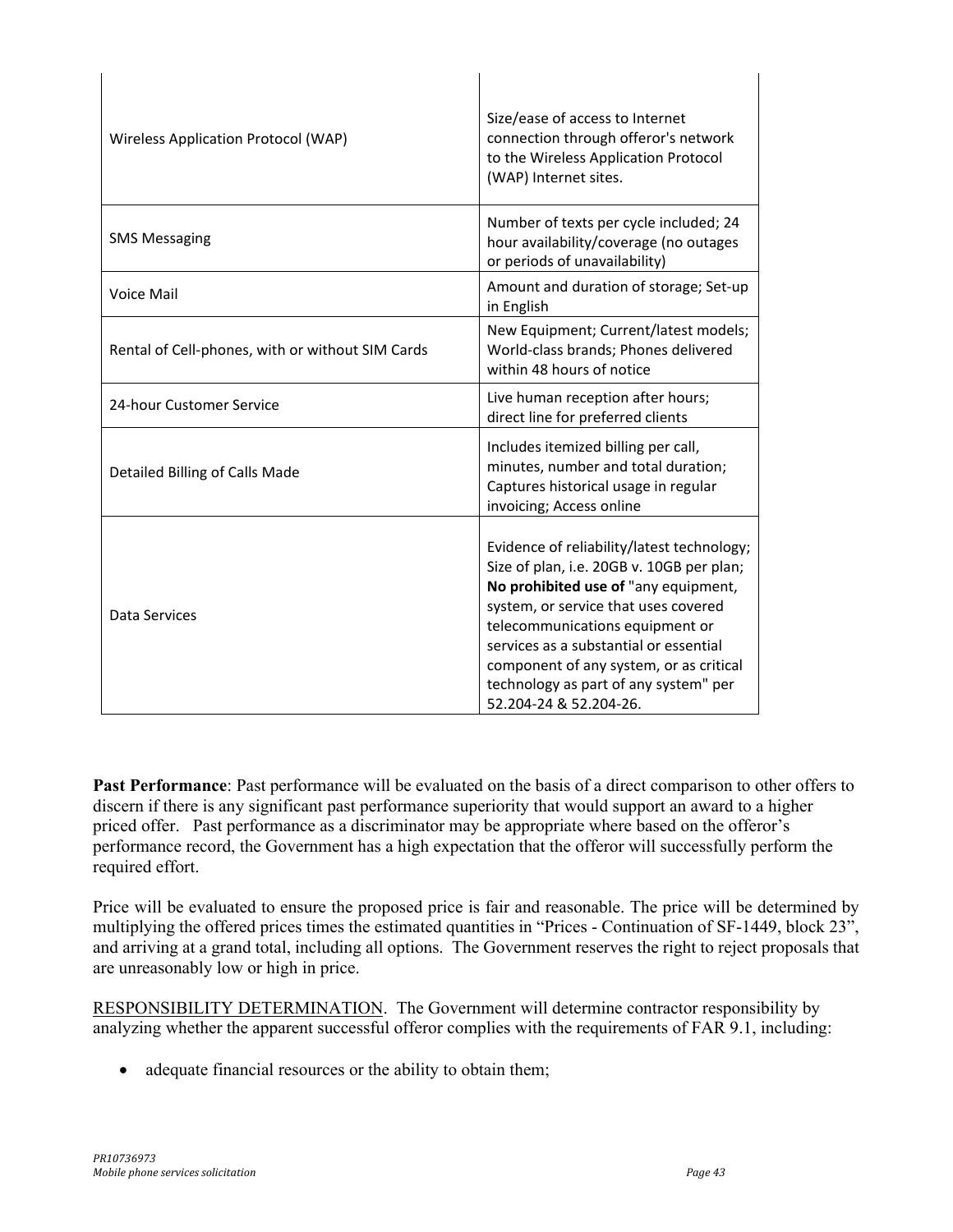| | |
|---|---|
| Wireless Application Protocol (WAP) | Size/ease of access to Internet connection through offeror's network to the Wireless Application Protocol (WAP) Internet sites. |
| SMS Messaging | Number of texts per cycle included; 24 hour availability/coverage (no outages or periods of unavailability) |
| Voice Mail | Amount and duration of storage; Set-up in English |
| Rental of Cell-phones, with or without SIM Cards | New Equipment; Current/latest models; World-class brands; Phones delivered within 48 hours of notice |
| 24-hour Customer Service | Live human reception after hours; direct line for preferred clients |
| Detailed Billing of Calls Made | Includes itemized billing per call, minutes, number and total duration; Captures historical usage in regular invoicing; Access online |
| Data Services | Evidence of reliability/latest technology; Size of plan, i.e. 20GB v. 10GB per plan; **No prohibited use of** "any equipment, system, or service that uses covered telecommunications equipment or services as a substantial or essential component of any system, or as critical technology as part of any system" per 52.204-24 & 52.204-26. |

**Past Performance**: Past performance will be evaluated on the basis of a direct comparison to other offers to discern if there is any significant past performance superiority that would support an award to a higher priced offer. Past performance as a discriminator may be appropriate where based on the offeror's performance record, the Government has a high expectation that the offeror will successfully perform the required effort.

Price will be evaluated to ensure the proposed price is fair and reasonable. The price will be determined by multiplying the offered prices times the estimated quantities in "Prices - Continuation of SF-1449, block 23", and arriving at a grand total, including all options. The Government reserves the right to reject proposals that are unreasonably low or high in price.

RESPONSIBILITY DETERMINATION. The Government will determine contractor responsibility by analyzing whether the apparent successful offeror complies with the requirements of FAR 9.1, including:

- adequate financial resources or the ability to obtain them;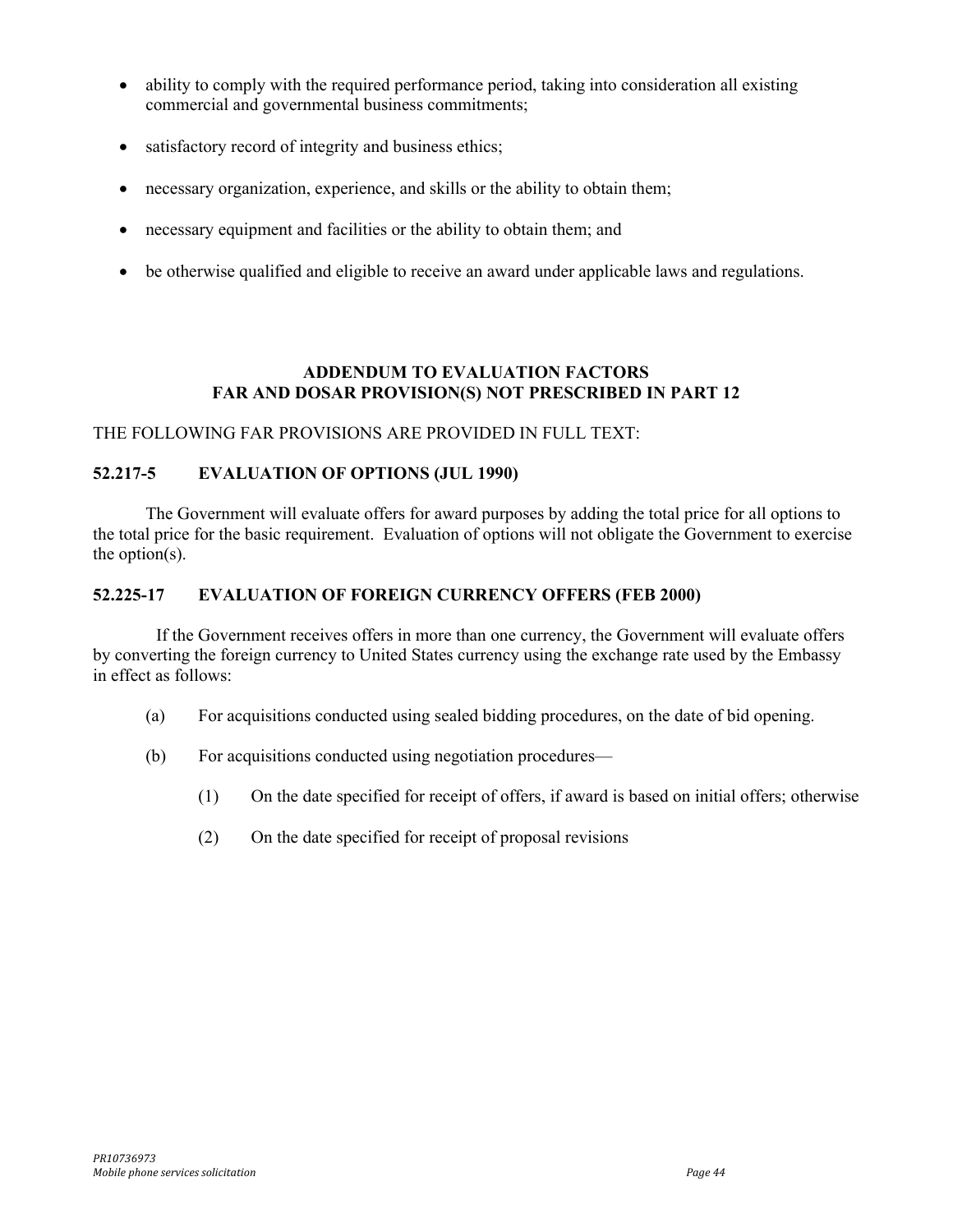- ability to comply with the required performance period, taking into consideration all existing commercial and governmental business commitments;
- satisfactory record of integrity and business ethics;
- necessary organization, experience, and skills or the ability to obtain them;
- necessary equipment and facilities or the ability to obtain them; and
- be otherwise qualified and eligible to receive an award under applicable laws and regulations.

## ADDENDUM TO EVALUATION FACTORS
## FAR AND DOSAR PROVISION(S) NOT PRESCRIBED IN PART 12

THE FOLLOWING FAR PROVISIONS ARE PROVIDED IN FULL TEXT:

**52.217-5 EVALUATION OF OPTIONS (JUL 1990)**

The Government will evaluate offers for award purposes by adding the total price for all options to the total price for the basic requirement. Evaluation of options will not obligate the Government to exercise the option(s).

**52.225-17 EVALUATION OF FOREIGN CURRENCY OFFERS (FEB 2000)**

If the Government receives offers in more than one currency, the Government will evaluate offers by converting the foreign currency to United States currency using the exchange rate used by the Embassy in effect as follows:

(a) For acquisitions conducted using sealed bidding procedures, on the date of bid opening.

(b) For acquisitions conducted using negotiation procedures—

(1) On the date specified for receipt of offers, if award is based on initial offers; otherwise

(2) On the date specified for receipt of proposal revisions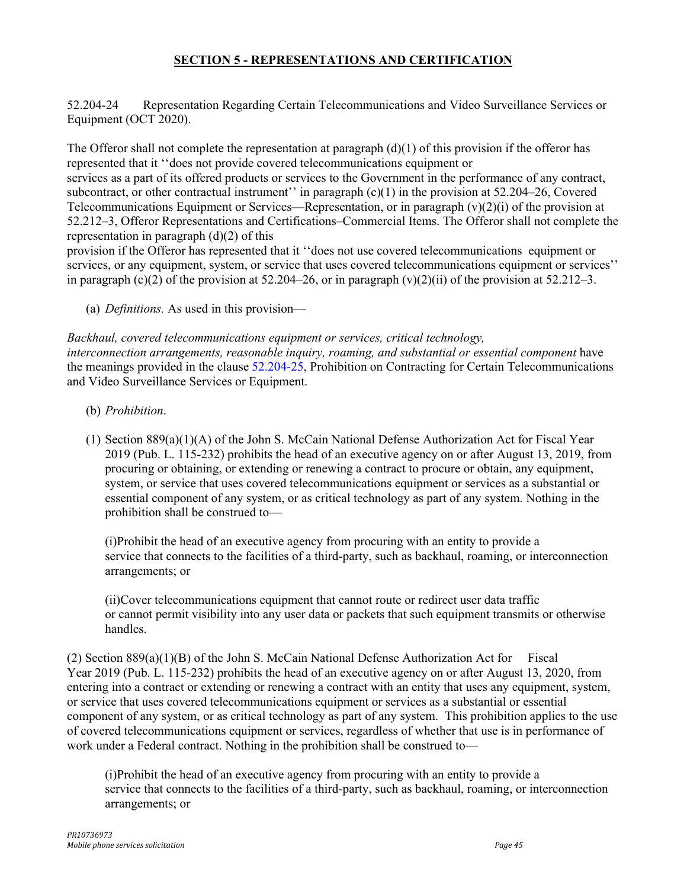## SECTION 5 - REPRESENTATIONS AND CERTIFICATION

52.204-24 Representation Regarding Certain Telecommunications and Video Surveillance Services or Equipment (OCT 2020).

The Offeror shall not complete the representation at paragraph (d)(1) of this provision if the offeror has represented that it ''does not provide covered telecommunications equipment or services as a part of its offered products or services to the Government in the performance of any contract, subcontract, or other contractual instrument'' in paragraph (c)(1) in the provision at 52.204–26, Covered Telecommunications Equipment or Services—Representation, or in paragraph (v)(2)(i) of the provision at 52.212–3, Offeror Representations and Certifications–Commercial Items. The Offeror shall not complete the representation in paragraph (d)(2) of this provision if the Offeror has represented that it ''does not use covered telecommunications equipment or services, or any equipment, system, or service that uses covered telecommunications equipment or services'' in paragraph (c)(2) of the provision at 52.204–26, or in paragraph (v)(2)(ii) of the provision at 52.212–3.

(a) *Definitions.* As used in this provision—

*Backhaul, covered telecommunications equipment or services, critical technology, interconnection arrangements, reasonable inquiry, roaming, and substantial or essential component* have the meanings provided in the clause 52.204-25, Prohibition on Contracting for Certain Telecommunications and Video Surveillance Services or Equipment.

(b) *Prohibition*.

(1) Section 889(a)(1)(A) of the John S. McCain National Defense Authorization Act for Fiscal Year 2019 (Pub. L. 115-232) prohibits the head of an executive agency on or after August 13, 2019, from procuring or obtaining, or extending or renewing a contract to procure or obtain, any equipment, system, or service that uses covered telecommunications equipment or services as a substantial or essential component of any system, or as critical technology as part of any system. Nothing in the prohibition shall be construed to—

(i)Prohibit the head of an executive agency from procuring with an entity to provide a service that connects to the facilities of a third-party, such as backhaul, roaming, or interconnection arrangements; or

(ii)Cover telecommunications equipment that cannot route or redirect user data traffic or cannot permit visibility into any user data or packets that such equipment transmits or otherwise handles.

(2) Section 889(a)(1)(B) of the John S. McCain National Defense Authorization Act for Fiscal Year 2019 (Pub. L. 115-232) prohibits the head of an executive agency on or after August 13, 2020, from entering into a contract or extending or renewing a contract with an entity that uses any equipment, system, or service that uses covered telecommunications equipment or services as a substantial or essential component of any system, or as critical technology as part of any system. This prohibition applies to the use of covered telecommunications equipment or services, regardless of whether that use is in performance of work under a Federal contract. Nothing in the prohibition shall be construed to—

(i)Prohibit the head of an executive agency from procuring with an entity to provide a service that connects to the facilities of a third-party, such as backhaul, roaming, or interconnection arrangements; or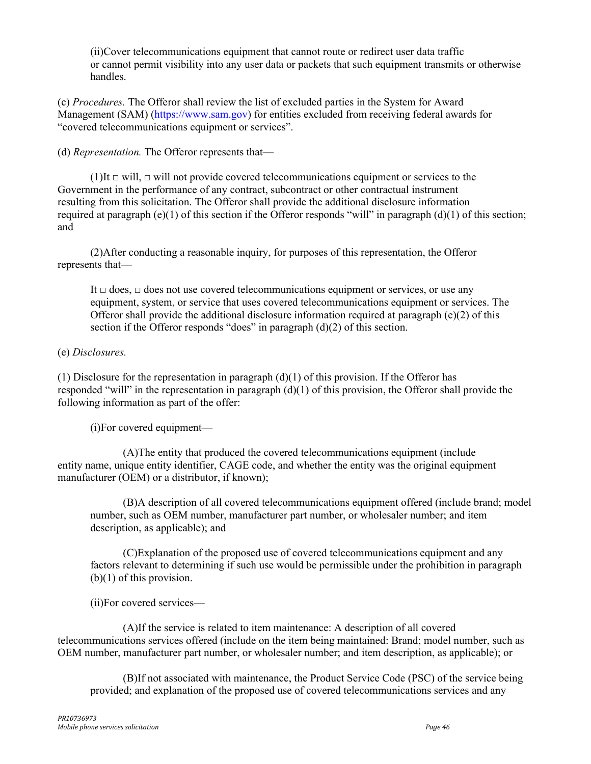(ii)Cover telecommunications equipment that cannot route or redirect user data traffic or cannot permit visibility into any user data or packets that such equipment transmits or otherwise handles.

(c) *Procedures.* The Offeror shall review the list of excluded parties in the System for Award Management (SAM) (https://www.sam.gov) for entities excluded from receiving federal awards for "covered telecommunications equipment or services".

(d) *Representation.* The Offeror represents that—

(1)It □ will, □ will not provide covered telecommunications equipment or services to the Government in the performance of any contract, subcontract or other contractual instrument resulting from this solicitation. The Offeror shall provide the additional disclosure information required at paragraph (e)(1) of this section if the Offeror responds "will" in paragraph (d)(1) of this section; and

(2)After conducting a reasonable inquiry, for purposes of this representation, the Offeror represents that—

It □ does, □ does not use covered telecommunications equipment or services, or use any equipment, system, or service that uses covered telecommunications equipment or services. The Offeror shall provide the additional disclosure information required at paragraph (e)(2) of this section if the Offeror responds "does" in paragraph (d)(2) of this section.

(e) *Disclosures.*

(1) Disclosure for the representation in paragraph (d)(1) of this provision. If the Offeror has responded "will" in the representation in paragraph (d)(1) of this provision, the Offeror shall provide the following information as part of the offer:

(i)For covered equipment—

(A)The entity that produced the covered telecommunications equipment (include entity name, unique entity identifier, CAGE code, and whether the entity was the original equipment manufacturer (OEM) or a distributor, if known);

(B)A description of all covered telecommunications equipment offered (include brand; model number, such as OEM number, manufacturer part number, or wholesaler number; and item description, as applicable); and

(C)Explanation of the proposed use of covered telecommunications equipment and any factors relevant to determining if such use would be permissible under the prohibition in paragraph (b)(1) of this provision.

(ii)For covered services—

(A)If the service is related to item maintenance: A description of all covered telecommunications services offered (include on the item being maintained: Brand; model number, such as OEM number, manufacturer part number, or wholesaler number; and item description, as applicable); or

(B)If not associated with maintenance, the Product Service Code (PSC) of the service being provided; and explanation of the proposed use of covered telecommunications services and any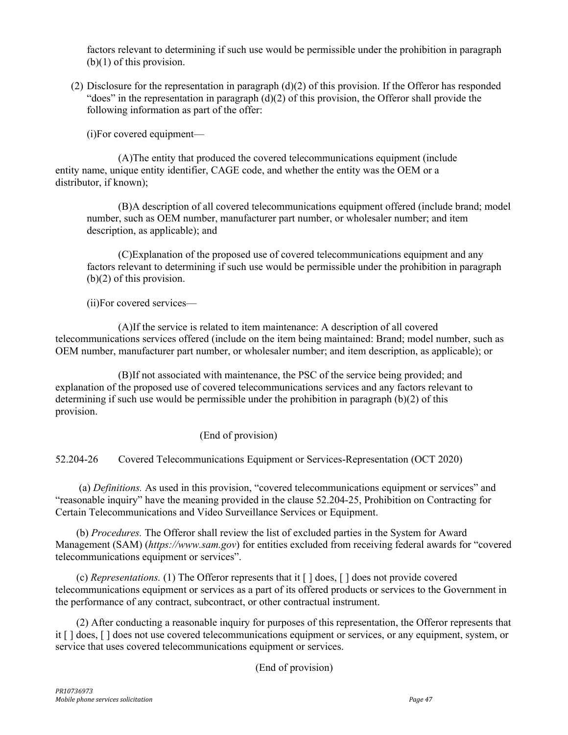factors relevant to determining if such use would be permissible under the prohibition in paragraph (b)(1) of this provision.

(2) Disclosure for the representation in paragraph (d)(2) of this provision. If the Offeror has responded "does" in the representation in paragraph (d)(2) of this provision, the Offeror shall provide the following information as part of the offer:

(i)For covered equipment—

(A)The entity that produced the covered telecommunications equipment (include entity name, unique entity identifier, CAGE code, and whether the entity was the OEM or a distributor, if known);

(B)A description of all covered telecommunications equipment offered (include brand; model number, such as OEM number, manufacturer part number, or wholesaler number; and item description, as applicable); and

(C)Explanation of the proposed use of covered telecommunications equipment and any factors relevant to determining if such use would be permissible under the prohibition in paragraph (b)(2) of this provision.

(ii)For covered services—

(A)If the service is related to item maintenance: A description of all covered telecommunications services offered (include on the item being maintained: Brand; model number, such as OEM number, manufacturer part number, or wholesaler number; and item description, as applicable); or

(B)If not associated with maintenance, the PSC of the service being provided; and explanation of the proposed use of covered telecommunications services and any factors relevant to determining if such use would be permissible under the prohibition in paragraph (b)(2) of this provision.

(End of provision)

52.204-26 Covered Telecommunications Equipment or Services-Representation (OCT 2020)

(a) *Definitions.* As used in this provision, "covered telecommunications equipment or services" and "reasonable inquiry" have the meaning provided in the clause 52.204-25, Prohibition on Contracting for Certain Telecommunications and Video Surveillance Services or Equipment.

(b) *Procedures.* The Offeror shall review the list of excluded parties in the System for Award Management (SAM) (*https://www.sam.gov*) for entities excluded from receiving federal awards for "covered telecommunications equipment or services".

(c) *Representations.* (1) The Offeror represents that it [ ] does, [ ] does not provide covered telecommunications equipment or services as a part of its offered products or services to the Government in the performance of any contract, subcontract, or other contractual instrument.

(2) After conducting a reasonable inquiry for purposes of this representation, the Offeror represents that it [ ] does, [ ] does not use covered telecommunications equipment or services, or any equipment, system, or service that uses covered telecommunications equipment or services.

(End of provision)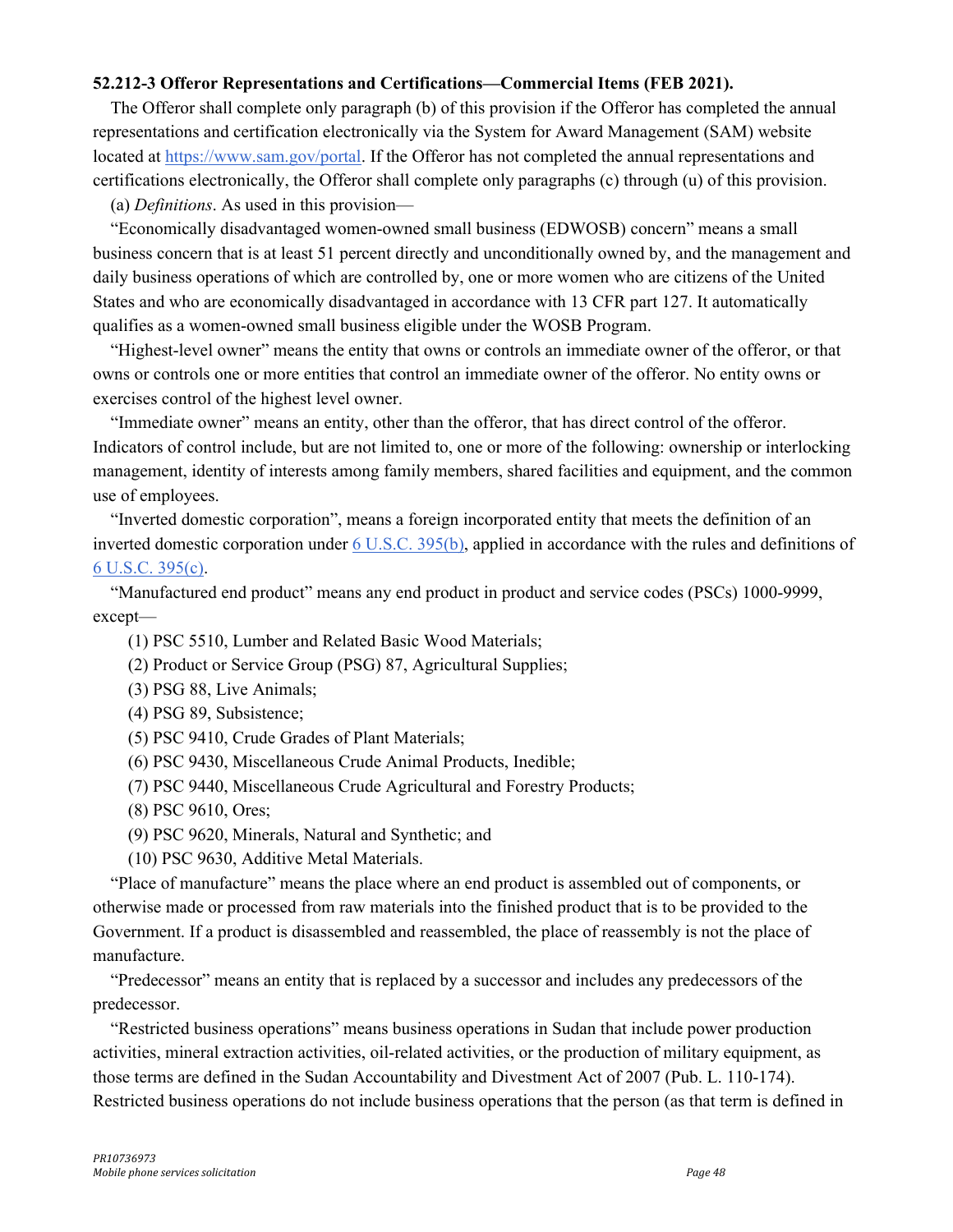**52.212-3 Offeror Representations and Certifications—Commercial Items (FEB 2021).**

The Offeror shall complete only paragraph (b) of this provision if the Offeror has completed the annual representations and certification electronically via the System for Award Management (SAM) website located at https://www.sam.gov/portal. If the Offeror has not completed the annual representations and certifications electronically, the Offeror shall complete only paragraphs (c) through (u) of this provision.

(a) *Definitions*. As used in this provision—

"Economically disadvantaged women-owned small business (EDWOSB) concern" means a small business concern that is at least 51 percent directly and unconditionally owned by, and the management and daily business operations of which are controlled by, one or more women who are citizens of the United States and who are economically disadvantaged in accordance with 13 CFR part 127. It automatically qualifies as a women-owned small business eligible under the WOSB Program.

"Highest-level owner" means the entity that owns or controls an immediate owner of the offeror, or that owns or controls one or more entities that control an immediate owner of the offeror. No entity owns or exercises control of the highest level owner.

"Immediate owner" means an entity, other than the offeror, that has direct control of the offeror. Indicators of control include, but are not limited to, one or more of the following: ownership or interlocking management, identity of interests among family members, shared facilities and equipment, and the common use of employees.

"Inverted domestic corporation", means a foreign incorporated entity that meets the definition of an inverted domestic corporation under 6 U.S.C. 395(b), applied in accordance with the rules and definitions of 6 U.S.C. 395(c).

"Manufactured end product" means any end product in product and service codes (PSCs) 1000-9999, except—

(1) PSC 5510, Lumber and Related Basic Wood Materials;

(2) Product or Service Group (PSG) 87, Agricultural Supplies;

(3) PSG 88, Live Animals;

(4) PSG 89, Subsistence;

(5) PSC 9410, Crude Grades of Plant Materials;

(6) PSC 9430, Miscellaneous Crude Animal Products, Inedible;

(7) PSC 9440, Miscellaneous Crude Agricultural and Forestry Products;

(8) PSC 9610, Ores;

(9) PSC 9620, Minerals, Natural and Synthetic; and

(10) PSC 9630, Additive Metal Materials.

"Place of manufacture" means the place where an end product is assembled out of components, or otherwise made or processed from raw materials into the finished product that is to be provided to the Government. If a product is disassembled and reassembled, the place of reassembly is not the place of manufacture.

"Predecessor" means an entity that is replaced by a successor and includes any predecessors of the predecessor.

"Restricted business operations" means business operations in Sudan that include power production activities, mineral extraction activities, oil-related activities, or the production of military equipment, as those terms are defined in the Sudan Accountability and Divestment Act of 2007 (Pub. L. 110-174). Restricted business operations do not include business operations that the person (as that term is defined in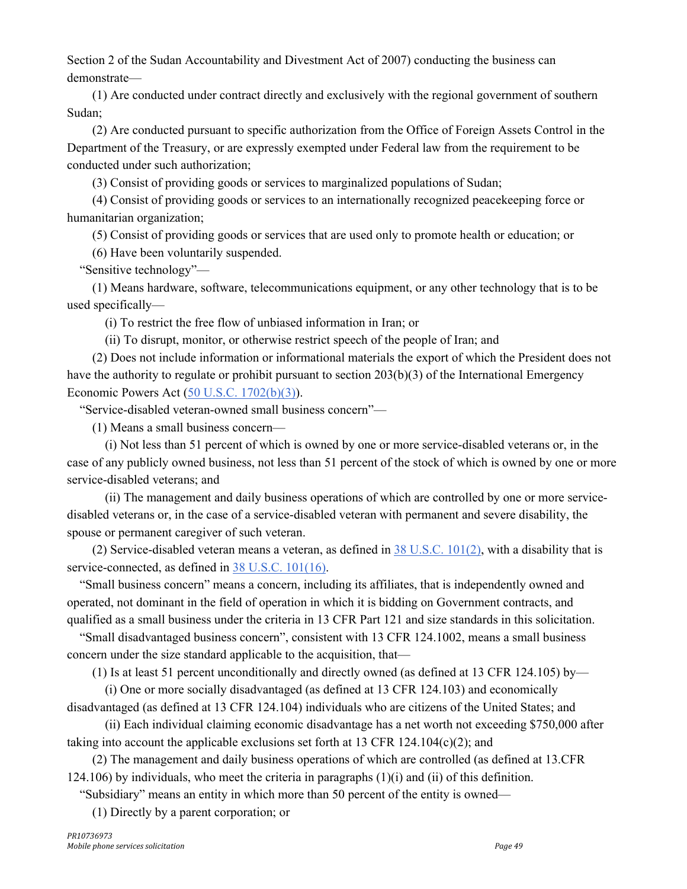Section 2 of the Sudan Accountability and Divestment Act of 2007) conducting the business can demonstrate—

(1) Are conducted under contract directly and exclusively with the regional government of southern Sudan;

(2) Are conducted pursuant to specific authorization from the Office of Foreign Assets Control in the Department of the Treasury, or are expressly exempted under Federal law from the requirement to be conducted under such authorization;

(3) Consist of providing goods or services to marginalized populations of Sudan;

(4) Consist of providing goods or services to an internationally recognized peacekeeping force or humanitarian organization;

(5) Consist of providing goods or services that are used only to promote health or education; or

(6) Have been voluntarily suspended.

"Sensitive technology"—

(1) Means hardware, software, telecommunications equipment, or any other technology that is to be used specifically—

(i) To restrict the free flow of unbiased information in Iran; or

(ii) To disrupt, monitor, or otherwise restrict speech of the people of Iran; and

(2) Does not include information or informational materials the export of which the President does not have the authority to regulate or prohibit pursuant to section 203(b)(3) of the International Emergency Economic Powers Act (50 U.S.C. 1702(b)(3)).

"Service-disabled veteran-owned small business concern"—

(1) Means a small business concern—

(i) Not less than 51 percent of which is owned by one or more service-disabled veterans or, in the case of any publicly owned business, not less than 51 percent of the stock of which is owned by one or more service-disabled veterans; and

(ii) The management and daily business operations of which are controlled by one or more service-disabled veterans or, in the case of a service-disabled veteran with permanent and severe disability, the spouse or permanent caregiver of such veteran.

(2) Service-disabled veteran means a veteran, as defined in 38 U.S.C. 101(2), with a disability that is service-connected, as defined in 38 U.S.C. 101(16).

"Small business concern" means a concern, including its affiliates, that is independently owned and operated, not dominant in the field of operation in which it is bidding on Government contracts, and qualified as a small business under the criteria in 13 CFR Part 121 and size standards in this solicitation.

"Small disadvantaged business concern", consistent with 13 CFR 124.1002, means a small business concern under the size standard applicable to the acquisition, that—

(1) Is at least 51 percent unconditionally and directly owned (as defined at 13 CFR 124.105) by—

(i) One or more socially disadvantaged (as defined at 13 CFR 124.103) and economically disadvantaged (as defined at 13 CFR 124.104) individuals who are citizens of the United States; and

(ii) Each individual claiming economic disadvantage has a net worth not exceeding $750,000 after taking into account the applicable exclusions set forth at 13 CFR 124.104(c)(2); and

(2) The management and daily business operations of which are controlled (as defined at 13.CFR 124.106) by individuals, who meet the criteria in paragraphs (1)(i) and (ii) of this definition.

"Subsidiary" means an entity in which more than 50 percent of the entity is owned—

(1) Directly by a parent corporation; or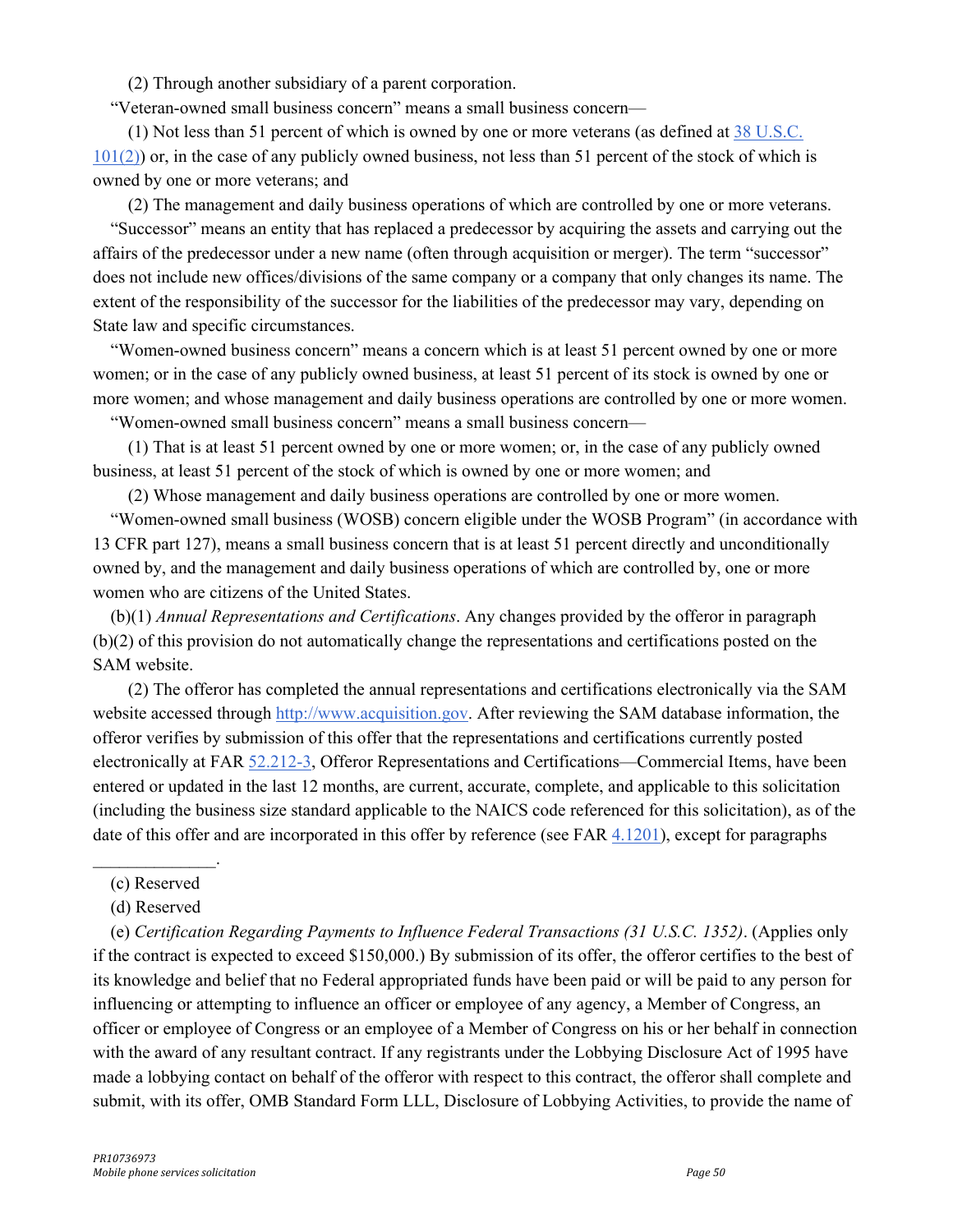(2) Through another subsidiary of a parent corporation.

"Veteran-owned small business concern" means a small business concern—

(1) Not less than 51 percent of which is owned by one or more veterans (as defined at [38 U.S.C. 101(2)](38 U.S.C. 101(2))) or, in the case of any publicly owned business, not less than 51 percent of the stock of which is owned by one or more veterans; and

(2) The management and daily business operations of which are controlled by one or more veterans.

"Successor" means an entity that has replaced a predecessor by acquiring the assets and carrying out the affairs of the predecessor under a new name (often through acquisition or merger). The term "successor" does not include new offices/divisions of the same company or a company that only changes its name. The extent of the responsibility of the successor for the liabilities of the predecessor may vary, depending on State law and specific circumstances.

"Women-owned business concern" means a concern which is at least 51 percent owned by one or more women; or in the case of any publicly owned business, at least 51 percent of its stock is owned by one or more women; and whose management and daily business operations are controlled by one or more women.

"Women-owned small business concern" means a small business concern—

(1) That is at least 51 percent owned by one or more women; or, in the case of any publicly owned business, at least 51 percent of the stock of which is owned by one or more women; and

(2) Whose management and daily business operations are controlled by one or more women.

"Women-owned small business (WOSB) concern eligible under the WOSB Program" (in accordance with 13 CFR part 127), means a small business concern that is at least 51 percent directly and unconditionally owned by, and the management and daily business operations of which are controlled by, one or more women who are citizens of the United States.

(b)(1) *Annual Representations and Certifications*. Any changes provided by the offeror in paragraph (b)(2) of this provision do not automatically change the representations and certifications posted on the SAM website.

(2) The offeror has completed the annual representations and certifications electronically via the SAM website accessed through [http://www.acquisition.gov](http://www.acquisition.gov). After reviewing the SAM database information, the offeror verifies by submission of this offer that the representations and certifications currently posted electronically at FAR 52.212-3, Offeror Representations and Certifications—Commercial Items, have been entered or updated in the last 12 months, are current, accurate, complete, and applicable to this solicitation (including the business size standard applicable to the NAICS code referenced for this solicitation), as of the date of this offer and are incorporated in this offer by reference (see FAR 4.1201), except for paragraphs ______________.

(c) Reserved

(d) Reserved

(e) *Certification Regarding Payments to Influence Federal Transactions (31 U.S.C. 1352)*. (Applies only if the contract is expected to exceed $150,000.) By submission of its offer, the offeror certifies to the best of its knowledge and belief that no Federal appropriated funds have been paid or will be paid to any person for influencing or attempting to influence an officer or employee of any agency, a Member of Congress, an officer or employee of Congress or an employee of a Member of Congress on his or her behalf in connection with the award of any resultant contract. If any registrants under the Lobbying Disclosure Act of 1995 have made a lobbying contact on behalf of the offeror with respect to this contract, the offeror shall complete and submit, with its offer, OMB Standard Form LLL, Disclosure of Lobbying Activities, to provide the name of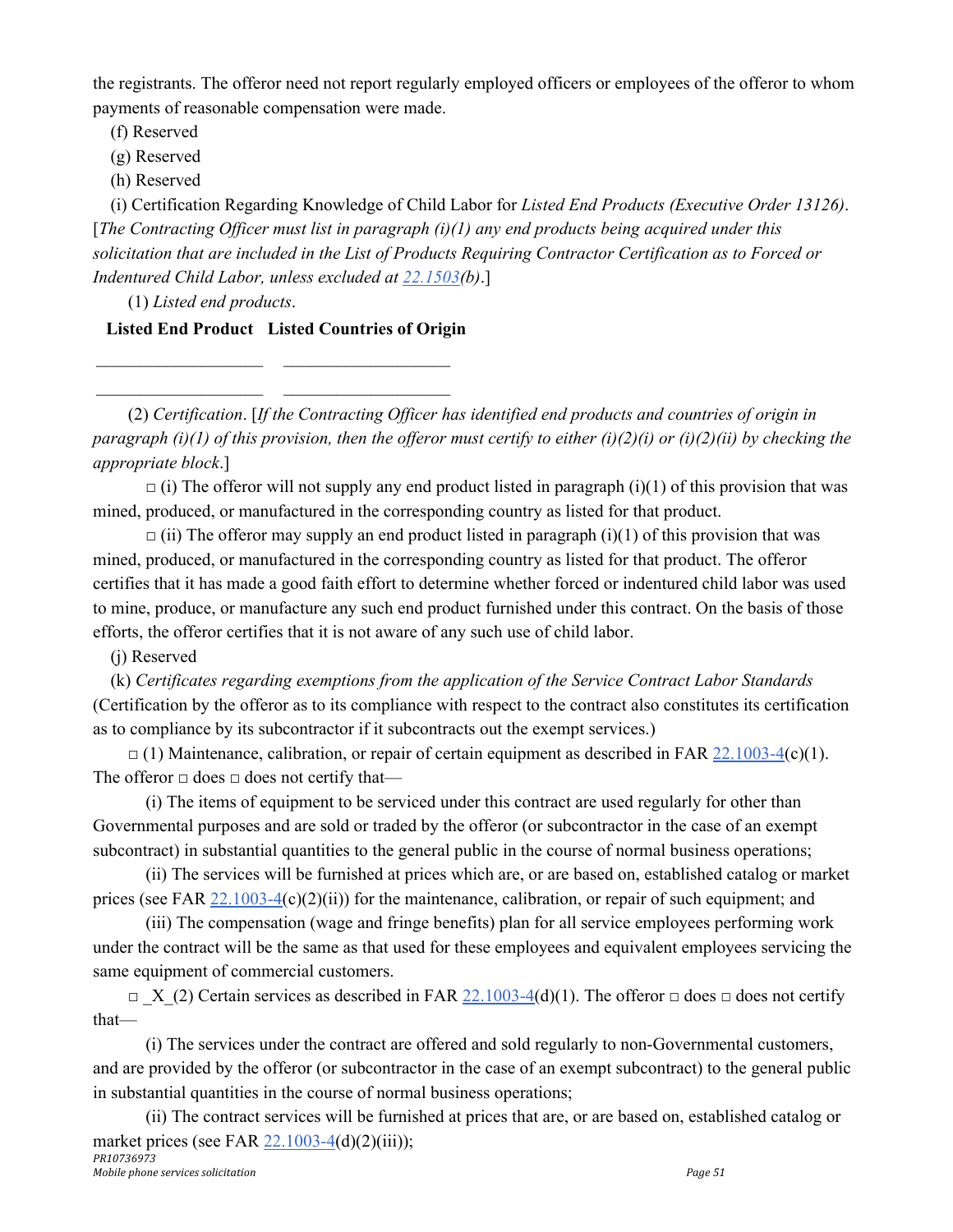the registrants. The offeror need not report regularly employed officers or employees of the offeror to whom payments of reasonable compensation were made.

(f) Reserved

(g) Reserved

(h) Reserved

(i) Certification Regarding Knowledge of Child Labor for *Listed End Products (Executive Order 13126)*. [*The Contracting Officer must list in paragraph (i)(1) any end products being acquired under this solicitation that are included in the List of Products Requiring Contractor Certification as to Forced or Indentured Child Labor, unless excluded at* 22.1503*(b)*.]

(1) *Listed end products*.

| Listed End Product | Listed Countries of Origin |
|---|---|
| ___________________ | ___________________ |
| ___________________ | ___________________ |

(2) *Certification*. [*If the Contracting Officer has identified end products and countries of origin in paragraph (i)(1) of this provision, then the offeror must certify to either (i)(2)(i) or (i)(2)(ii) by checking the appropriate block*.]

□ (i) The offeror will not supply any end product listed in paragraph (i)(1) of this provision that was mined, produced, or manufactured in the corresponding country as listed for that product.

□ (ii) The offeror may supply an end product listed in paragraph (i)(1) of this provision that was mined, produced, or manufactured in the corresponding country as listed for that product. The offeror certifies that it has made a good faith effort to determine whether forced or indentured child labor was used to mine, produce, or manufacture any such end product furnished under this contract. On the basis of those efforts, the offeror certifies that it is not aware of any such use of child labor.

(j) Reserved

(k) *Certificates regarding exemptions from the application of the Service Contract Labor Standards* (Certification by the offeror as to its compliance with respect to the contract also constitutes its certification as to compliance by its subcontractor if it subcontracts out the exempt services.)

□ (1) Maintenance, calibration, or repair of certain equipment as described in FAR 22.1003-4(c)(1). The offeror □ does □ does not certify that—

(i) The items of equipment to be serviced under this contract are used regularly for other than Governmental purposes and are sold or traded by the offeror (or subcontractor in the case of an exempt subcontract) in substantial quantities to the general public in the course of normal business operations;

(ii) The services will be furnished at prices which are, or are based on, established catalog or market prices (see FAR 22.1003-4(c)(2)(ii)) for the maintenance, calibration, or repair of such equipment; and

(iii) The compensation (wage and fringe benefits) plan for all service employees performing work under the contract will be the same as that used for these employees and equivalent employees servicing the same equipment of commercial customers.

□ _X_(2) Certain services as described in FAR 22.1003-4(d)(1). The offeror □ does □ does not certify that—

(i) The services under the contract are offered and sold regularly to non-Governmental customers, and are provided by the offeror (or subcontractor in the case of an exempt subcontract) to the general public in substantial quantities in the course of normal business operations;

(ii) The contract services will be furnished at prices that are, or are based on, established catalog or market prices (see FAR 22.1003-4(d)(2)(iii));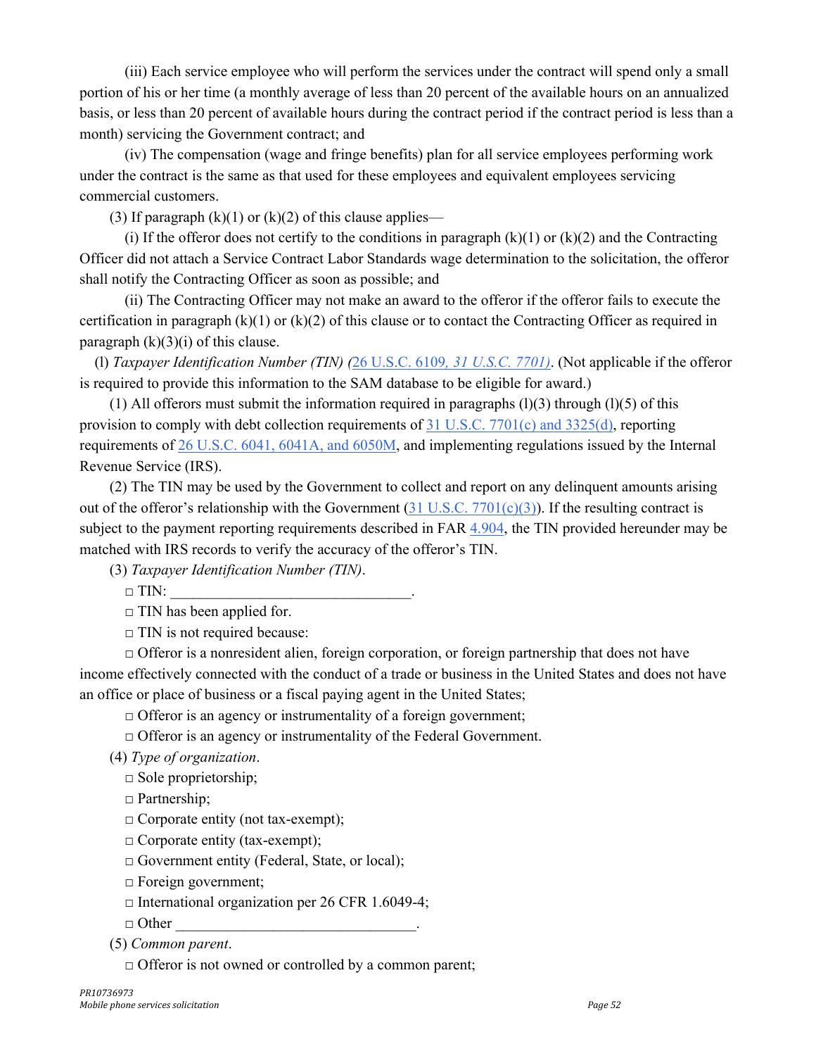(iii) Each service employee who will perform the services under the contract will spend only a small portion of his or her time (a monthly average of less than 20 percent of the available hours on an annualized basis, or less than 20 percent of available hours during the contract period if the contract period is less than a month) servicing the Government contract; and

(iv) The compensation (wage and fringe benefits) plan for all service employees performing work under the contract is the same as that used for these employees and equivalent employees servicing commercial customers.

(3) If paragraph (k)(1) or (k)(2) of this clause applies—

(i) If the offeror does not certify to the conditions in paragraph (k)(1) or (k)(2) and the Contracting Officer did not attach a Service Contract Labor Standards wage determination to the solicitation, the offeror shall notify the Contracting Officer as soon as possible; and

(ii) The Contracting Officer may not make an award to the offeror if the offeror fails to execute the certification in paragraph (k)(1) or (k)(2) of this clause or to contact the Contracting Officer as required in paragraph (k)(3)(i) of this clause.

(l) *Taxpayer Identification Number (TIN) (*26 U.S.C. 6109*, 31 U.S.C. 7701)*. (Not applicable if the offeror is required to provide this information to the SAM database to be eligible for award.)

(1) All offerors must submit the information required in paragraphs (l)(3) through (l)(5) of this provision to comply with debt collection requirements of 31 U.S.C. 7701(c) and 3325(d), reporting requirements of 26 U.S.C. 6041, 6041A, and 6050M, and implementing regulations issued by the Internal Revenue Service (IRS).

(2) The TIN may be used by the Government to collect and report on any delinquent amounts arising out of the offeror's relationship with the Government (31 U.S.C. 7701(c)(3)). If the resulting contract is subject to the payment reporting requirements described in FAR 4.904, the TIN provided hereunder may be matched with IRS records to verify the accuracy of the offeror's TIN.

(3) *Taxpayer Identification Number (TIN)*.

□ TIN: ________________________________.

□ TIN has been applied for.

□ TIN is not required because:

□ Offeror is a nonresident alien, foreign corporation, or foreign partnership that does not have income effectively connected with the conduct of a trade or business in the United States and does not have an office or place of business or a fiscal paying agent in the United States;

□ Offeror is an agency or instrumentality of a foreign government;

□ Offeror is an agency or instrumentality of the Federal Government.

(4) *Type of organization*.

□ Sole proprietorship;

□ Partnership;

□ Corporate entity (not tax-exempt);

□ Corporate entity (tax-exempt);

□ Government entity (Federal, State, or local);

□ Foreign government;

□ International organization per 26 CFR 1.6049-4;

□ Other ________________________________.

(5) *Common parent*.

□ Offeror is not owned or controlled by a common parent;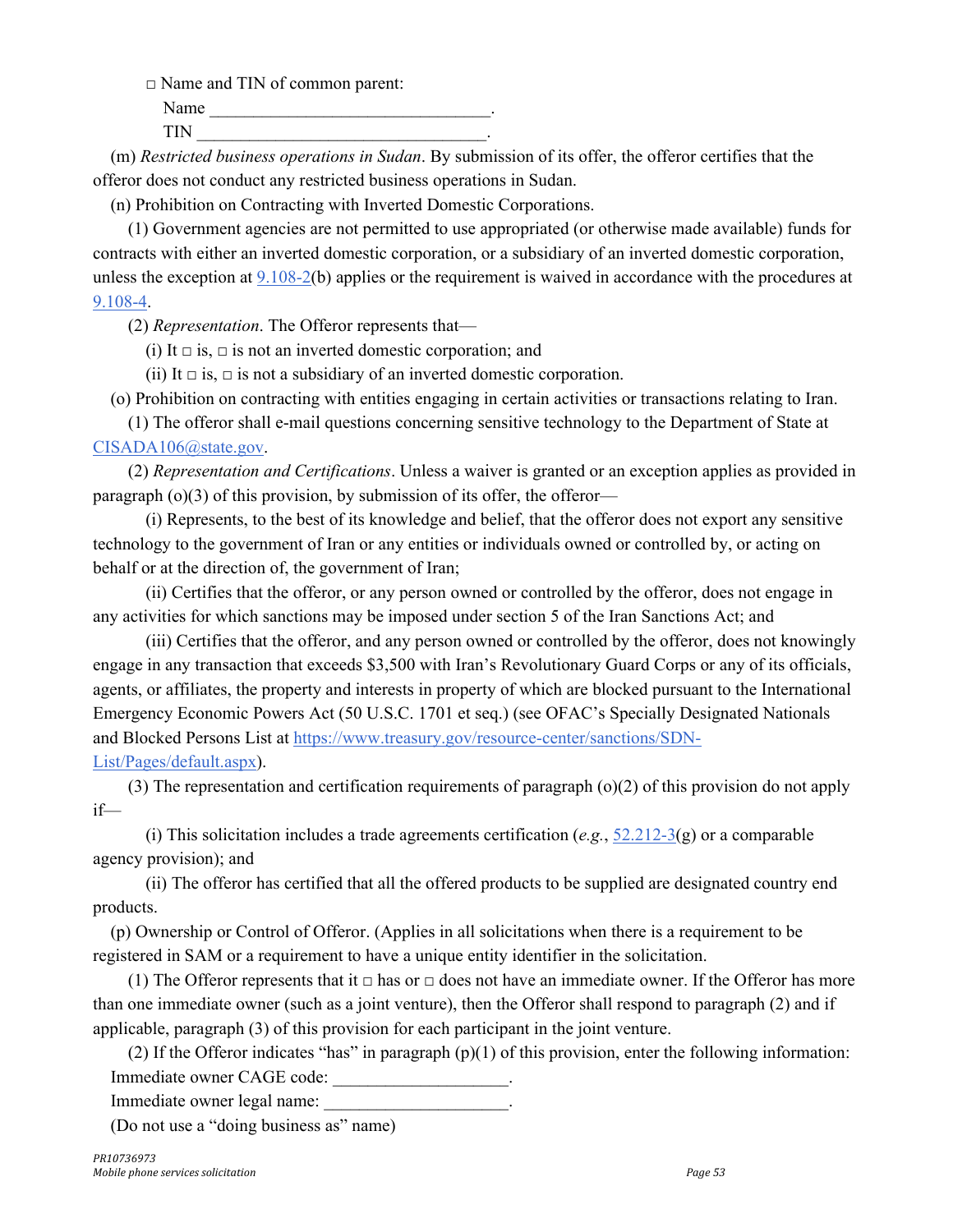□ Name and TIN of common parent:

Name \_\_\_\_\_\_\_\_\_\_\_\_\_\_\_\_\_\_\_\_\_\_\_\_\_\_\_\_\_\_\_\_.

TIN \_\_\_\_\_\_\_\_\_\_\_\_\_\_\_\_\_\_\_\_\_\_\_\_\_\_\_\_\_\_\_\_\_.

(m) *Restricted business operations in Sudan*. By submission of its offer, the offeror certifies that the offeror does not conduct any restricted business operations in Sudan.

(n) Prohibition on Contracting with Inverted Domestic Corporations.

(1) Government agencies are not permitted to use appropriated (or otherwise made available) funds for contracts with either an inverted domestic corporation, or a subsidiary of an inverted domestic corporation, unless the exception at 9.108-2(b) applies or the requirement is waived in accordance with the procedures at 9.108-4.

(2) *Representation*. The Offeror represents that—

(i) It □ is, □ is not an inverted domestic corporation; and

(ii) It □ is, □ is not a subsidiary of an inverted domestic corporation.

(o) Prohibition on contracting with entities engaging in certain activities or transactions relating to Iran.

(1) The offeror shall e-mail questions concerning sensitive technology to the Department of State at CISADA106@state.gov.

(2) *Representation and Certifications*. Unless a waiver is granted or an exception applies as provided in paragraph (o)(3) of this provision, by submission of its offer, the offeror—

(i) Represents, to the best of its knowledge and belief, that the offeror does not export any sensitive technology to the government of Iran or any entities or individuals owned or controlled by, or acting on behalf or at the direction of, the government of Iran;

(ii) Certifies that the offeror, or any person owned or controlled by the offeror, does not engage in any activities for which sanctions may be imposed under section 5 of the Iran Sanctions Act; and

(iii) Certifies that the offeror, and any person owned or controlled by the offeror, does not knowingly engage in any transaction that exceeds $3,500 with Iran's Revolutionary Guard Corps or any of its officials, agents, or affiliates, the property and interests in property of which are blocked pursuant to the International Emergency Economic Powers Act (50 U.S.C. 1701 et seq.) (see OFAC's Specially Designated Nationals and Blocked Persons List at https://www.treasury.gov/resource-center/sanctions/SDN-List/Pages/default.aspx).

(3) The representation and certification requirements of paragraph (o)(2) of this provision do not apply if—

(i) This solicitation includes a trade agreements certification (*e.g.*, 52.212-3(g) or a comparable agency provision); and

(ii) The offeror has certified that all the offered products to be supplied are designated country end products.

(p) Ownership or Control of Offeror. (Applies in all solicitations when there is a requirement to be registered in SAM or a requirement to have a unique entity identifier in the solicitation.

(1) The Offeror represents that it □ has or □ does not have an immediate owner. If the Offeror has more than one immediate owner (such as a joint venture), then the Offeror shall respond to paragraph (2) and if applicable, paragraph (3) of this provision for each participant in the joint venture.

(2) If the Offeror indicates "has" in paragraph (p)(1) of this provision, enter the following information:

Immediate owner CAGE code: \_\_\_\_\_\_\_\_\_\_\_\_\_\_\_\_\_\_\_\_.

Immediate owner legal name: \_\_\_\_\_\_\_\_\_\_\_\_\_\_\_\_\_\_\_\_\_.

(Do not use a "doing business as" name)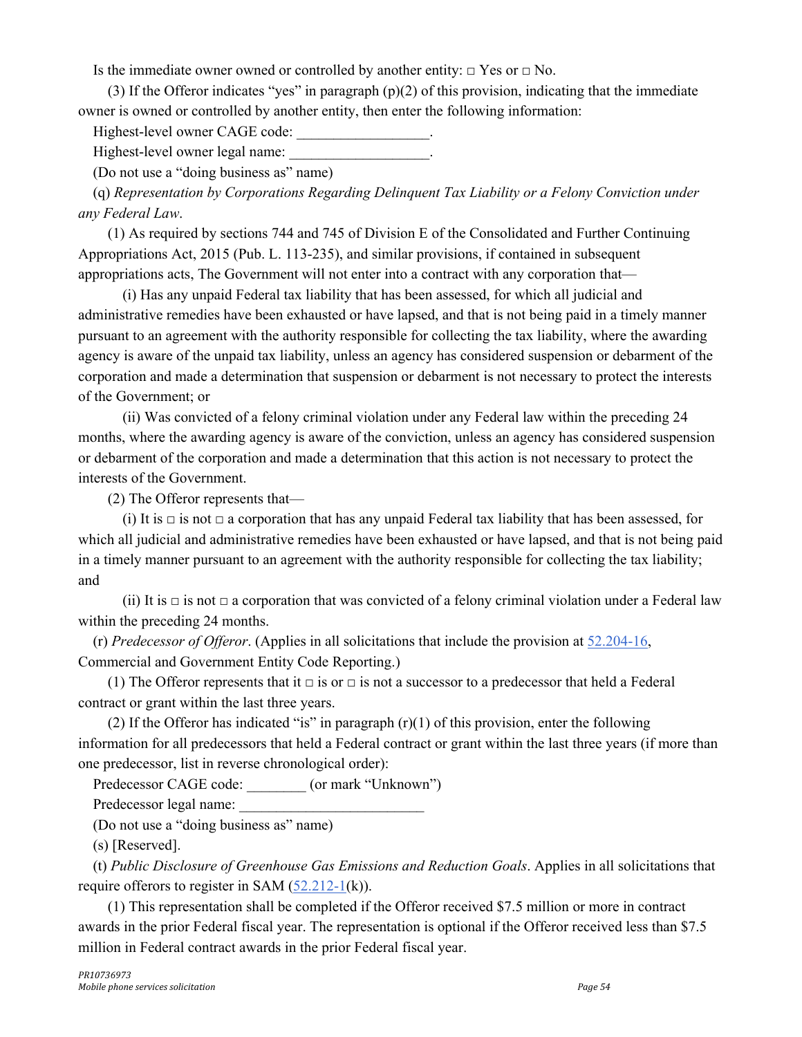Is the immediate owner owned or controlled by another entity: □ Yes or □ No.

(3) If the Offeror indicates "yes" in paragraph (p)(2) of this provision, indicating that the immediate owner is owned or controlled by another entity, then enter the following information:

Highest-level owner CAGE code: __________________.

Highest-level owner legal name: ___________________.

(Do not use a "doing business as" name)

(q) *Representation by Corporations Regarding Delinquent Tax Liability or a Felony Conviction under any Federal Law*.

(1) As required by sections 744 and 745 of Division E of the Consolidated and Further Continuing Appropriations Act, 2015 (Pub. L. 113-235), and similar provisions, if contained in subsequent appropriations acts, The Government will not enter into a contract with any corporation that—

(i) Has any unpaid Federal tax liability that has been assessed, for which all judicial and administrative remedies have been exhausted or have lapsed, and that is not being paid in a timely manner pursuant to an agreement with the authority responsible for collecting the tax liability, where the awarding agency is aware of the unpaid tax liability, unless an agency has considered suspension or debarment of the corporation and made a determination that suspension or debarment is not necessary to protect the interests of the Government; or

(ii) Was convicted of a felony criminal violation under any Federal law within the preceding 24 months, where the awarding agency is aware of the conviction, unless an agency has considered suspension or debarment of the corporation and made a determination that this action is not necessary to protect the interests of the Government.

(2) The Offeror represents that—

(i) It is □ is not □ a corporation that has any unpaid Federal tax liability that has been assessed, for which all judicial and administrative remedies have been exhausted or have lapsed, and that is not being paid in a timely manner pursuant to an agreement with the authority responsible for collecting the tax liability; and

(ii) It is □ is not □ a corporation that was convicted of a felony criminal violation under a Federal law within the preceding 24 months.

(r) *Predecessor of Offeror*. (Applies in all solicitations that include the provision at 52.204-16, Commercial and Government Entity Code Reporting.)

(1) The Offeror represents that it □ is or □ is not a successor to a predecessor that held a Federal contract or grant within the last three years.

(2) If the Offeror has indicated "is" in paragraph (r)(1) of this provision, enter the following information for all predecessors that held a Federal contract or grant within the last three years (if more than one predecessor, list in reverse chronological order):

Predecessor CAGE code: ________ (or mark "Unknown")

Predecessor legal name: _________________________

(Do not use a "doing business as" name)

(s) [Reserved].

(t) *Public Disclosure of Greenhouse Gas Emissions and Reduction Goals*. Applies in all solicitations that require offerors to register in SAM (52.212-1(k)).

(1) This representation shall be completed if the Offeror received $7.5 million or more in contract awards in the prior Federal fiscal year. The representation is optional if the Offeror received less than $7.5 million in Federal contract awards in the prior Federal fiscal year.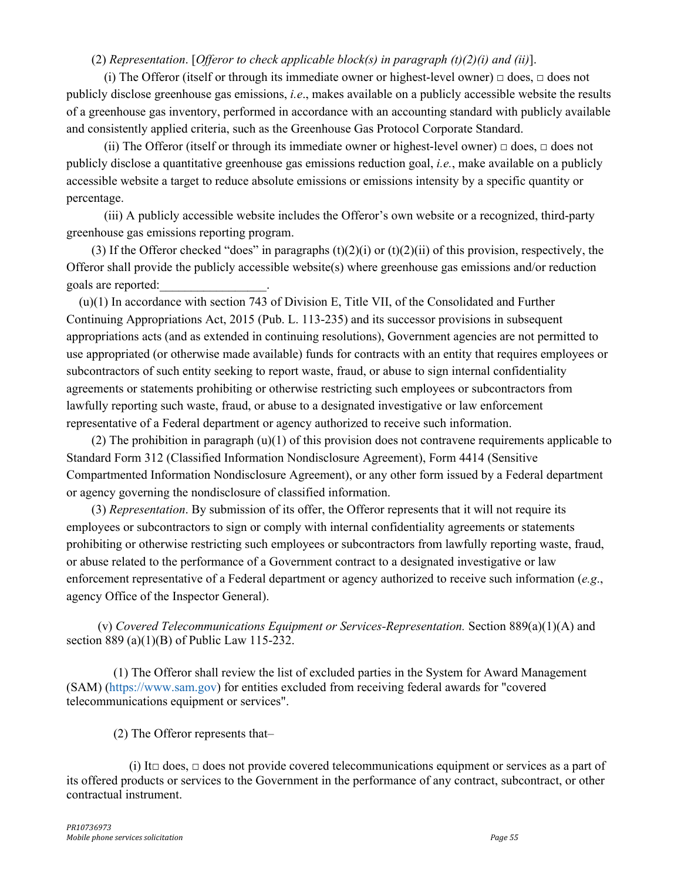(2) *Representation*. [*Offeror to check applicable block(s) in paragraph (t)(2)(i) and (ii)*].

(i) The Offeror (itself or through its immediate owner or highest-level owner) □ does, □ does not publicly disclose greenhouse gas emissions, *i.e*., makes available on a publicly accessible website the results of a greenhouse gas inventory, performed in accordance with an accounting standard with publicly available and consistently applied criteria, such as the Greenhouse Gas Protocol Corporate Standard.

(ii) The Offeror (itself or through its immediate owner or highest-level owner) □ does, □ does not publicly disclose a quantitative greenhouse gas emissions reduction goal, *i.e.*, make available on a publicly accessible website a target to reduce absolute emissions or emissions intensity by a specific quantity or percentage.

(iii) A publicly accessible website includes the Offeror's own website or a recognized, third-party greenhouse gas emissions reporting program.

(3) If the Offeror checked "does" in paragraphs (t)(2)(i) or (t)(2)(ii) of this provision, respectively, the Offeror shall provide the publicly accessible website(s) where greenhouse gas emissions and/or reduction goals are reported:_________________.

(u)(1) In accordance with section 743 of Division E, Title VII, of the Consolidated and Further Continuing Appropriations Act, 2015 (Pub. L. 113-235) and its successor provisions in subsequent appropriations acts (and as extended in continuing resolutions), Government agencies are not permitted to use appropriated (or otherwise made available) funds for contracts with an entity that requires employees or subcontractors of such entity seeking to report waste, fraud, or abuse to sign internal confidentiality agreements or statements prohibiting or otherwise restricting such employees or subcontractors from lawfully reporting such waste, fraud, or abuse to a designated investigative or law enforcement representative of a Federal department or agency authorized to receive such information.

(2) The prohibition in paragraph (u)(1) of this provision does not contravene requirements applicable to Standard Form 312 (Classified Information Nondisclosure Agreement), Form 4414 (Sensitive Compartmented Information Nondisclosure Agreement), or any other form issued by a Federal department or agency governing the nondisclosure of classified information.

(3) *Representation*. By submission of its offer, the Offeror represents that it will not require its employees or subcontractors to sign or comply with internal confidentiality agreements or statements prohibiting or otherwise restricting such employees or subcontractors from lawfully reporting waste, fraud, or abuse related to the performance of a Government contract to a designated investigative or law enforcement representative of a Federal department or agency authorized to receive such information (*e.g*., agency Office of the Inspector General).

(v) *Covered Telecommunications Equipment or Services-Representation.* Section 889(a)(1)(A) and section 889 (a)(1)(B) of Public Law 115-232.

(1) The Offeror shall review the list of excluded parties in the System for Award Management (SAM) (https://www.sam.gov) for entities excluded from receiving federal awards for "covered telecommunications equipment or services".

(2) The Offeror represents that–

(i) It□ does, □ does not provide covered telecommunications equipment or services as a part of its offered products or services to the Government in the performance of any contract, subcontract, or other contractual instrument.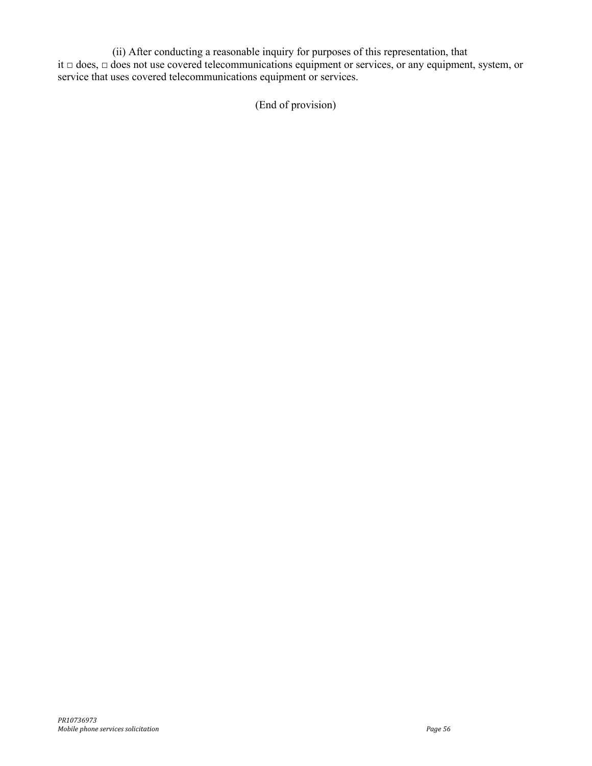(ii) After conducting a reasonable inquiry for purposes of this representation, that it □ does, □ does not use covered telecommunications equipment or services, or any equipment, system, or service that uses covered telecommunications equipment or services.

(End of provision)